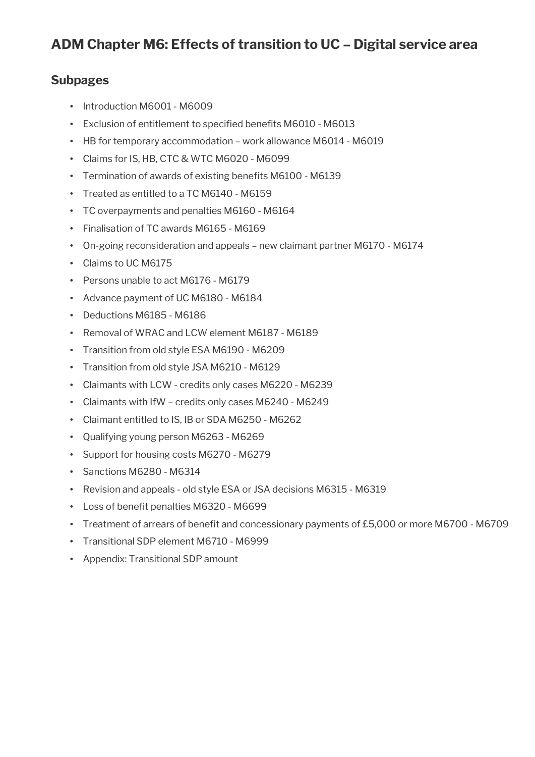# ADM Chapter M6: Effects of transition to UC – Digital service area

## Subpages

- Introduction M6001 - M6009
- Exclusion of entitlement to specified benefits M6010 - M6013
- HB for temporary accommodation – work allowance M6014 - M6019
- Claims for IS, HB, CTC & WTC M6020 - M6099
- Termination of awards of existing benefits M6100 - M6139
- Treated as entitled to a TC M6140 - M6159
- TC overpayments and penalties M6160 - M6164
- Finalisation of TC awards M6165 - M6169
- On-going reconsideration and appeals – new claimant partner M6170 - M6174
- Claims to UC M6175
- Persons unable to act M6176 - M6179
- Advance payment of UC M6180 - M6184
- Deductions M6185 - M6186
- Removal of WRAC and LCW element M6187 - M6189
- Transition from old style ESA M6190 - M6209
- Transition from old style JSA M6210 - M6129
- Claimants with LCW - credits only cases M6220 - M6239
- Claimants with IfW – credits only cases M6240 - M6249
- Claimant entitled to IS, IB or SDA M6250 - M6262
- Qualifying young person M6263 - M6269
- Support for housing costs M6270 - M6279
- Sanctions M6280 - M6314
- Revision and appeals - old style ESA or JSA decisions M6315 - M6319
- Loss of benefit penalties M6320 - M6699
- Treatment of arrears of benefit and concessionary payments of £5,000 or more M6700 - M6709
- Transitional SDP element M6710 - M6999
- Appendix: Transitional SDP amount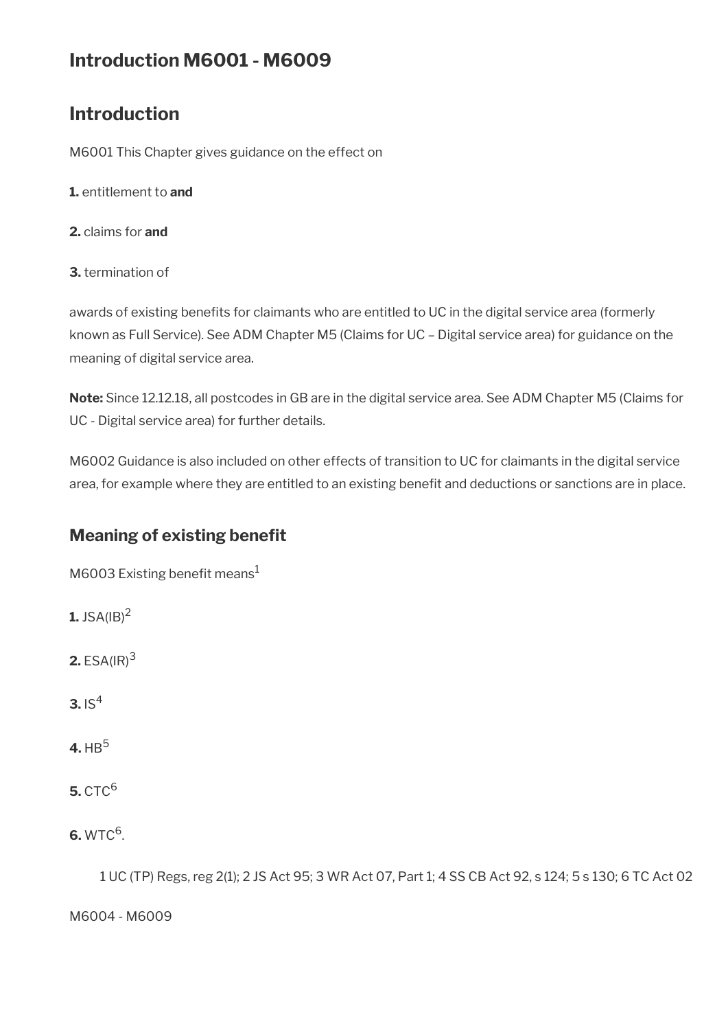## Introduction M6001 - M6009

## Introduction

M6001 This Chapter gives guidance on the effect on

**1.** entitlement to **and**

**2.** claims for **and**

**3.** termination of

awards of existing benefits for claimants who are entitled to UC in the digital service area (formerly known as Full Service). See ADM Chapter M5 (Claims for UC – Digital service area) for guidance on the meaning of digital service area.

**Note:** Since 12.12.18, all postcodes in GB are in the digital service area. See ADM Chapter M5 (Claims for UC - Digital service area) for further details.

M6002 Guidance is also included on other effects of transition to UC for claimants in the digital service area, for example where they are entitled to an existing benefit and deductions or sanctions are in place.

## Meaning of existing benefit

M6003 Existing benefit means[1]

**1.** JSA(IB)[2]

**2.** ESA(IR)[3]

**3.** IS[4]

**4.** HB[5]

**5.** CTC[6]

**6.** WTC[6].

1 UC (TP) Regs, reg 2(1); 2 JS Act 95; 3 WR Act 07, Part 1; 4 SS CB Act 92, s 124; 5 s 130; 6 TC Act 02

M6004 - M6009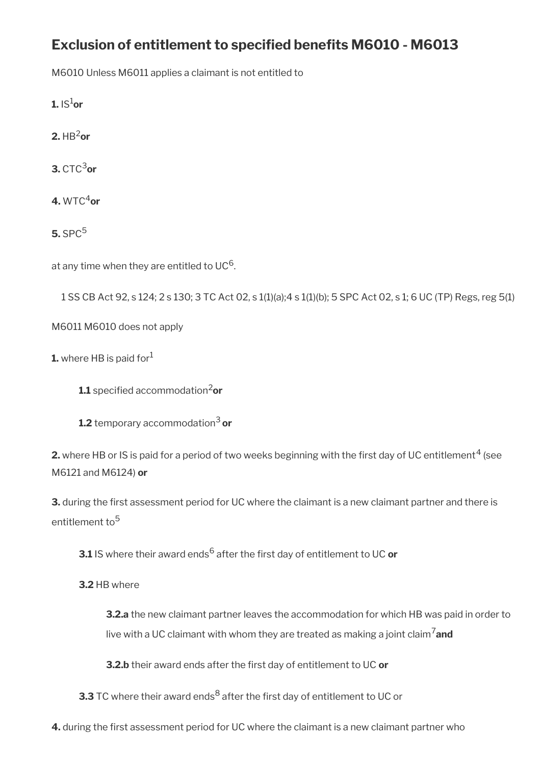## Exclusion of entitlement to specified benefits M6010 - M6013

M6010 Unless M6011 applies a claimant is not entitled to

**1.** IS[1] **or**

**2.** HB[2] **or**

**3.** CTC[3] **or**

**4.** WTC[4] **or**

**5.** SPC[5]

at any time when they are entitled to UC[6].

1 SS CB Act 92, s 124; 2 s 130; 3 TC Act 02, s 1(1)(a);4 s 1(1)(b); 5 SPC Act 02, s 1; 6 UC (TP) Regs, reg 5(1)

M6011 M6010 does not apply

**1.** where HB is paid for[1]

> **1.1** specified accommodation[2] **or**
>
> **1.2** temporary accommodation[3] **or**

**2.** where HB or IS is paid for a period of two weeks beginning with the first day of UC entitlement[4] (see M6121 and M6124) **or**

**3.** during the first assessment period for UC where the claimant is a new claimant partner and there is entitlement to[5]

> **3.1** IS where their award ends[6] after the first day of entitlement to UC **or**
>
> **3.2** HB where
>
> > **3.2.a** the new claimant partner leaves the accommodation for which HB was paid in order to live with a UC claimant with whom they are treated as making a joint claim[7] **and**
> >
> > **3.2.b** their award ends after the first day of entitlement to UC **or**
>
> **3.3** TC where their award ends[8] after the first day of entitlement to UC or

**4.** during the first assessment period for UC where the claimant is a new claimant partner who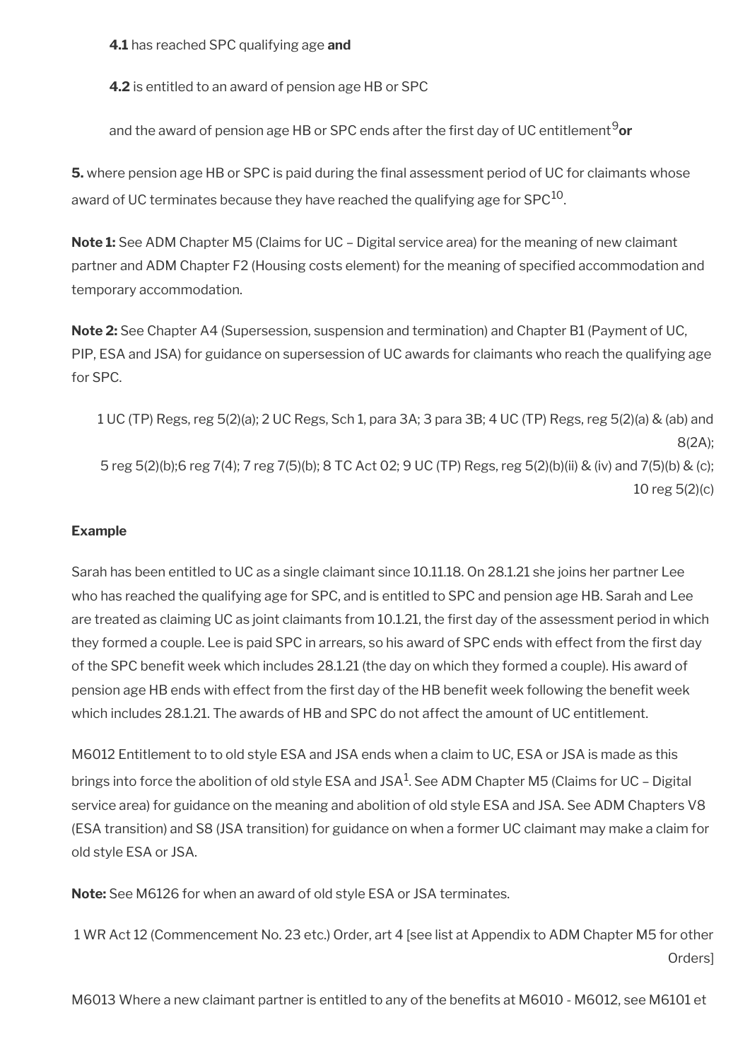**4.1** has reached SPC qualifying age **and**

**4.2** is entitled to an award of pension age HB or SPC

and the award of pension age HB or SPC ends after the first day of UC entitlement[9] **or**

**5.** where pension age HB or SPC is paid during the final assessment period of UC for claimants whose award of UC terminates because they have reached the qualifying age for SPC[10].

**Note 1:** See ADM Chapter M5 (Claims for UC – Digital service area) for the meaning of new claimant partner and ADM Chapter F2 (Housing costs element) for the meaning of specified accommodation and temporary accommodation.

**Note 2:** See Chapter A4 (Supersession, suspension and termination) and Chapter B1 (Payment of UC, PIP, ESA and JSA) for guidance on supersession of UC awards for claimants who reach the qualifying age for SPC.

1 UC (TP) Regs, reg 5(2)(a); 2 UC Regs, Sch 1, para 3A; 3 para 3B; 4 UC (TP) Regs, reg 5(2)(a) & (ab) and 8(2A);
5 reg 5(2)(b);6 reg 7(4); 7 reg 7(5)(b); 8 TC Act 02; 9 UC (TP) Regs, reg 5(2)(b)(ii) & (iv) and 7(5)(b) & (c); 10 reg 5(2)(c)

**Example**

Sarah has been entitled to UC as a single claimant since 10.11.18. On 28.1.21 she joins her partner Lee who has reached the qualifying age for SPC, and is entitled to SPC and pension age HB. Sarah and Lee are treated as claiming UC as joint claimants from 10.1.21, the first day of the assessment period in which they formed a couple. Lee is paid SPC in arrears, so his award of SPC ends with effect from the first day of the SPC benefit week which includes 28.1.21 (the day on which they formed a couple). His award of pension age HB ends with effect from the first day of the HB benefit week following the benefit week which includes 28.1.21. The awards of HB and SPC do not affect the amount of UC entitlement.

M6012 Entitlement to to old style ESA and JSA ends when a claim to UC, ESA or JSA is made as this brings into force the abolition of old style ESA and JSA[1]. See ADM Chapter M5 (Claims for UC – Digital service area) for guidance on the meaning and abolition of old style ESA and JSA. See ADM Chapters V8 (ESA transition) and S8 (JSA transition) for guidance on when a former UC claimant may make a claim for old style ESA or JSA.

**Note:** See M6126 for when an award of old style ESA or JSA terminates.

1 WR Act 12 (Commencement No. 23 etc.) Order, art 4 [see list at Appendix to ADM Chapter M5 for other Orders]

M6013 Where a new claimant partner is entitled to any of the benefits at M6010 - M6012, see M6101 et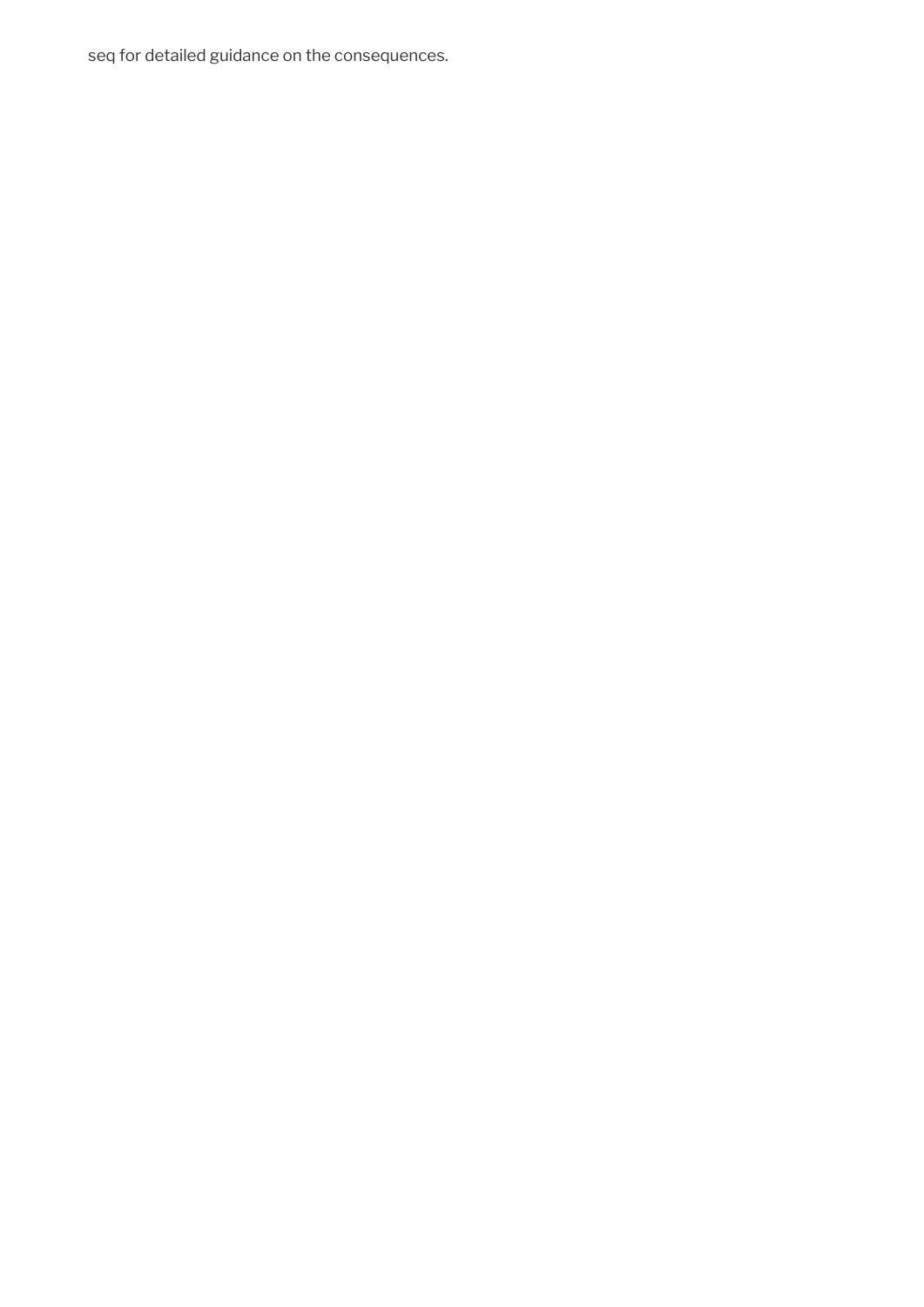seq for detailed guidance on the consequences.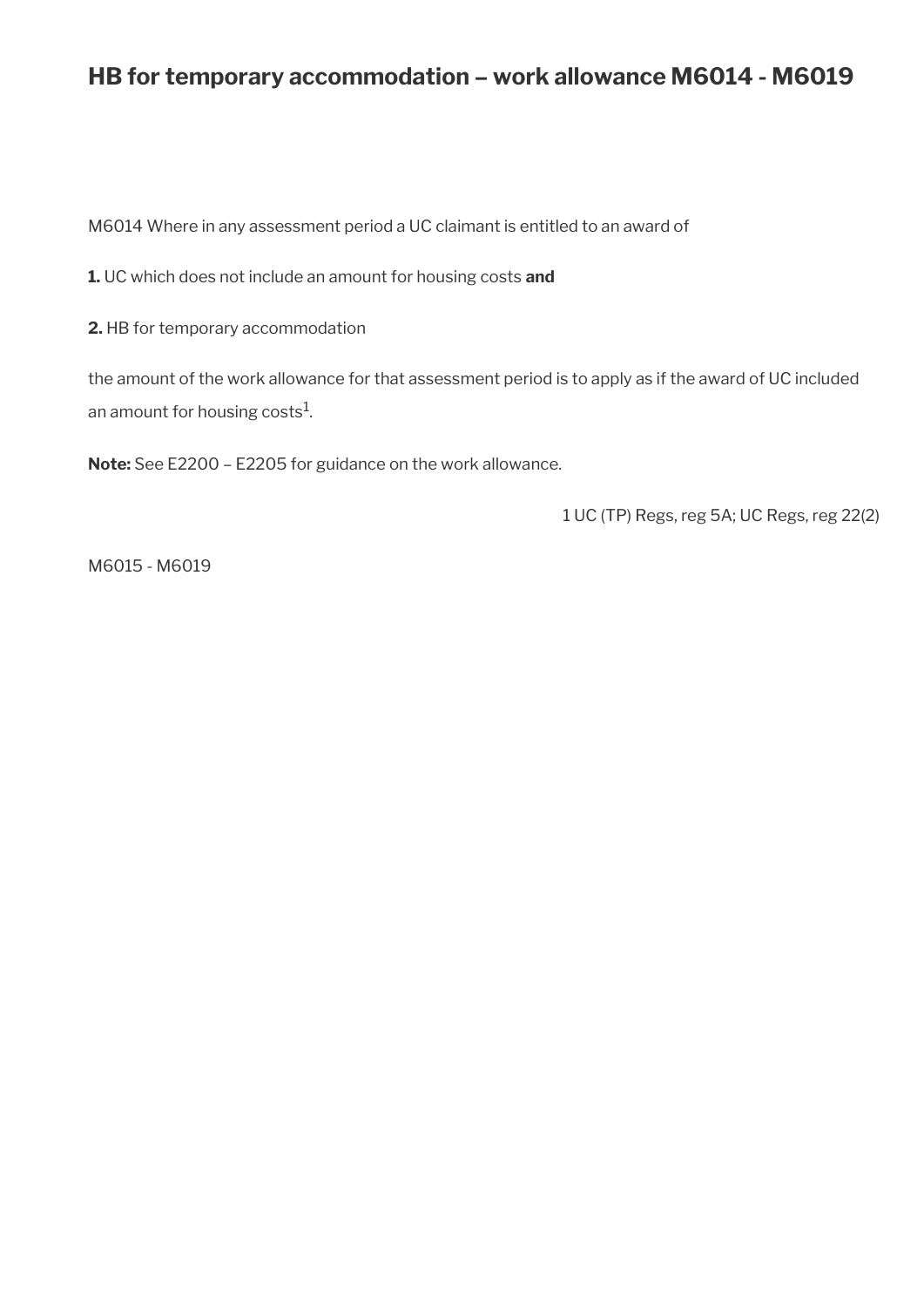## HB for temporary accommodation – work allowance M6014 - M6019

M6014 Where in any assessment period a UC claimant is entitled to an award of

**1.** UC which does not include an amount for housing costs **and**

**2.** HB for temporary accommodation

the amount of the work allowance for that assessment period is to apply as if the award of UC included an amount for housing costs[1].

**Note:** See E2200 – E2205 for guidance on the work allowance.

1 UC (TP) Regs, reg 5A; UC Regs, reg 22(2)

M6015 - M6019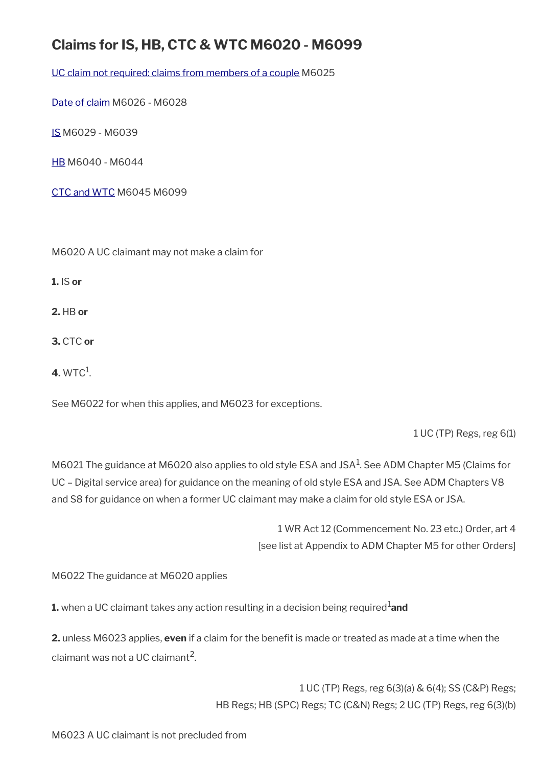## Claims for IS, HB, CTC & WTC M6020 - M6099

UC claim not required: claims from members of a couple M6025

Date of claim M6026 - M6028

IS M6029 - M6039

HB M6040 - M6044

CTC and WTC M6045 M6099

M6020 A UC claimant may not make a claim for

**1.** IS **or**

**2.** HB **or**

**3.** CTC **or**

**4.** WTC[1].

See M6022 for when this applies, and M6023 for exceptions.

1 UC (TP) Regs, reg 6(1)

M6021 The guidance at M6020 also applies to old style ESA and JSA[1]. See ADM Chapter M5 (Claims for UC – Digital service area) for guidance on the meaning of old style ESA and JSA. See ADM Chapters V8 and S8 for guidance on when a former UC claimant may make a claim for old style ESA or JSA.

1 WR Act 12 (Commencement No. 23 etc.) Order, art 4
[see list at Appendix to ADM Chapter M5 for other Orders]

M6022 The guidance at M6020 applies

**1.** when a UC claimant takes any action resulting in a decision being required[1] **and**

**2.** unless M6023 applies, **even** if a claim for the benefit is made or treated as made at a time when the claimant was not a UC claimant[2].

1 UC (TP) Regs, reg 6(3)(a) & 6(4); SS (C&P) Regs;
HB Regs; HB (SPC) Regs; TC (C&N) Regs; 2 UC (TP) Regs, reg 6(3)(b)

M6023 A UC claimant is not precluded from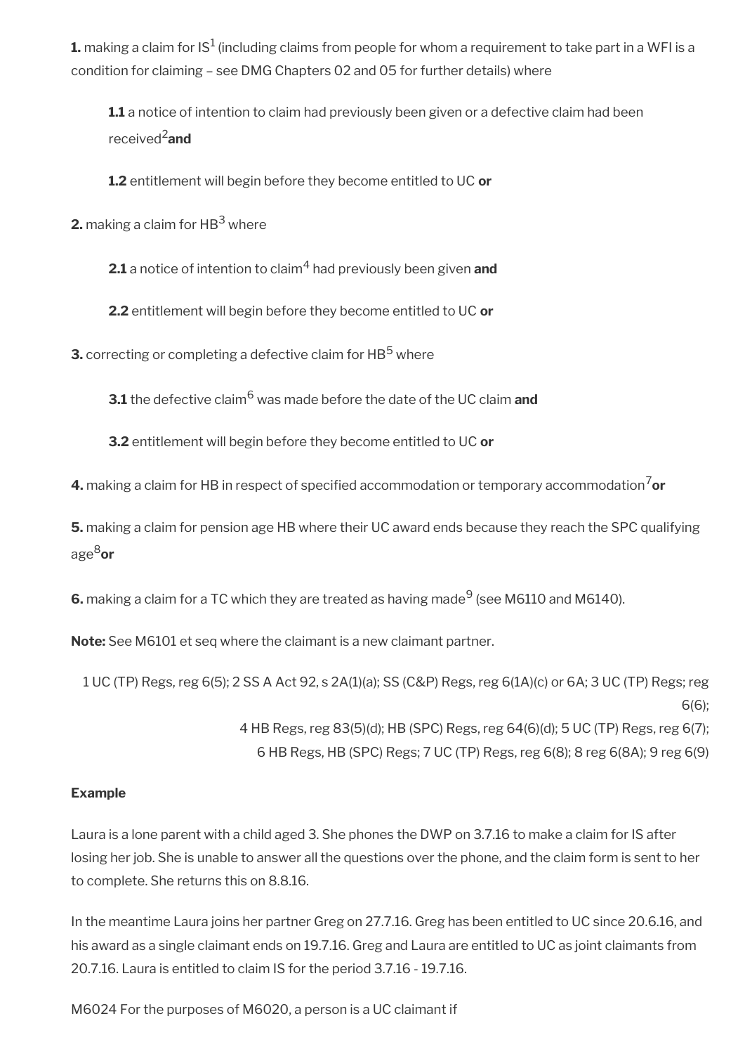**1.** making a claim for IS[1] (including claims from people for whom a requirement to take part in a WFI is a condition for claiming – see DMG Chapters 02 and 05 for further details) where

> **1.1** a notice of intention to claim had previously been given or a defective claim had been received[2] **and**
>
> **1.2** entitlement will begin before they become entitled to UC **or**

**2.** making a claim for HB[3] where

> **2.1** a notice of intention to claim[4] had previously been given **and**
>
> **2.2** entitlement will begin before they become entitled to UC **or**

**3.** correcting or completing a defective claim for HB[5] where

> **3.1** the defective claim[6] was made before the date of the UC claim **and**
>
> **3.2** entitlement will begin before they become entitled to UC **or**

**4.** making a claim for HB in respect of specified accommodation or temporary accommodation[7] **or**

**5.** making a claim for pension age HB where their UC award ends because they reach the SPC qualifying age[8] **or**

**6.** making a claim for a TC which they are treated as having made[9] (see M6110 and M6140).

**Note:** See M6101 et seq where the claimant is a new claimant partner.

1 UC (TP) Regs, reg 6(5); 2 SS A Act 92, s 2A(1)(a); SS (C&P) Regs, reg 6(1A)(c) or 6A; 3 UC (TP) Regs; reg 6(6);
4 HB Regs, reg 83(5)(d); HB (SPC) Regs, reg 64(6)(d); 5 UC (TP) Regs, reg 6(7);
6 HB Regs, HB (SPC) Regs; 7 UC (TP) Regs, reg 6(8); 8 reg 6(8A); 9 reg 6(9)

**Example**

Laura is a lone parent with a child aged 3. She phones the DWP on 3.7.16 to make a claim for IS after losing her job. She is unable to answer all the questions over the phone, and the claim form is sent to her to complete. She returns this on 8.8.16.

In the meantime Laura joins her partner Greg on 27.7.16. Greg has been entitled to UC since 20.6.16, and his award as a single claimant ends on 19.7.16. Greg and Laura are entitled to UC as joint claimants from 20.7.16. Laura is entitled to claim IS for the period 3.7.16 - 19.7.16.

M6024 For the purposes of M6020, a person is a UC claimant if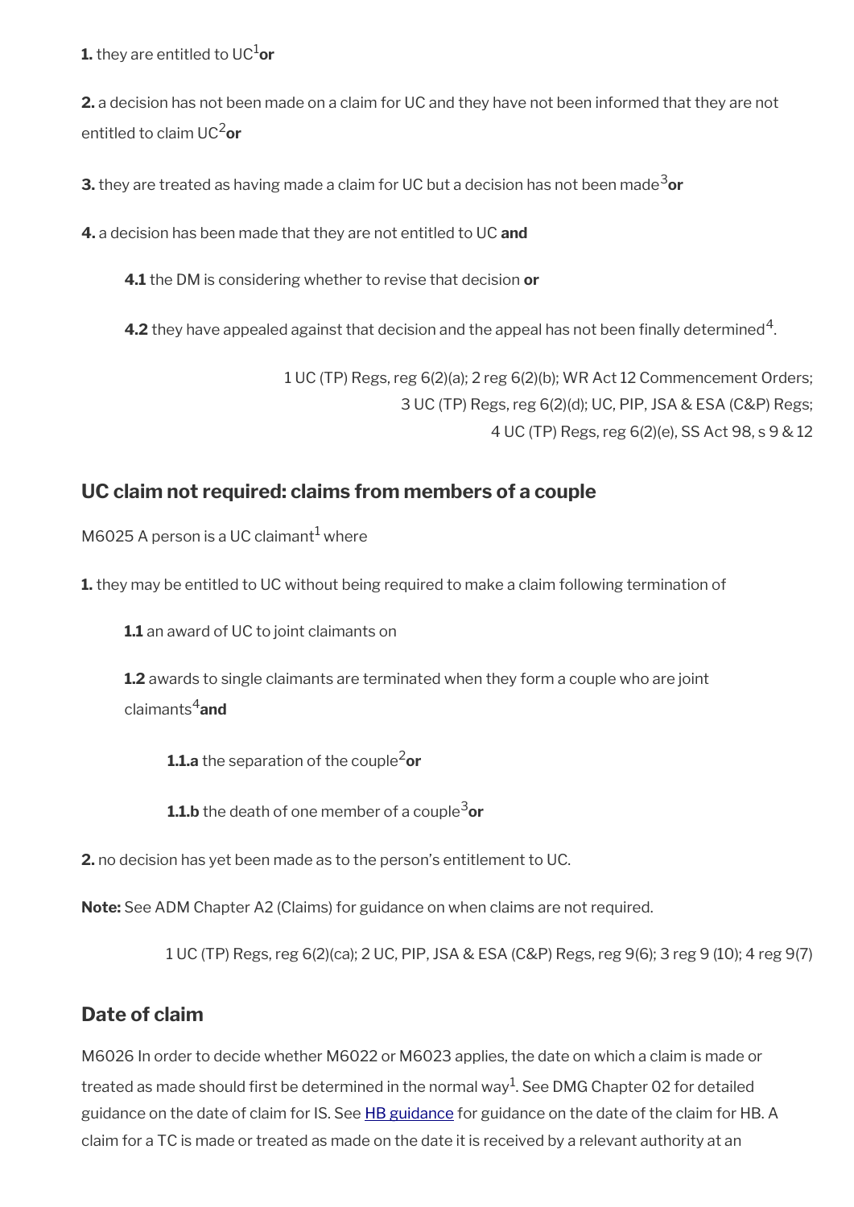**1.** they are entitled to UC[1] **or**

**2.** a decision has not been made on a claim for UC and they have not been informed that they are not entitled to claim UC[2] **or**

**3.** they are treated as having made a claim for UC but a decision has not been made[3] **or**

**4.** a decision has been made that they are not entitled to UC **and**

> **4.1** the DM is considering whether to revise that decision **or**
>
> **4.2** they have appealed against that decision and the appeal has not been finally determined[4].

1 UC (TP) Regs, reg 6(2)(a); 2 reg 6(2)(b); WR Act 12 Commencement Orders; 3 UC (TP) Regs, reg 6(2)(d); UC, PIP, JSA & ESA (C&P) Regs; 4 UC (TP) Regs, reg 6(2)(e), SS Act 98, s 9 & 12

## UC claim not required: claims from members of a couple

M6025 A person is a UC claimant[1] where

**1.** they may be entitled to UC without being required to make a claim following termination of

> **1.1** an award of UC to joint claimants on
>
> **1.2** awards to single claimants are terminated when they form a couple who are joint claimants[4] **and**
>
> > **1.1.a** the separation of the couple[2] **or**
> >
> > **1.1.b** the death of one member of a couple[3] **or**

**2.** no decision has yet been made as to the person's entitlement to UC.

**Note:** See ADM Chapter A2 (Claims) for guidance on when claims are not required.

1 UC (TP) Regs, reg 6(2)(ca); 2 UC, PIP, JSA & ESA (C&P) Regs, reg 9(6); 3 reg 9 (10); 4 reg 9(7)

## Date of claim

M6026 In order to decide whether M6022 or M6023 applies, the date on which a claim is made or treated as made should first be determined in the normal way[1]. See DMG Chapter 02 for detailed guidance on the date of claim for IS. See [HB guidance](#) for guidance on the date of the claim for HB. A claim for a TC is made or treated as made on the date it is received by a relevant authority at an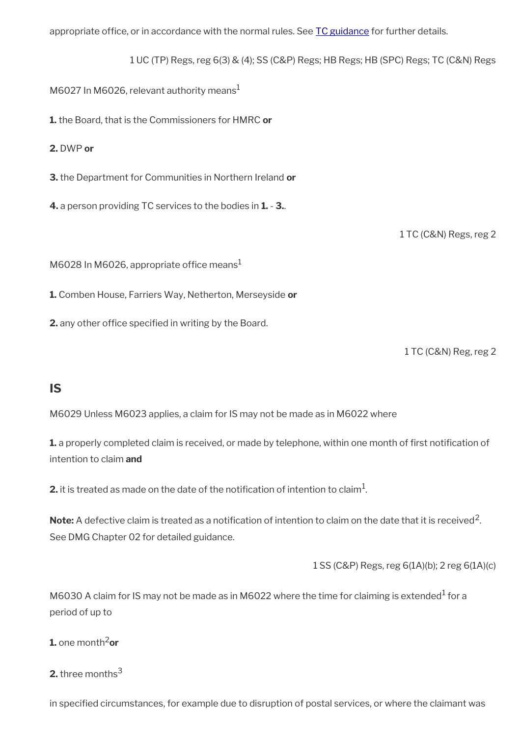appropriate office, or in accordance with the normal rules. See [TC guidance]() for further details.

1 UC (TP) Regs, reg 6(3) & (4); SS (C&P) Regs; HB Regs; HB (SPC) Regs; TC (C&N) Regs

M6027 In M6026, relevant authority means[1]

**1.** the Board, that is the Commissioners for HMRC **or**

**2.** DWP **or**

**3.** the Department for Communities in Northern Ireland **or**

**4.** a person providing TC services to the bodies in **1.** - **3.**.

1 TC (C&N) Regs, reg 2

M6028 In M6026, appropriate office means[1]

**1.** Comben House, Farriers Way, Netherton, Merseyside **or**

**2.** any other office specified in writing by the Board.

1 TC (C&N) Reg, reg 2

## IS

M6029 Unless M6023 applies, a claim for IS may not be made as in M6022 where

**1.** a properly completed claim is received, or made by telephone, within one month of first notification of intention to claim **and**

**2.** it is treated as made on the date of the notification of intention to claim[1].

**Note:** A defective claim is treated as a notification of intention to claim on the date that it is received[2]. See DMG Chapter 02 for detailed guidance.

1 SS (C&P) Regs, reg 6(1A)(b); 2 reg 6(1A)(c)

M6030 A claim for IS may not be made as in M6022 where the time for claiming is extended[1] for a period of up to

**1.** one month[2] **or**

**2.** three months[3]

in specified circumstances, for example due to disruption of postal services, or where the claimant was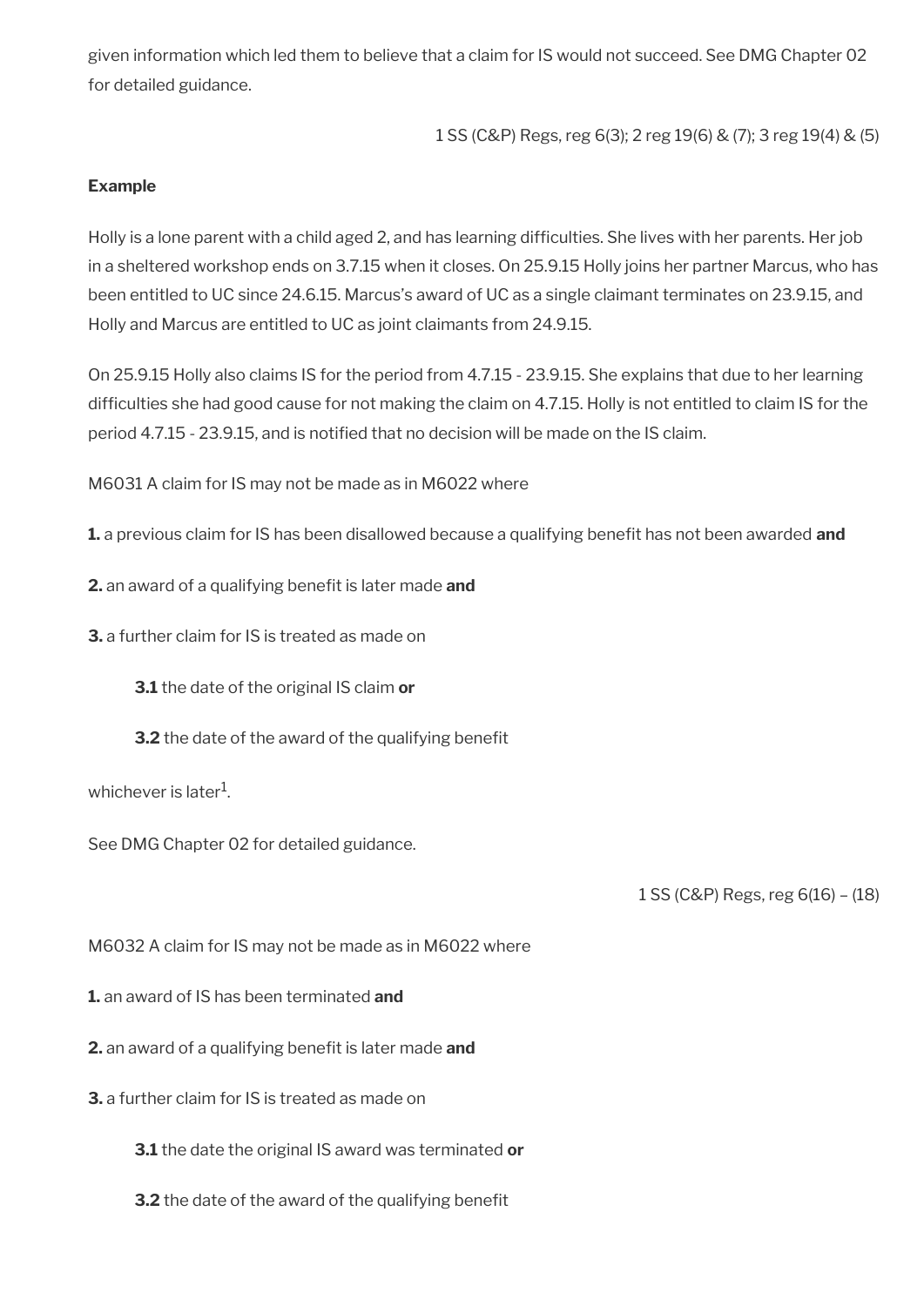given information which led them to believe that a claim for IS would not succeed. See DMG Chapter 02 for detailed guidance.

1 SS (C&P) Regs, reg 6(3); 2 reg 19(6) & (7); 3 reg 19(4) & (5)

**Example**

Holly is a lone parent with a child aged 2, and has learning difficulties. She lives with her parents. Her job in a sheltered workshop ends on 3.7.15 when it closes. On 25.9.15 Holly joins her partner Marcus, who has been entitled to UC since 24.6.15. Marcus's award of UC as a single claimant terminates on 23.9.15, and Holly and Marcus are entitled to UC as joint claimants from 24.9.15.

On 25.9.15 Holly also claims IS for the period from 4.7.15 - 23.9.15. She explains that due to her learning difficulties she had good cause for not making the claim on 4.7.15. Holly is not entitled to claim IS for the period 4.7.15 - 23.9.15, and is notified that no decision will be made on the IS claim.

M6031 A claim for IS may not be made as in M6022 where

**1.** a previous claim for IS has been disallowed because a qualifying benefit has not been awarded **and**

**2.** an award of a qualifying benefit is later made **and**

**3.** a further claim for IS is treated as made on

> **3.1** the date of the original IS claim **or**
>
> **3.2** the date of the award of the qualifying benefit

whichever is later[1].

See DMG Chapter 02 for detailed guidance.

1 SS (C&P) Regs, reg 6(16) – (18)

M6032 A claim for IS may not be made as in M6022 where

**1.** an award of IS has been terminated **and**

**2.** an award of a qualifying benefit is later made **and**

**3.** a further claim for IS is treated as made on

> **3.1** the date the original IS award was terminated **or**
>
> **3.2** the date of the award of the qualifying benefit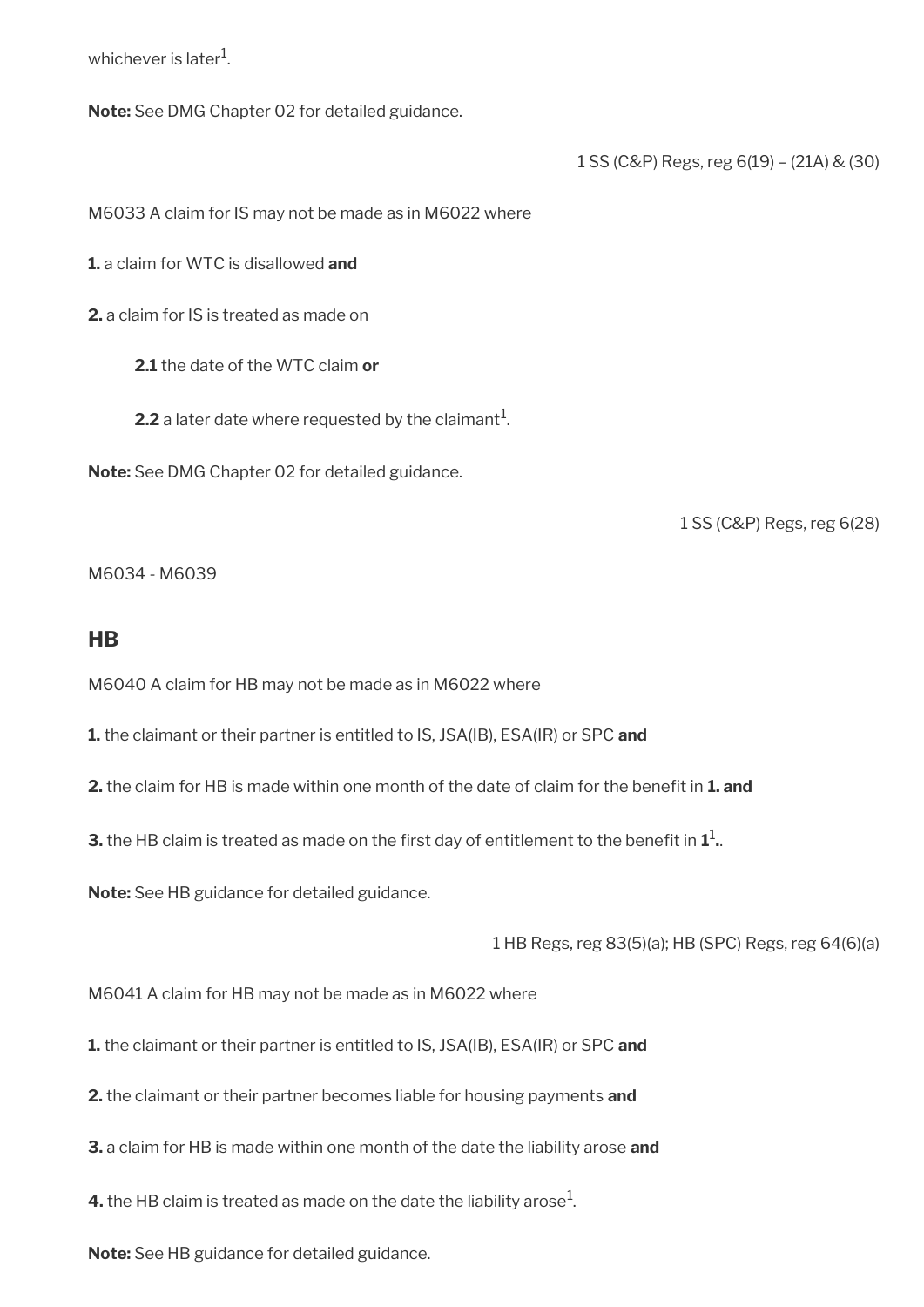whichever is later[1].

**Note:** See DMG Chapter 02 for detailed guidance.

1 SS (C&P) Regs, reg 6(19) – (21A) & (30)

M6033 A claim for IS may not be made as in M6022 where

**1.** a claim for WTC is disallowed **and**

**2.** a claim for IS is treated as made on

**2.1** the date of the WTC claim **or**

**2.2** a later date where requested by the claimant[1].

**Note:** See DMG Chapter 02 for detailed guidance.

1 SS (C&P) Regs, reg 6(28)

M6034 - M6039

## HB

M6040 A claim for HB may not be made as in M6022 where

**1.** the claimant or their partner is entitled to IS, JSA(IB), ESA(IR) or SPC **and**

**2.** the claim for HB is made within one month of the date of claim for the benefit in **1. and**

**3.** the HB claim is treated as made on the first day of entitlement to the benefit in **1**[1]**.**.

**Note:** See HB guidance for detailed guidance.

1 HB Regs, reg 83(5)(a); HB (SPC) Regs, reg 64(6)(a)

M6041 A claim for HB may not be made as in M6022 where

**1.** the claimant or their partner is entitled to IS, JSA(IB), ESA(IR) or SPC **and**

**2.** the claimant or their partner becomes liable for housing payments **and**

**3.** a claim for HB is made within one month of the date the liability arose **and**

**4.** the HB claim is treated as made on the date the liability arose[1].

**Note:** See HB guidance for detailed guidance.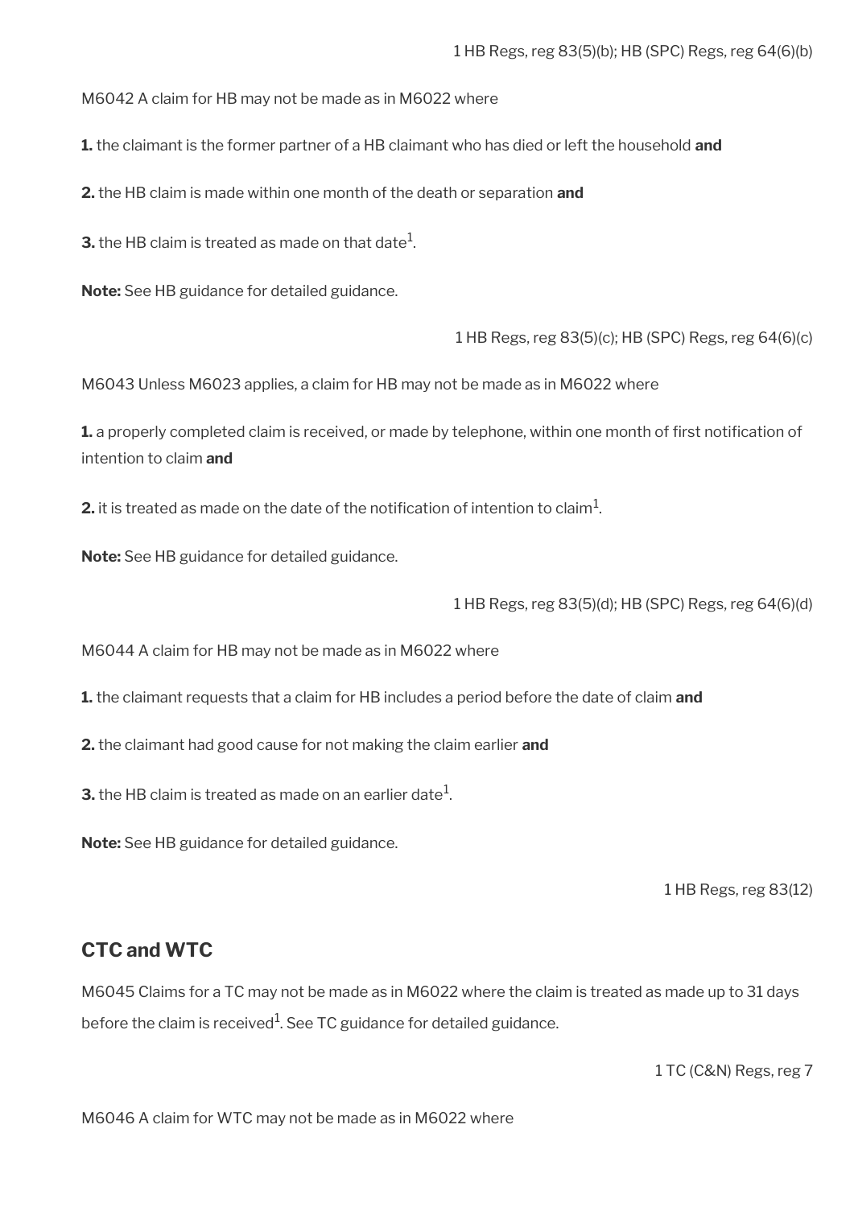1 HB Regs, reg 83(5)(b); HB (SPC) Regs, reg 64(6)(b)

M6042 A claim for HB may not be made as in M6022 where

**1.** the claimant is the former partner of a HB claimant who has died or left the household **and**

**2.** the HB claim is made within one month of the death or separation **and**

**3.** the HB claim is treated as made on that date[1].

**Note:** See HB guidance for detailed guidance.

1 HB Regs, reg 83(5)(c); HB (SPC) Regs, reg 64(6)(c)

M6043 Unless M6023 applies, a claim for HB may not be made as in M6022 where

**1.** a properly completed claim is received, or made by telephone, within one month of first notification of intention to claim **and**

**2.** it is treated as made on the date of the notification of intention to claim[1].

**Note:** See HB guidance for detailed guidance.

1 HB Regs, reg 83(5)(d); HB (SPC) Regs, reg 64(6)(d)

M6044 A claim for HB may not be made as in M6022 where

**1.** the claimant requests that a claim for HB includes a period before the date of claim **and**

**2.** the claimant had good cause for not making the claim earlier **and**

**3.** the HB claim is treated as made on an earlier date[1].

**Note:** See HB guidance for detailed guidance.

1 HB Regs, reg 83(12)

## CTC and WTC

M6045 Claims for a TC may not be made as in M6022 where the claim is treated as made up to 31 days before the claim is received[1]. See TC guidance for detailed guidance.

1 TC (C&N) Regs, reg 7

M6046 A claim for WTC may not be made as in M6022 where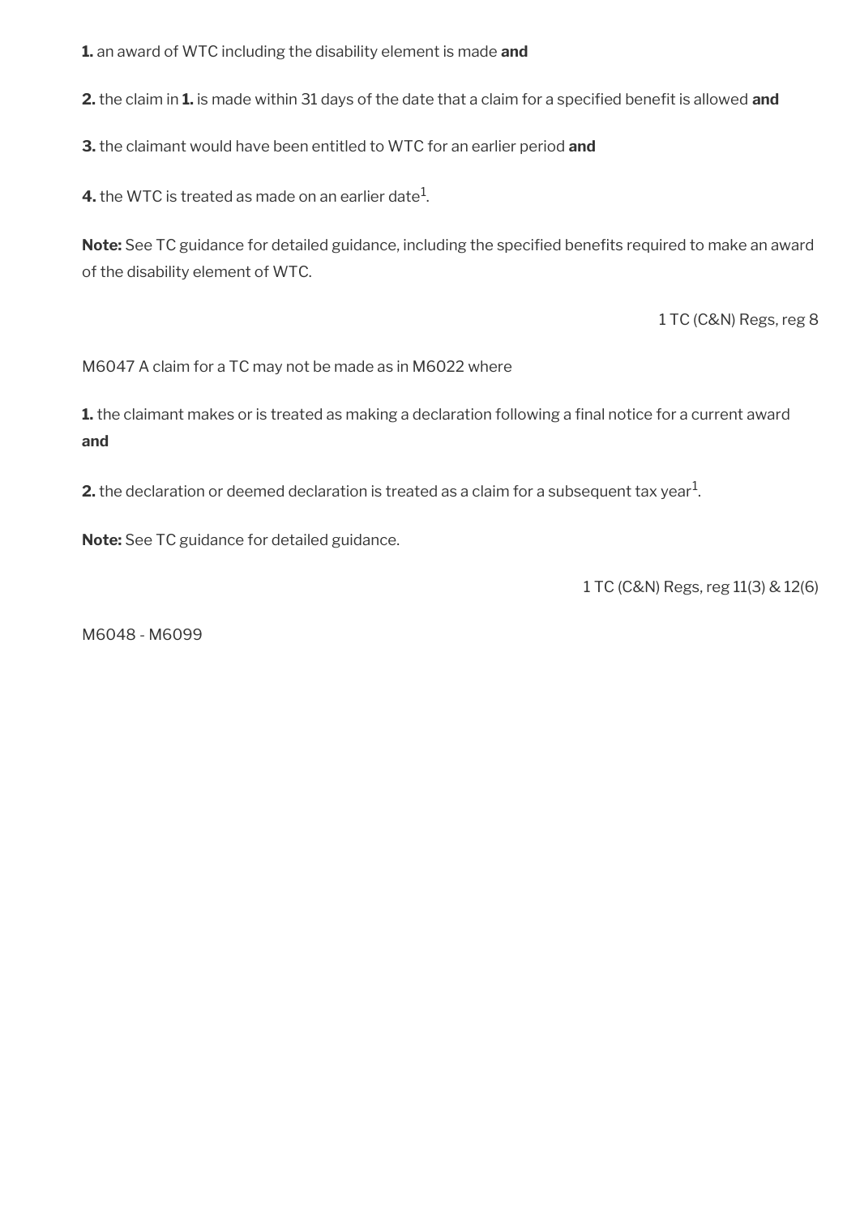**1.** an award of WTC including the disability element is made **and**

**2.** the claim in **1.** is made within 31 days of the date that a claim for a specified benefit is allowed **and**

**3.** the claimant would have been entitled to WTC for an earlier period **and**

**4.** the WTC is treated as made on an earlier date[1].

**Note:** See TC guidance for detailed guidance, including the specified benefits required to make an award of the disability element of WTC.

1 TC (C&N) Regs, reg 8

M6047 A claim for a TC may not be made as in M6022 where

**1.** the claimant makes or is treated as making a declaration following a final notice for a current award **and**

**2.** the declaration or deemed declaration is treated as a claim for a subsequent tax year[1].

**Note:** See TC guidance for detailed guidance.

1 TC (C&N) Regs, reg 11(3) & 12(6)

M6048 - M6099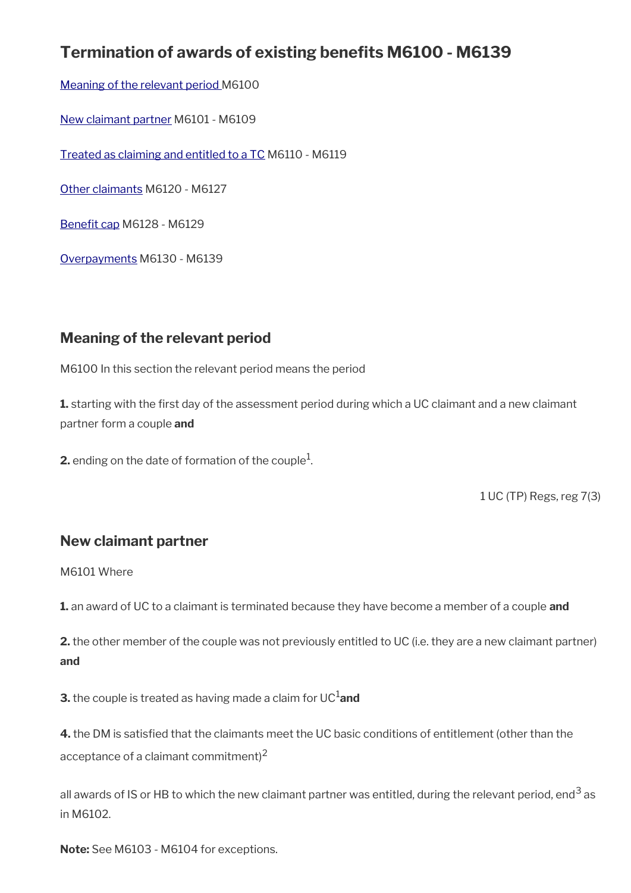## Termination of awards of existing benefits M6100 - M6139

Meaning of the relevant period M6100

New claimant partner M6101 - M6109

Treated as claiming and entitled to a TC M6110 - M6119

Other claimants M6120 - M6127

Benefit cap M6128 - M6129

Overpayments M6130 - M6139

### Meaning of the relevant period

M6100 In this section the relevant period means the period

**1.** starting with the first day of the assessment period during which a UC claimant and a new claimant partner form a couple **and**

**2.** ending on the date of formation of the couple[1].

1 UC (TP) Regs, reg 7(3)

### New claimant partner

M6101 Where

**1.** an award of UC to a claimant is terminated because they have become a member of a couple **and**

**2.** the other member of the couple was not previously entitled to UC (i.e. they are a new claimant partner) **and**

**3.** the couple is treated as having made a claim for UC[1] **and**

**4.** the DM is satisfied that the claimants meet the UC basic conditions of entitlement (other than the acceptance of a claimant commitment)[2]

all awards of IS or HB to which the new claimant partner was entitled, during the relevant period, end[3] as in M6102.

**Note:** See M6103 - M6104 for exceptions.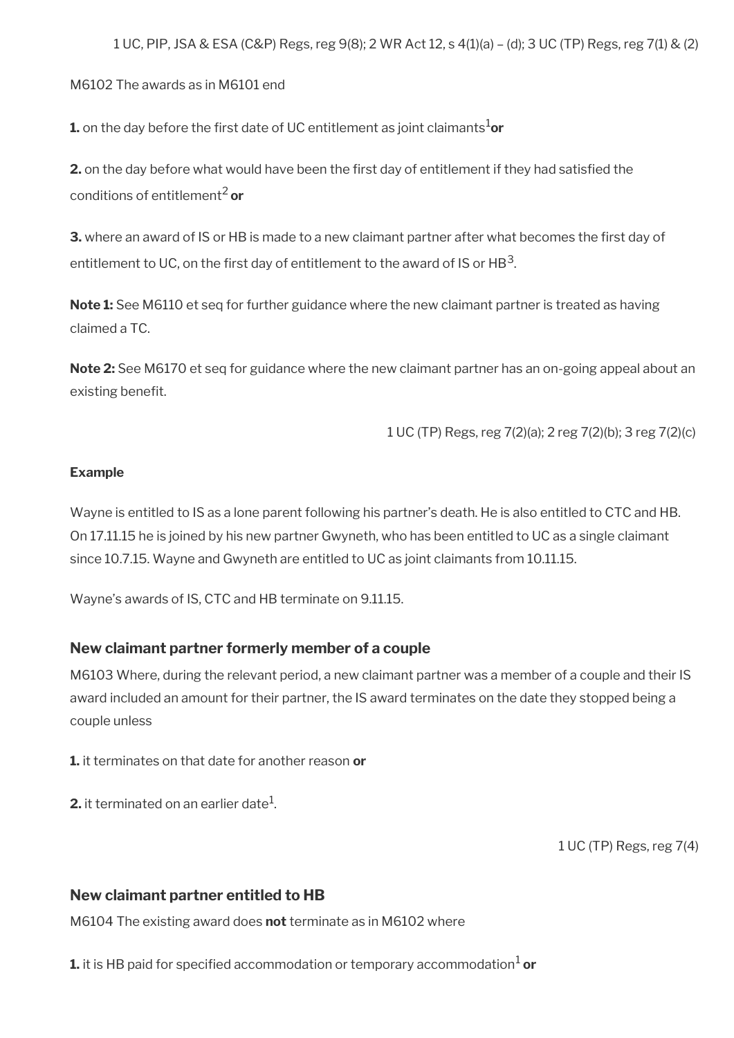1 UC, PIP, JSA & ESA (C&P) Regs, reg 9(8); 2 WR Act 12, s 4(1)(a) – (d); 3 UC (TP) Regs, reg 7(1) & (2)

M6102 The awards as in M6101 end

**1.** on the day before the first date of UC entitlement as joint claimants[1] **or**

**2.** on the day before what would have been the first day of entitlement if they had satisfied the conditions of entitlement[2] **or**

**3.** where an award of IS or HB is made to a new claimant partner after what becomes the first day of entitlement to UC, on the first day of entitlement to the award of IS or HB[3].

**Note 1:** See M6110 et seq for further guidance where the new claimant partner is treated as having claimed a TC.

**Note 2:** See M6170 et seq for guidance where the new claimant partner has an on-going appeal about an existing benefit.

1 UC (TP) Regs, reg 7(2)(a); 2 reg 7(2)(b); 3 reg 7(2)(c)

**Example**

Wayne is entitled to IS as a lone parent following his partner's death. He is also entitled to CTC and HB. On 17.11.15 he is joined by his new partner Gwyneth, who has been entitled to UC as a single claimant since 10.7.15. Wayne and Gwyneth are entitled to UC as joint claimants from 10.11.15.

Wayne's awards of IS, CTC and HB terminate on 9.11.15.

### New claimant partner formerly member of a couple

M6103 Where, during the relevant period, a new claimant partner was a member of a couple and their IS award included an amount for their partner, the IS award terminates on the date they stopped being a couple unless

**1.** it terminates on that date for another reason **or**

**2.** it terminated on an earlier date[1].

1 UC (TP) Regs, reg 7(4)

### New claimant partner entitled to HB

M6104 The existing award does **not** terminate as in M6102 where

**1.** it is HB paid for specified accommodation or temporary accommodation[1] **or**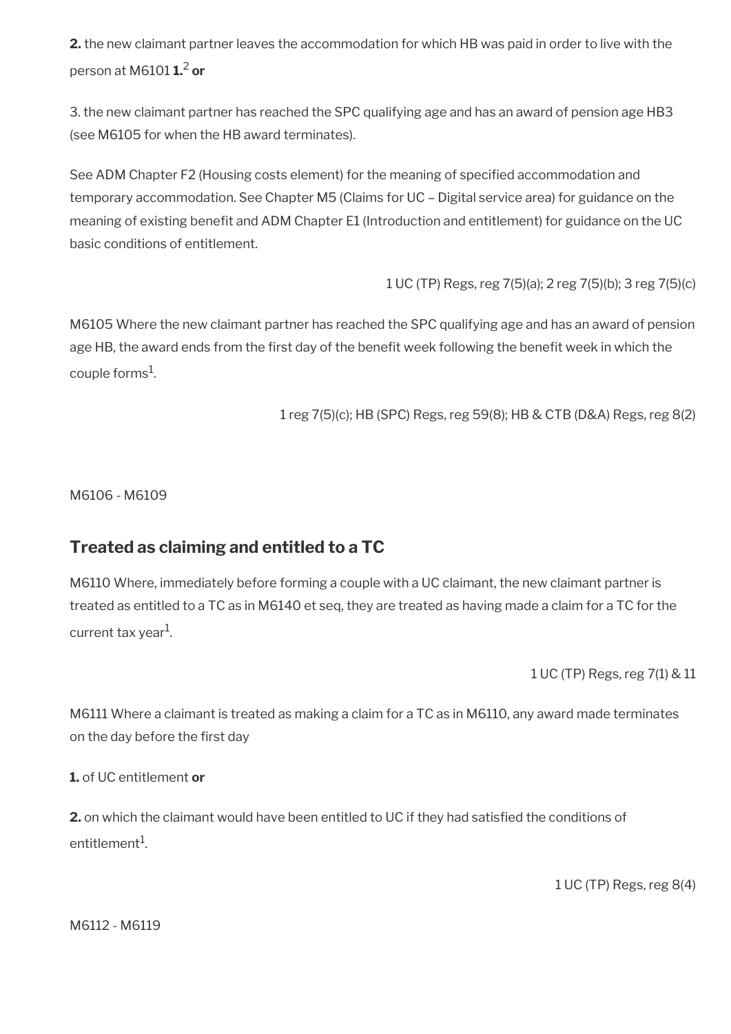**2.** the new claimant partner leaves the accommodation for which HB was paid in order to live with the person at M6101 **1.**[2] **or**

3. the new claimant partner has reached the SPC qualifying age and has an award of pension age HB3 (see M6105 for when the HB award terminates).

See ADM Chapter F2 (Housing costs element) for the meaning of specified accommodation and temporary accommodation. See Chapter M5 (Claims for UC – Digital service area) for guidance on the meaning of existing benefit and ADM Chapter E1 (Introduction and entitlement) for guidance on the UC basic conditions of entitlement.

1 UC (TP) Regs, reg 7(5)(a); 2 reg 7(5)(b); 3 reg 7(5)(c)

M6105 Where the new claimant partner has reached the SPC qualifying age and has an award of pension age HB, the award ends from the first day of the benefit week following the benefit week in which the couple forms[1].

1 reg 7(5)(c); HB (SPC) Regs, reg 59(8); HB & CTB (D&A) Regs, reg 8(2)

M6106 - M6109

## Treated as claiming and entitled to a TC

M6110 Where, immediately before forming a couple with a UC claimant, the new claimant partner is treated as entitled to a TC as in M6140 et seq, they are treated as having made a claim for a TC for the current tax year[1].

1 UC (TP) Regs, reg 7(1) & 11

M6111 Where a claimant is treated as making a claim for a TC as in M6110, any award made terminates on the day before the first day

**1.** of UC entitlement **or**

**2.** on which the claimant would have been entitled to UC if they had satisfied the conditions of entitlement[1].

1 UC (TP) Regs, reg 8(4)

M6112 - M6119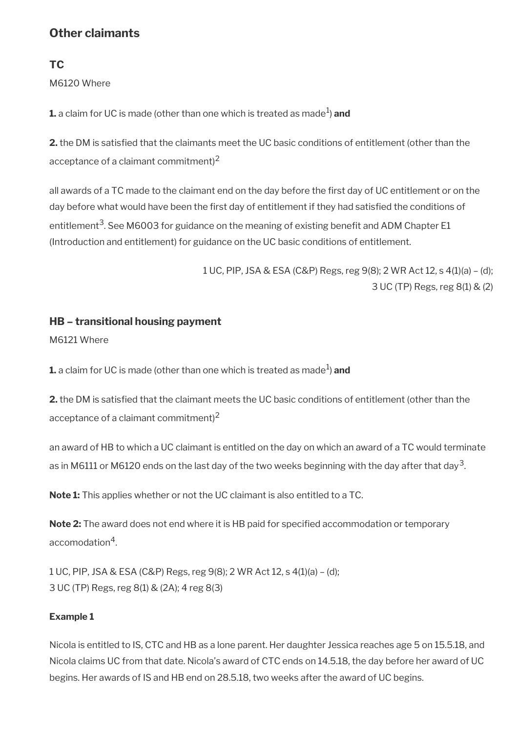## Other claimants

### TC

M6120 Where

**1.** a claim for UC is made (other than one which is treated as made[1]) **and**

**2.** the DM is satisfied that the claimants meet the UC basic conditions of entitlement (other than the acceptance of a claimant commitment)[2]

all awards of a TC made to the claimant end on the day before the first day of UC entitlement or on the day before what would have been the first day of entitlement if they had satisfied the conditions of entitlement[3]. See M6003 for guidance on the meaning of existing benefit and ADM Chapter E1 (Introduction and entitlement) for guidance on the UC basic conditions of entitlement.

1 UC, PIP, JSA & ESA (C&P) Regs, reg 9(8); 2 WR Act 12, s 4(1)(a) – (d);
3 UC (TP) Regs, reg 8(1) & (2)

### HB – transitional housing payment

M6121 Where

**1.** a claim for UC is made (other than one which is treated as made[1]) **and**

**2.** the DM is satisfied that the claimant meets the UC basic conditions of entitlement (other than the acceptance of a claimant commitment)[2]

an award of HB to which a UC claimant is entitled on the day on which an award of a TC would terminate as in M6111 or M6120 ends on the last day of the two weeks beginning with the day after that day[3].

**Note 1:** This applies whether or not the UC claimant is also entitled to a TC.

**Note 2:** The award does not end where it is HB paid for specified accommodation or temporary accomodation[4].

1 UC, PIP, JSA & ESA (C&P) Regs, reg 9(8); 2 WR Act 12, s 4(1)(a) – (d);
3 UC (TP) Regs, reg 8(1) & (2A); 4 reg 8(3)

#### Example 1

Nicola is entitled to IS, CTC and HB as a lone parent. Her daughter Jessica reaches age 5 on 15.5.18, and Nicola claims UC from that date. Nicola's award of CTC ends on 14.5.18, the day before her award of UC begins. Her awards of IS and HB end on 28.5.18, two weeks after the award of UC begins.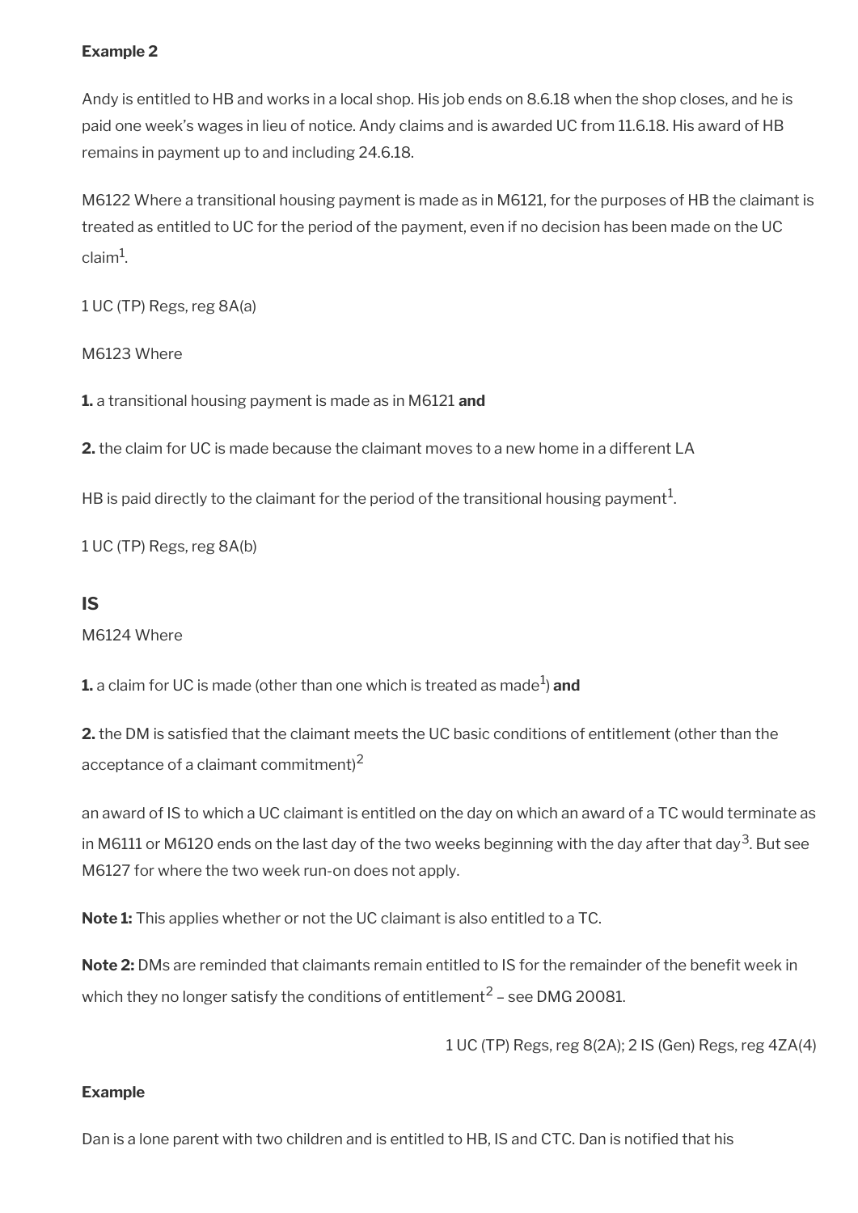**Example 2**

Andy is entitled to HB and works in a local shop. His job ends on 8.6.18 when the shop closes, and he is paid one week's wages in lieu of notice. Andy claims and is awarded UC from 11.6.18. His award of HB remains in payment up to and including 24.6.18.

M6122 Where a transitional housing payment is made as in M6121, for the purposes of HB the claimant is treated as entitled to UC for the period of the payment, even if no decision has been made on the UC claim[1].

1 UC (TP) Regs, reg 8A(a)

M6123 Where

**1.** a transitional housing payment is made as in M6121 **and**

**2.** the claim for UC is made because the claimant moves to a new home in a different LA

HB is paid directly to the claimant for the period of the transitional housing payment[1].

1 UC (TP) Regs, reg 8A(b)

## IS

M6124 Where

**1.** a claim for UC is made (other than one which is treated as made[1]) **and**

**2.** the DM is satisfied that the claimant meets the UC basic conditions of entitlement (other than the acceptance of a claimant commitment)[2]

an award of IS to which a UC claimant is entitled on the day on which an award of a TC would terminate as in M6111 or M6120 ends on the last day of the two weeks beginning with the day after that day[3]. But see M6127 for where the two week run-on does not apply.

**Note 1:** This applies whether or not the UC claimant is also entitled to a TC.

**Note 2:** DMs are reminded that claimants remain entitled to IS for the remainder of the benefit week in which they no longer satisfy the conditions of entitlement[2] – see DMG 20081.

1 UC (TP) Regs, reg 8(2A); 2 IS (Gen) Regs, reg 4ZA(4)

**Example**

Dan is a lone parent with two children and is entitled to HB, IS and CTC. Dan is notified that his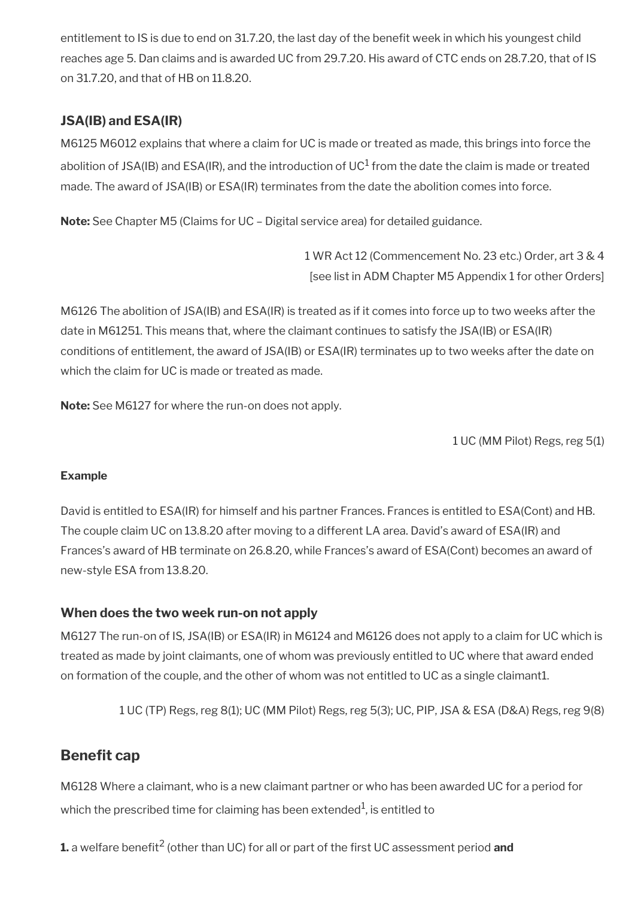entitlement to IS is due to end on 31.7.20, the last day of the benefit week in which his youngest child reaches age 5. Dan claims and is awarded UC from 29.7.20. His award of CTC ends on 28.7.20, that of IS on 31.7.20, and that of HB on 11.8.20.

### JSA(IB) and ESA(IR)

M6125 M6012 explains that where a claim for UC is made or treated as made, this brings into force the abolition of JSA(IB) and ESA(IR), and the introduction of UC[1] from the date the claim is made or treated made. The award of JSA(IB) or ESA(IR) terminates from the date the abolition comes into force.

**Note:** See Chapter M5 (Claims for UC – Digital service area) for detailed guidance.

1 WR Act 12 (Commencement No. 23 etc.) Order, art 3 & 4
[see list in ADM Chapter M5 Appendix 1 for other Orders]

M6126 The abolition of JSA(IB) and ESA(IR) is treated as if it comes into force up to two weeks after the date in M61251. This means that, where the claimant continues to satisfy the JSA(IB) or ESA(IR) conditions of entitlement, the award of JSA(IB) or ESA(IR) terminates up to two weeks after the date on which the claim for UC is made or treated as made.

**Note:** See M6127 for where the run-on does not apply.

1 UC (MM Pilot) Regs, reg 5(1)

#### Example

David is entitled to ESA(IR) for himself and his partner Frances. Frances is entitled to ESA(Cont) and HB. The couple claim UC on 13.8.20 after moving to a different LA area. David's award of ESA(IR) and Frances's award of HB terminate on 26.8.20, while Frances's award of ESA(Cont) becomes an award of new-style ESA from 13.8.20.

### When does the two week run-on not apply

M6127 The run-on of IS, JSA(IB) or ESA(IR) in M6124 and M6126 does not apply to a claim for UC which is treated as made by joint claimants, one of whom was previously entitled to UC where that award ended on formation of the couple, and the other of whom was not entitled to UC as a single claimant1.

1 UC (TP) Regs, reg 8(1); UC (MM Pilot) Regs, reg 5(3); UC, PIP, JSA & ESA (D&A) Regs, reg 9(8)

## Benefit cap

M6128 Where a claimant, who is a new claimant partner or who has been awarded UC for a period for which the prescribed time for claiming has been extended[1], is entitled to

**1.** a welfare benefit[2] (other than UC) for all or part of the first UC assessment period **and**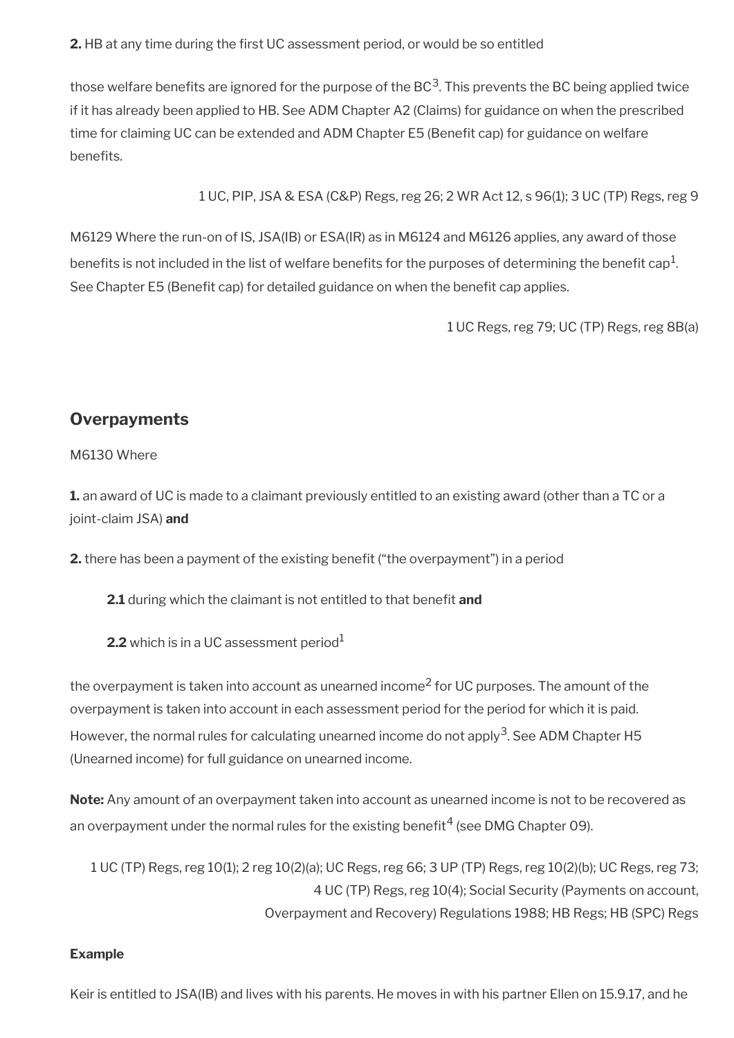**2.** HB at any time during the first UC assessment period, or would be so entitled

those welfare benefits are ignored for the purpose of the BC[3]. This prevents the BC being applied twice if it has already been applied to HB. See ADM Chapter A2 (Claims) for guidance on when the prescribed time for claiming UC can be extended and ADM Chapter E5 (Benefit cap) for guidance on welfare benefits.

1 UC, PIP, JSA & ESA (C&P) Regs, reg 26; 2 WR Act 12, s 96(1); 3 UC (TP) Regs, reg 9

M6129 Where the run-on of IS, JSA(IB) or ESA(IR) as in M6124 and M6126 applies, any award of those benefits is not included in the list of welfare benefits for the purposes of determining the benefit cap[1]. See Chapter E5 (Benefit cap) for detailed guidance on when the benefit cap applies.

1 UC Regs, reg 79; UC (TP) Regs, reg 8B(a)

## Overpayments

M6130 Where

**1.** an award of UC is made to a claimant previously entitled to an existing award (other than a TC or a joint-claim JSA) **and**

**2.** there has been a payment of the existing benefit ("the overpayment") in a period

> **2.1** during which the claimant is not entitled to that benefit **and**
>
> **2.2** which is in a UC assessment period[1]

the overpayment is taken into account as unearned income[2] for UC purposes. The amount of the overpayment is taken into account in each assessment period for the period for which it is paid. However, the normal rules for calculating unearned income do not apply[3]. See ADM Chapter H5 (Unearned income) for full guidance on unearned income.

**Note:** Any amount of an overpayment taken into account as unearned income is not to be recovered as an overpayment under the normal rules for the existing benefit[4] (see DMG Chapter 09).

1 UC (TP) Regs, reg 10(1); 2 reg 10(2)(a); UC Regs, reg 66; 3 UP (TP) Regs, reg 10(2)(b); UC Regs, reg 73; 4 UC (TP) Regs, reg 10(4); Social Security (Payments on account, Overpayment and Recovery) Regulations 1988; HB Regs; HB (SPC) Regs

**Example**

Keir is entitled to JSA(IB) and lives with his parents. He moves in with his partner Ellen on 15.9.17, and he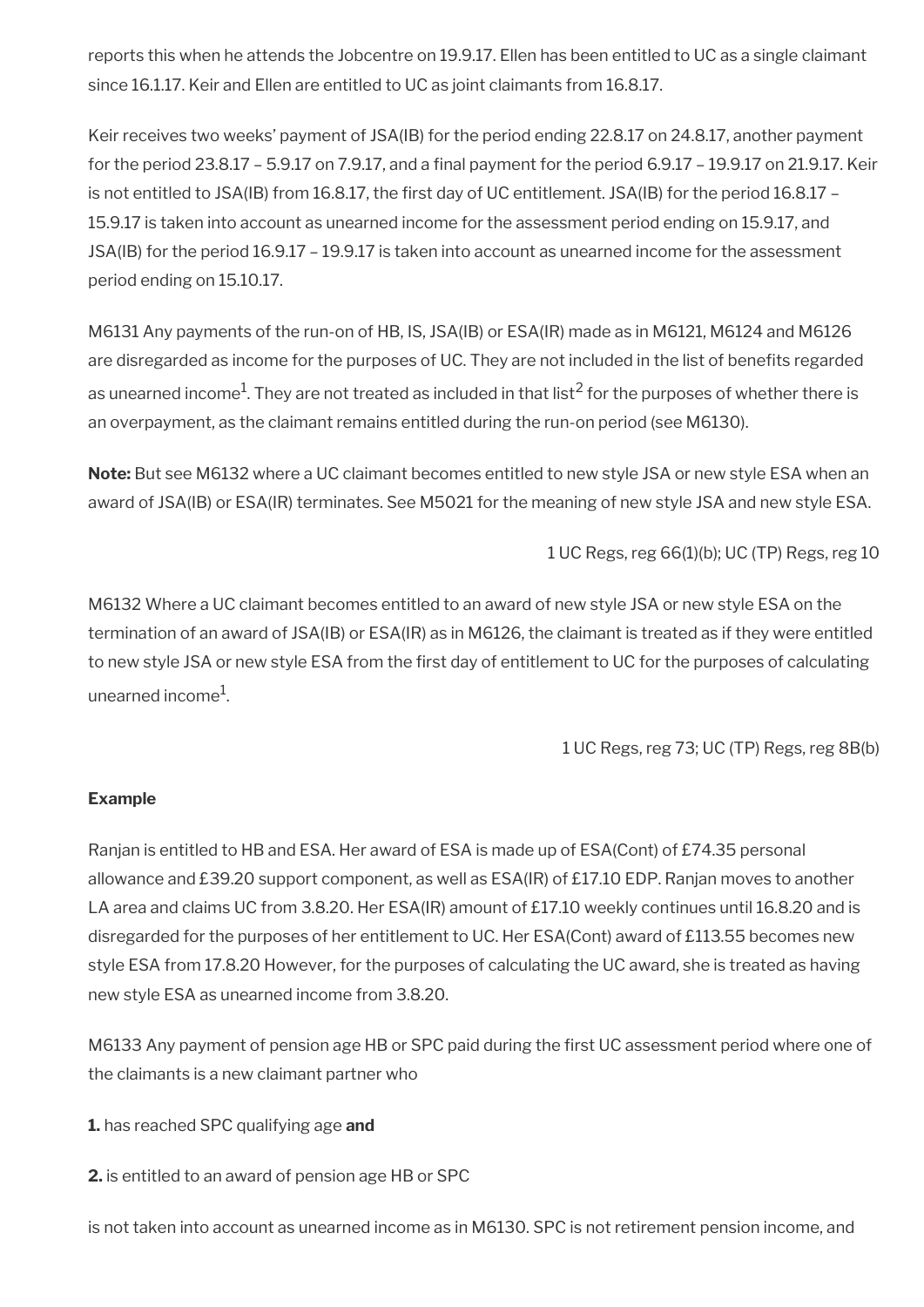reports this when he attends the Jobcentre on 19.9.17. Ellen has been entitled to UC as a single claimant since 16.1.17. Keir and Ellen are entitled to UC as joint claimants from 16.8.17.

Keir receives two weeks' payment of JSA(IB) for the period ending 22.8.17 on 24.8.17, another payment for the period 23.8.17 – 5.9.17 on 7.9.17, and a final payment for the period 6.9.17 – 19.9.17 on 21.9.17. Keir is not entitled to JSA(IB) from 16.8.17, the first day of UC entitlement. JSA(IB) for the period 16.8.17 – 15.9.17 is taken into account as unearned income for the assessment period ending on 15.9.17, and JSA(IB) for the period 16.9.17 – 19.9.17 is taken into account as unearned income for the assessment period ending on 15.10.17.

M6131 Any payments of the run-on of HB, IS, JSA(IB) or ESA(IR) made as in M6121, M6124 and M6126 are disregarded as income for the purposes of UC. They are not included in the list of benefits regarded as unearned income[1]. They are not treated as included in that list[2] for the purposes of whether there is an overpayment, as the claimant remains entitled during the run-on period (see M6130).

**Note:** But see M6132 where a UC claimant becomes entitled to new style JSA or new style ESA when an award of JSA(IB) or ESA(IR) terminates. See M5021 for the meaning of new style JSA and new style ESA.

1 UC Regs, reg 66(1)(b); UC (TP) Regs, reg 10

M6132 Where a UC claimant becomes entitled to an award of new style JSA or new style ESA on the termination of an award of JSA(IB) or ESA(IR) as in M6126, the claimant is treated as if they were entitled to new style JSA or new style ESA from the first day of entitlement to UC for the purposes of calculating unearned income[1].

1 UC Regs, reg 73; UC (TP) Regs, reg 8B(b)

**Example**

Ranjan is entitled to HB and ESA. Her award of ESA is made up of ESA(Cont) of £74.35 personal allowance and £39.20 support component, as well as ESA(IR) of £17.10 EDP. Ranjan moves to another LA area and claims UC from 3.8.20. Her ESA(IR) amount of £17.10 weekly continues until 16.8.20 and is disregarded for the purposes of her entitlement to UC. Her ESA(Cont) award of £113.55 becomes new style ESA from 17.8.20 However, for the purposes of calculating the UC award, she is treated as having new style ESA as unearned income from 3.8.20.

M6133 Any payment of pension age HB or SPC paid during the first UC assessment period where one of the claimants is a new claimant partner who

**1.** has reached SPC qualifying age **and**

**2.** is entitled to an award of pension age HB or SPC

is not taken into account as unearned income as in M6130. SPC is not retirement pension income, and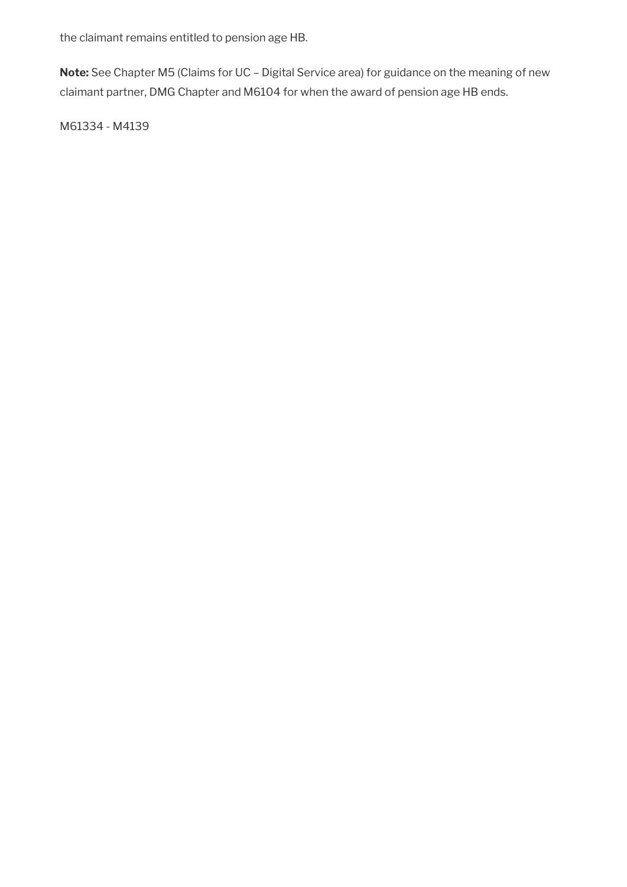the claimant remains entitled to pension age HB.

**Note:** See Chapter M5 (Claims for UC – Digital Service area) for guidance on the meaning of new claimant partner, DMG Chapter and M6104 for when the award of pension age HB ends.

M61334 - M4139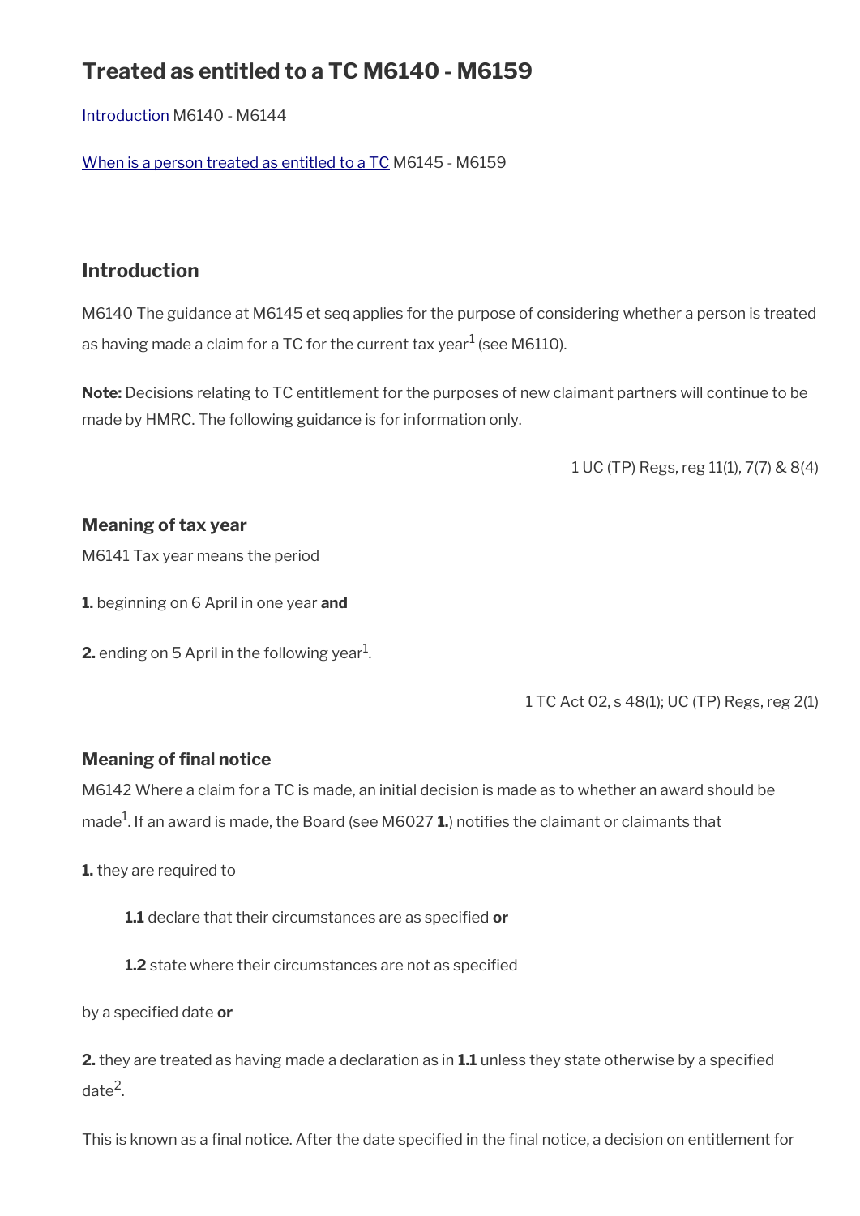# Treated as entitled to a TC M6140 - M6159

[Introduction](#) M6140 - M6144

[When is a person treated as entitled to a TC](#) M6145 - M6159

## Introduction

M6140 The guidance at M6145 et seq applies for the purpose of considering whether a person is treated as having made a claim for a TC for the current tax year[1] (see M6110).

**Note:** Decisions relating to TC entitlement for the purposes of new claimant partners will continue to be made by HMRC. The following guidance is for information only.

1 UC (TP) Regs, reg 11(1), 7(7) & 8(4)

### Meaning of tax year

M6141 Tax year means the period

**1.** beginning on 6 April in one year **and**

**2.** ending on 5 April in the following year[1].

1 TC Act 02, s 48(1); UC (TP) Regs, reg 2(1)

### Meaning of final notice

M6142 Where a claim for a TC is made, an initial decision is made as to whether an award should be made[1]. If an award is made, the Board (see M6027 **1.**) notifies the claimant or claimants that

**1.** they are required to

> **1.1** declare that their circumstances are as specified **or**
>
> **1.2** state where their circumstances are not as specified

by a specified date **or**

**2.** they are treated as having made a declaration as in **1.1** unless they state otherwise by a specified date[2].

This is known as a final notice. After the date specified in the final notice, a decision on entitlement for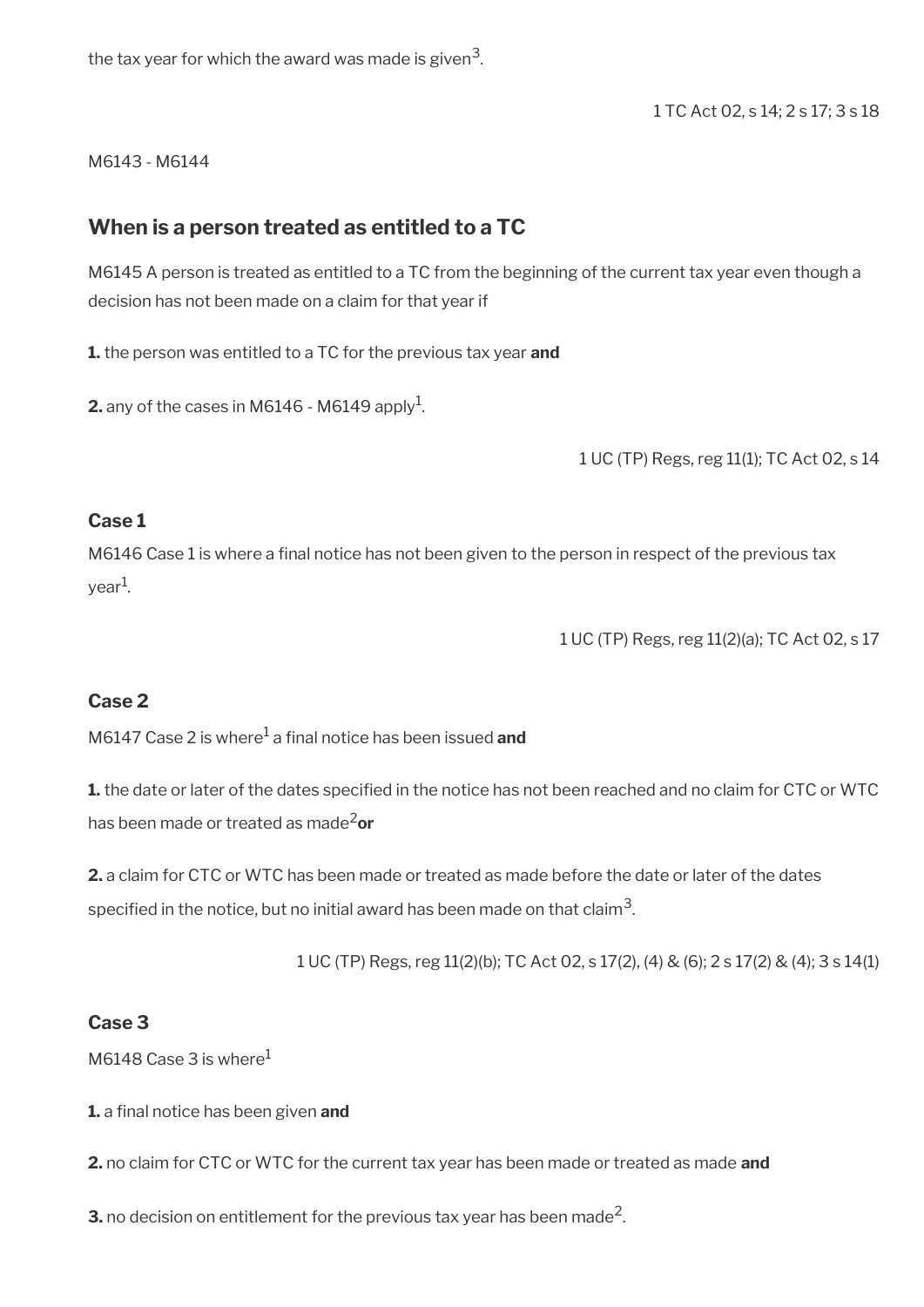the tax year for which the award was made is given[3].

1 TC Act 02, s 14; 2 s 17; 3 s 18

M6143 - M6144

## When is a person treated as entitled to a TC

M6145 A person is treated as entitled to a TC from the beginning of the current tax year even though a decision has not been made on a claim for that year if

**1.** the person was entitled to a TC for the previous tax year **and**

**2.** any of the cases in M6146 - M6149 apply[1].

1 UC (TP) Regs, reg 11(1); TC Act 02, s 14

### Case 1

M6146 Case 1 is where a final notice has not been given to the person in respect of the previous tax year[1].

1 UC (TP) Regs, reg 11(2)(a); TC Act 02, s 17

### Case 2

M6147 Case 2 is where[1] a final notice has been issued **and**

**1.** the date or later of the dates specified in the notice has not been reached and no claim for CTC or WTC has been made or treated as made[2] **or**

**2.** a claim for CTC or WTC has been made or treated as made before the date or later of the dates specified in the notice, but no initial award has been made on that claim[3].

1 UC (TP) Regs, reg 11(2)(b); TC Act 02, s 17(2), (4) & (6); 2 s 17(2) & (4); 3 s 14(1)

### Case 3

M6148 Case 3 is where[1]

**1.** a final notice has been given **and**

**2.** no claim for CTC or WTC for the current tax year has been made or treated as made **and**

**3.** no decision on entitlement for the previous tax year has been made[2].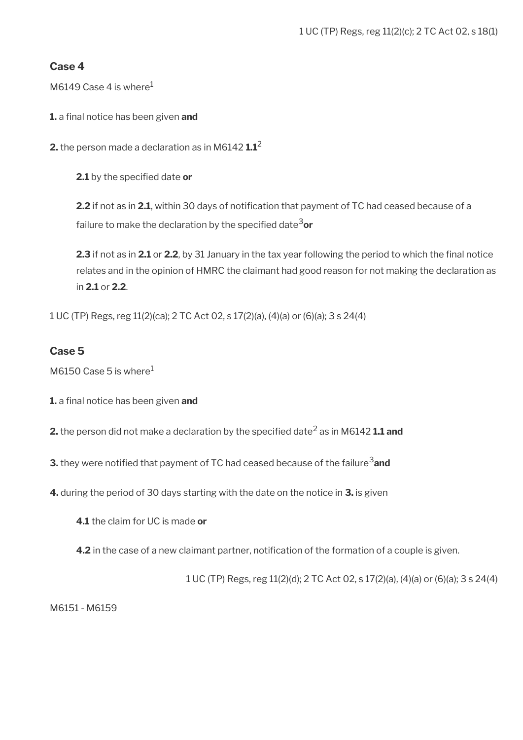1 UC (TP) Regs, reg 11(2)(c); 2 TC Act 02, s 18(1)

### Case 4

M6149 Case 4 is where[1]

**1.** a final notice has been given **and**

**2.** the person made a declaration as in M6142 **1.1**[2]

> **2.1** by the specified date **or**
>
> **2.2** if not as in **2.1**, within 30 days of notification that payment of TC had ceased because of a failure to make the declaration by the specified date[3] **or**
>
> **2.3** if not as in **2.1** or **2.2**, by 31 January in the tax year following the period to which the final notice relates and in the opinion of HMRC the claimant had good reason for not making the declaration as in **2.1** or **2.2**.

1 UC (TP) Regs, reg 11(2)(ca); 2 TC Act 02, s 17(2)(a), (4)(a) or (6)(a); 3 s 24(4)

### Case 5

M6150 Case 5 is where[1]

**1.** a final notice has been given **and**

**2.** the person did not make a declaration by the specified date[2] as in M6142 **1.1 and**

**3.** they were notified that payment of TC had ceased because of the failure[3] **and**

**4.** during the period of 30 days starting with the date on the notice in **3.** is given

> **4.1** the claim for UC is made **or**
>
> **4.2** in the case of a new claimant partner, notification of the formation of a couple is given.

1 UC (TP) Regs, reg 11(2)(d); 2 TC Act 02, s 17(2)(a), (4)(a) or (6)(a); 3 s 24(4)

M6151 - M6159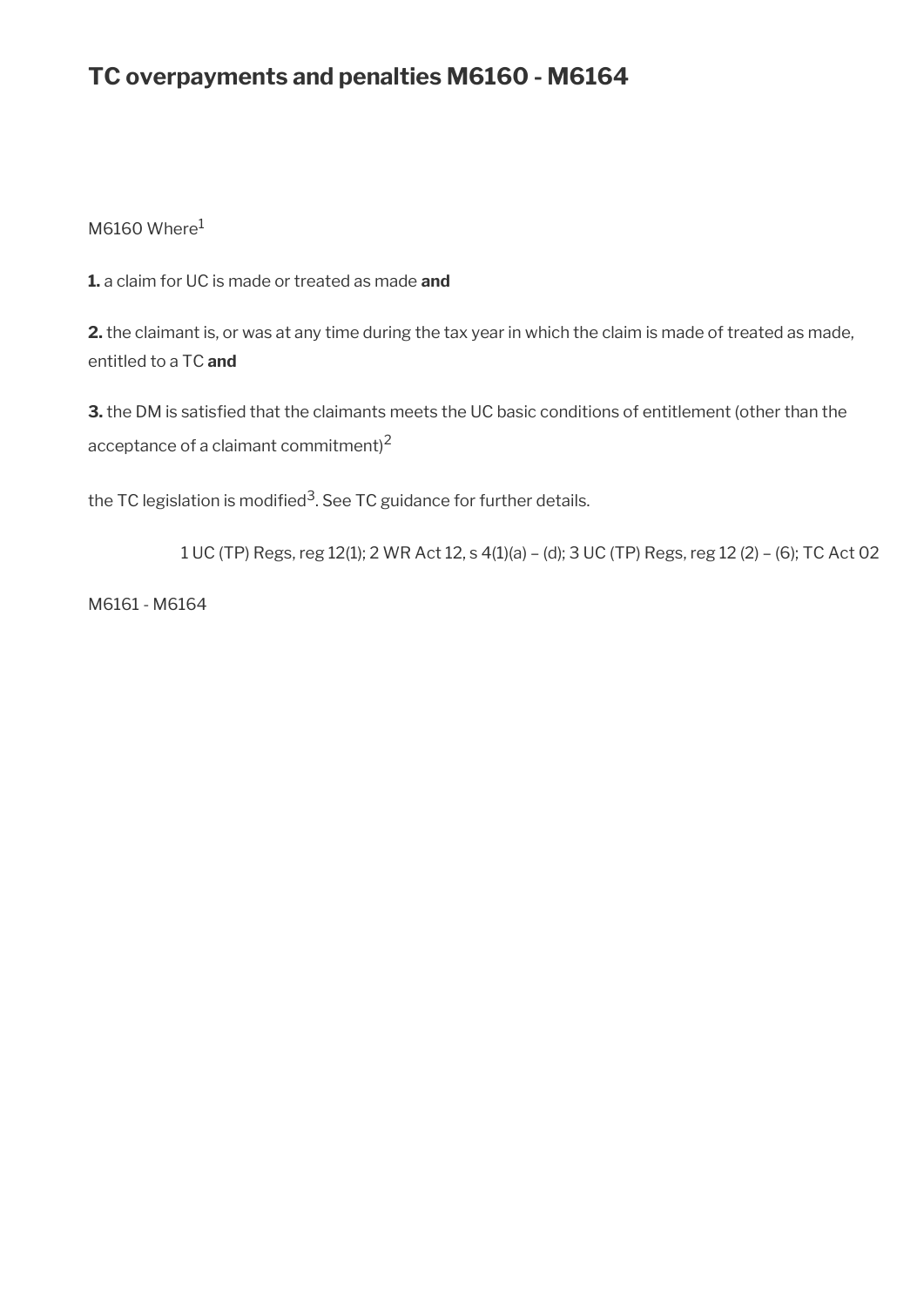## TC overpayments and penalties M6160 - M6164

M6160 Where[1]

**1.** a claim for UC is made or treated as made **and**

**2.** the claimant is, or was at any time during the tax year in which the claim is made of treated as made, entitled to a TC **and**

**3.** the DM is satisfied that the claimants meets the UC basic conditions of entitlement (other than the acceptance of a claimant commitment)[2]

the TC legislation is modified[3]. See TC guidance for further details.

1 UC (TP) Regs, reg 12(1); 2 WR Act 12, s 4(1)(a) – (d); 3 UC (TP) Regs, reg 12 (2) – (6); TC Act 02

M6161 - M6164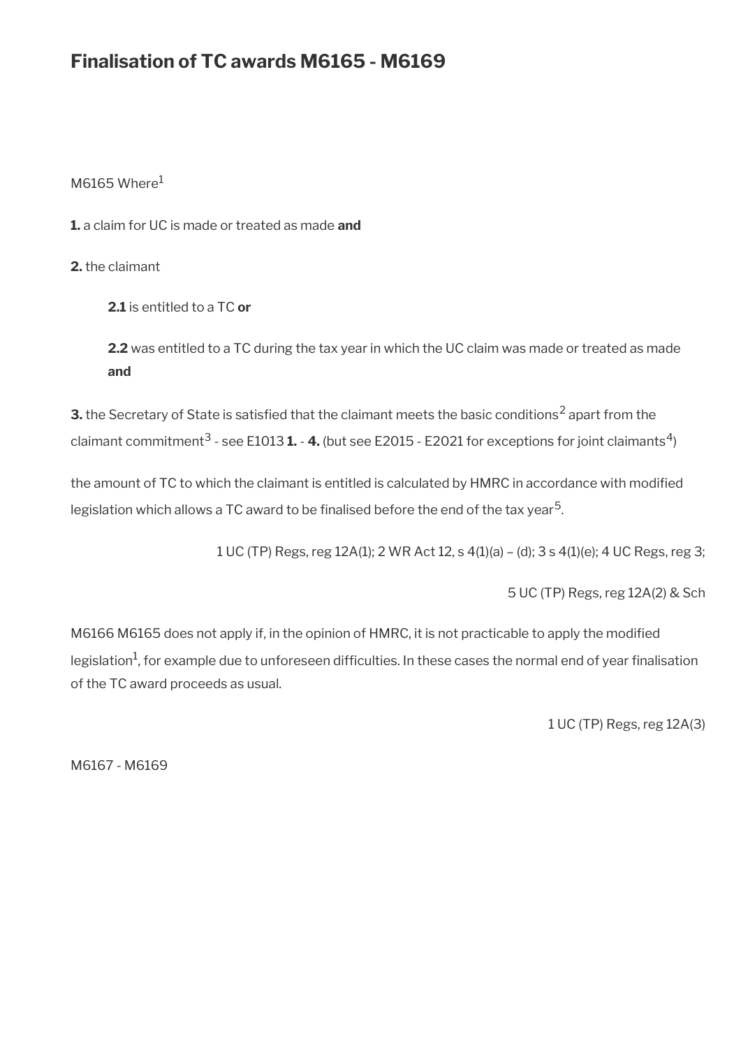## Finalisation of TC awards M6165 - M6169

M6165 Where[1]

**1.** a claim for UC is made or treated as made **and**

**2.** the claimant

> **2.1** is entitled to a TC **or**
>
> **2.2** was entitled to a TC during the tax year in which the UC claim was made or treated as made **and**

**3.** the Secretary of State is satisfied that the claimant meets the basic conditions[2] apart from the claimant commitment[3] - see E1013 **1.** - **4.** (but see E2015 - E2021 for exceptions for joint claimants[4])

the amount of TC to which the claimant is entitled is calculated by HMRC in accordance with modified legislation which allows a TC award to be finalised before the end of the tax year[5].

1 UC (TP) Regs, reg 12A(1); 2 WR Act 12, s 4(1)(a) – (d); 3 s 4(1)(e); 4 UC Regs, reg 3;

5 UC (TP) Regs, reg 12A(2) & Sch

M6166 M6165 does not apply if, in the opinion of HMRC, it is not practicable to apply the modified legislation[1], for example due to unforeseen difficulties. In these cases the normal end of year finalisation of the TC award proceeds as usual.

1 UC (TP) Regs, reg 12A(3)

M6167 - M6169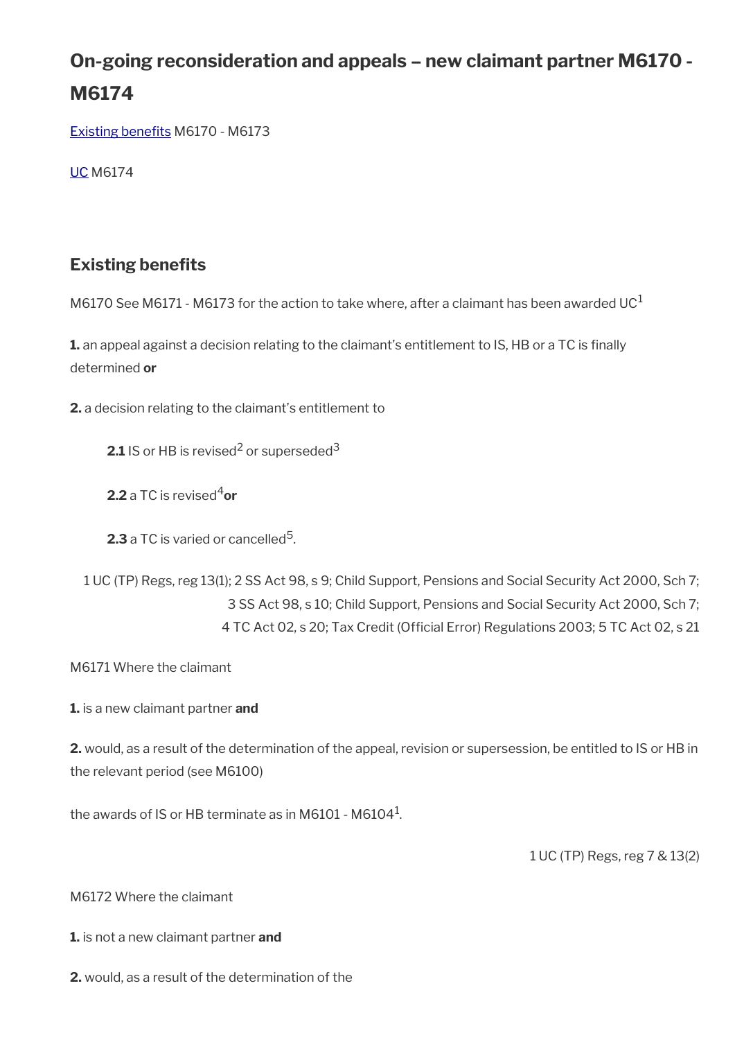## On-going reconsideration and appeals – new claimant partner M6170 - M6174

[Existing benefits](#) M6170 - M6173

[UC](#) M6174

### Existing benefits

M6170 See M6171 - M6173 for the action to take where, after a claimant has been awarded UC[1]

**1.** an appeal against a decision relating to the claimant's entitlement to IS, HB or a TC is finally determined **or**

**2.** a decision relating to the claimant's entitlement to

> **2.1** IS or HB is revised[2] or superseded[3]
>
> **2.2** a TC is revised[4] **or**
>
> **2.3** a TC is varied or cancelled[5].

1 UC (TP) Regs, reg 13(1); 2 SS Act 98, s 9; Child Support, Pensions and Social Security Act 2000, Sch 7; 3 SS Act 98, s 10; Child Support, Pensions and Social Security Act 2000, Sch 7; 4 TC Act 02, s 20; Tax Credit (Official Error) Regulations 2003; 5 TC Act 02, s 21

M6171 Where the claimant

**1.** is a new claimant partner **and**

**2.** would, as a result of the determination of the appeal, revision or supersession, be entitled to IS or HB in the relevant period (see M6100)

the awards of IS or HB terminate as in M6101 - M6104[1].

1 UC (TP) Regs, reg 7 & 13(2)

M6172 Where the claimant

**1.** is not a new claimant partner **and**

**2.** would, as a result of the determination of the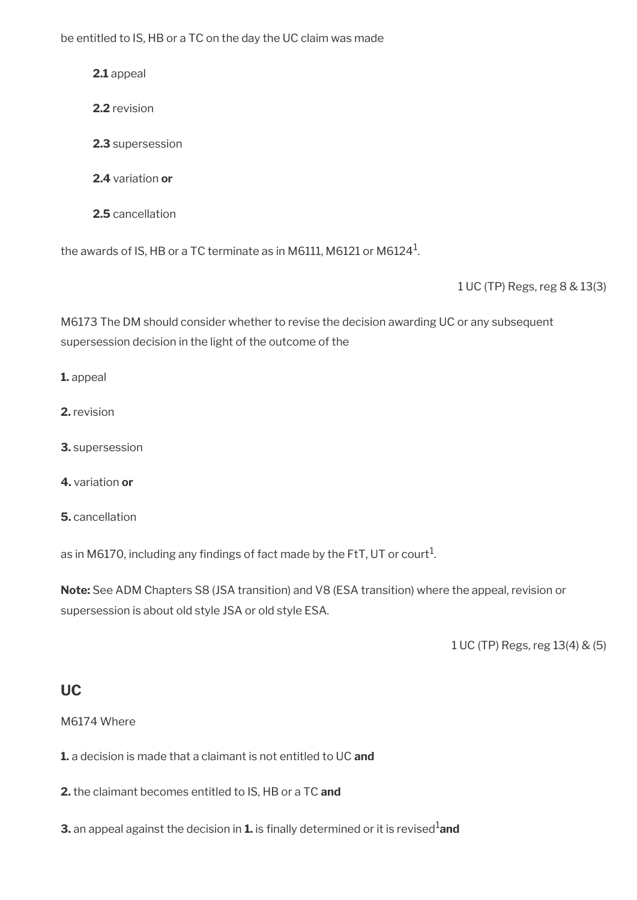be entitled to IS, HB or a TC on the day the UC claim was made

**2.1** appeal

**2.2** revision

**2.3** supersession

**2.4** variation **or**

**2.5** cancellation

the awards of IS, HB or a TC terminate as in M6111, M6121 or M6124[1].

1 UC (TP) Regs, reg 8 & 13(3)

M6173 The DM should consider whether to revise the decision awarding UC or any subsequent supersession decision in the light of the outcome of the

**1.** appeal

**2.** revision

**3.** supersession

**4.** variation **or**

**5.** cancellation

as in M6170, including any findings of fact made by the FtT, UT or court[1].

**Note:** See ADM Chapters S8 (JSA transition) and V8 (ESA transition) where the appeal, revision or supersession is about old style JSA or old style ESA.

1 UC (TP) Regs, reg 13(4) & (5)

## UC

M6174 Where

**1.** a decision is made that a claimant is not entitled to UC **and**

**2.** the claimant becomes entitled to IS, HB or a TC **and**

**3.** an appeal against the decision in **1.** is finally determined or it is revised[1] **and**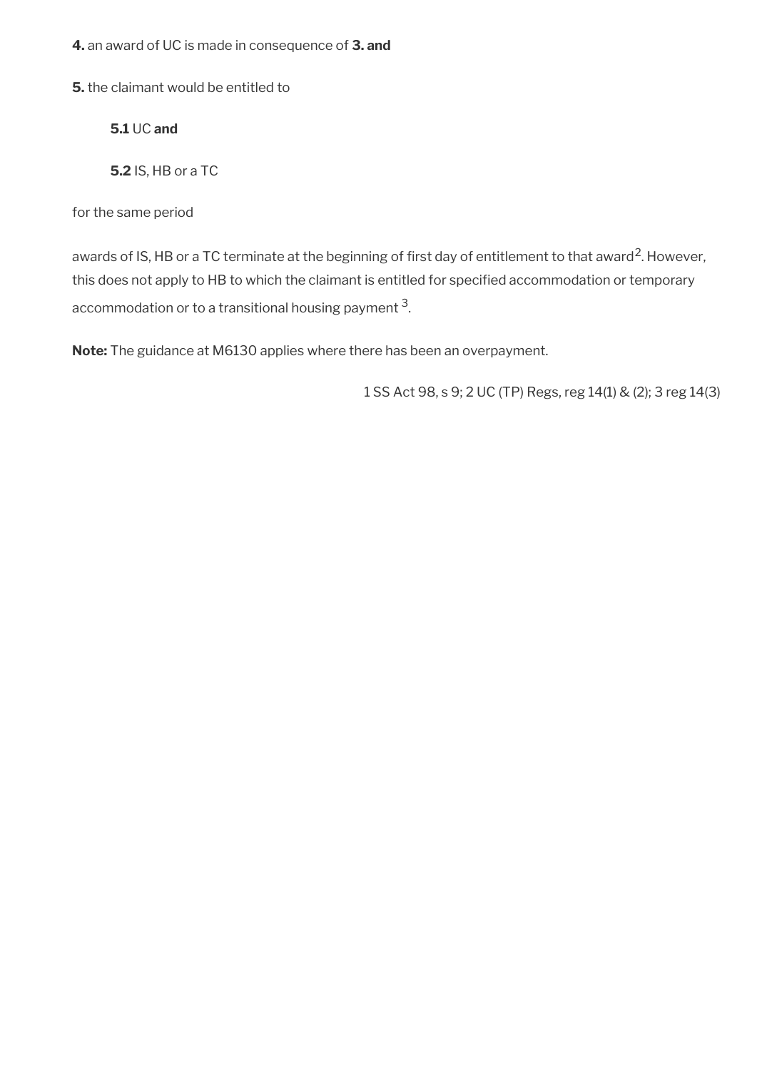**4.** an award of UC is made in consequence of **3. and**

**5.** the claimant would be entitled to

**5.1** UC **and**

**5.2** IS, HB or a TC

for the same period

awards of IS, HB or a TC terminate at the beginning of first day of entitlement to that award[2]. However, this does not apply to HB to which the claimant is entitled for specified accommodation or temporary accommodation or to a transitional housing payment [3].

**Note:** The guidance at M6130 applies where there has been an overpayment.

1 SS Act 98, s 9; 2 UC (TP) Regs, reg 14(1) & (2); 3 reg 14(3)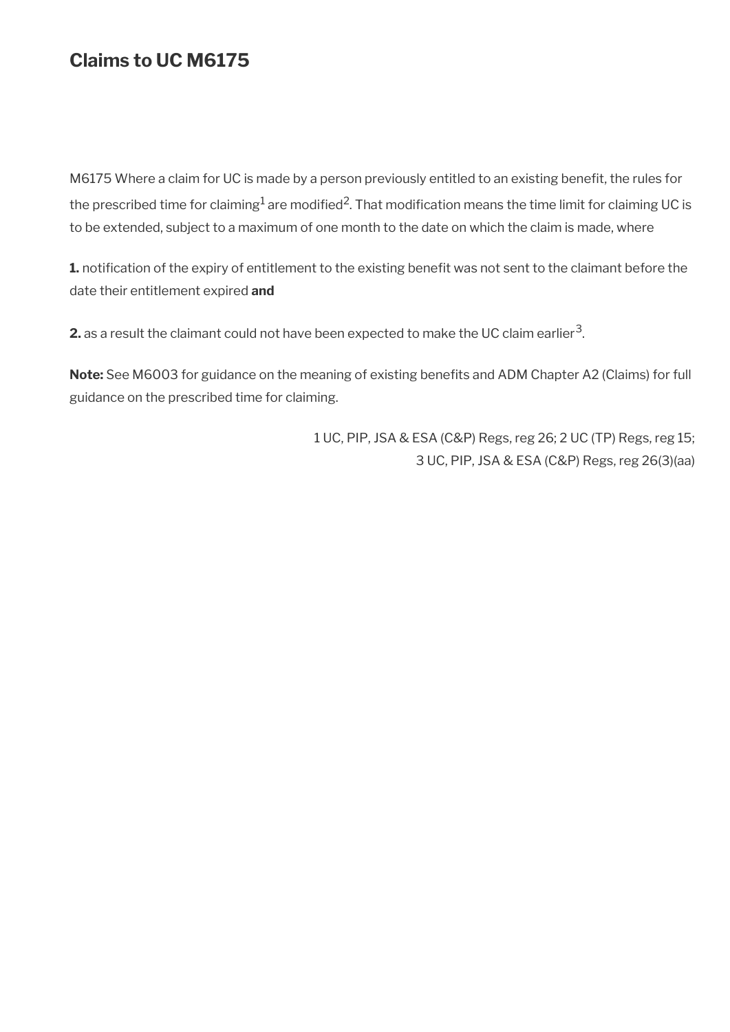## Claims to UC M6175

M6175 Where a claim for UC is made by a person previously entitled to an existing benefit, the rules for the prescribed time for claiming[1] are modified[2]. That modification means the time limit for claiming UC is to be extended, subject to a maximum of one month to the date on which the claim is made, where

**1.** notification of the expiry of entitlement to the existing benefit was not sent to the claimant before the date their entitlement expired **and**

**2.** as a result the claimant could not have been expected to make the UC claim earlier[3].

**Note:** See M6003 for guidance on the meaning of existing benefits and ADM Chapter A2 (Claims) for full guidance on the prescribed time for claiming.

1 UC, PIP, JSA & ESA (C&P) Regs, reg 26; 2 UC (TP) Regs, reg 15;
3 UC, PIP, JSA & ESA (C&P) Regs, reg 26(3)(aa)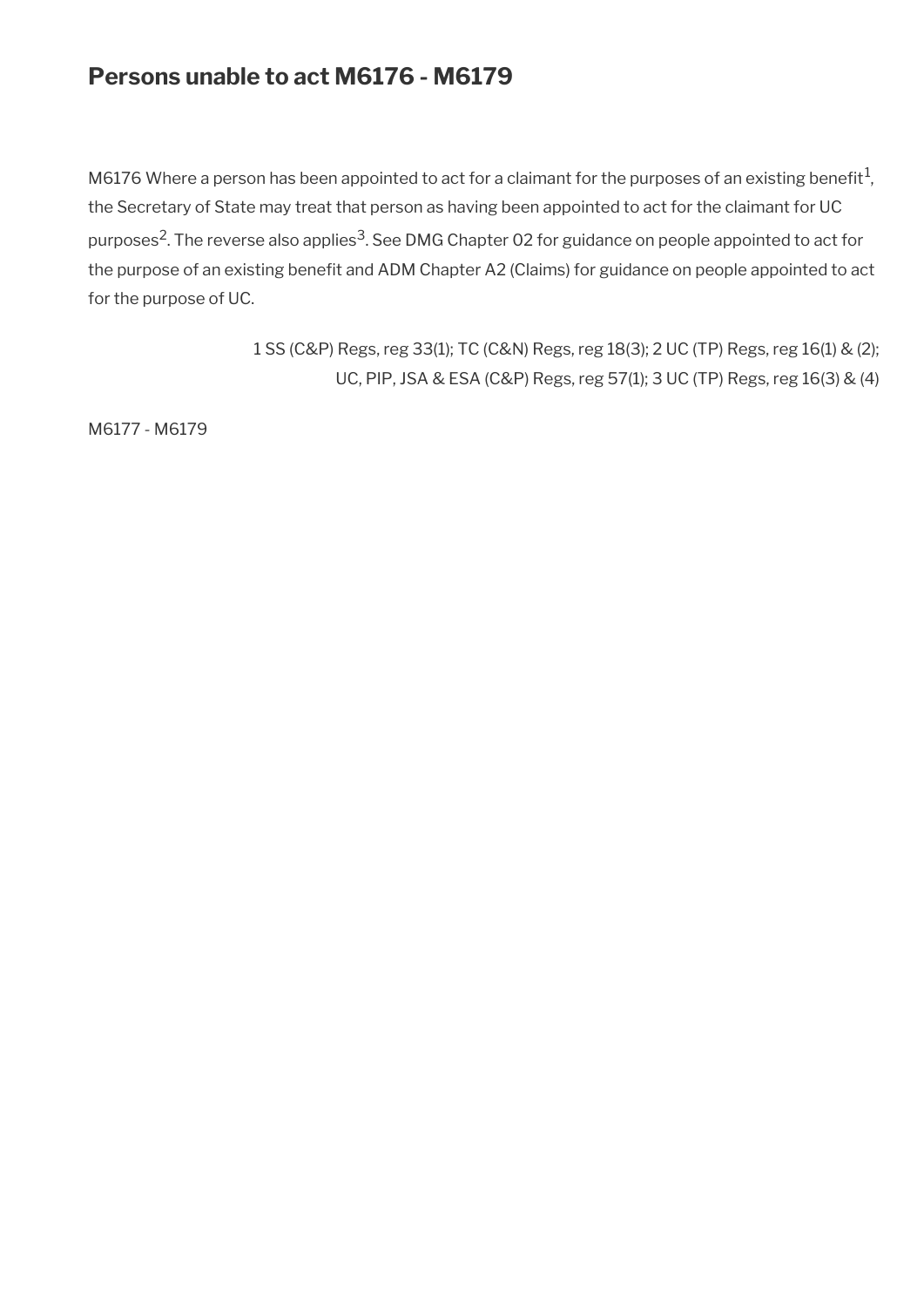## Persons unable to act M6176 - M6179

M6176 Where a person has been appointed to act for a claimant for the purposes of an existing benefit[1], the Secretary of State may treat that person as having been appointed to act for the claimant for UC purposes[2]. The reverse also applies[3]. See DMG Chapter 02 for guidance on people appointed to act for the purpose of an existing benefit and ADM Chapter A2 (Claims) for guidance on people appointed to act for the purpose of UC.

1 SS (C&P) Regs, reg 33(1); TC (C&N) Regs, reg 18(3); 2 UC (TP) Regs, reg 16(1) & (2); UC, PIP, JSA & ESA (C&P) Regs, reg 57(1); 3 UC (TP) Regs, reg 16(3) & (4)

M6177 - M6179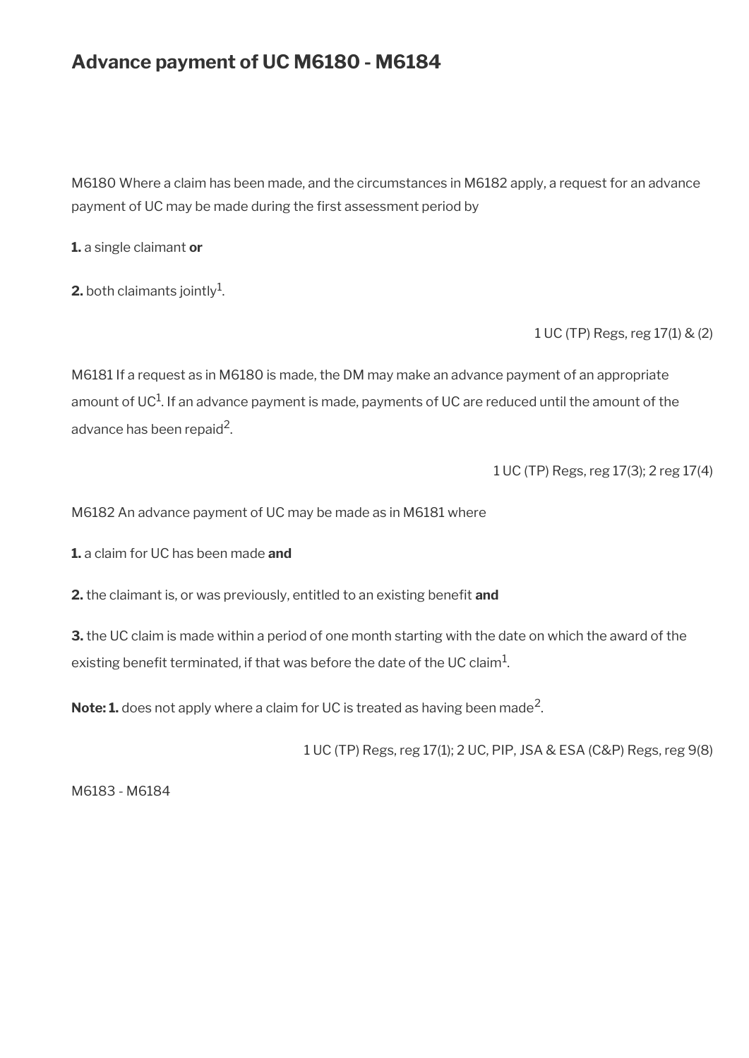# Advance payment of UC M6180 - M6184

M6180 Where a claim has been made, and the circumstances in M6182 apply, a request for an advance payment of UC may be made during the first assessment period by

**1.** a single claimant **or**

**2.** both claimants jointly[1].

1 UC (TP) Regs, reg 17(1) & (2)

M6181 If a request as in M6180 is made, the DM may make an advance payment of an appropriate amount of UC[1]. If an advance payment is made, payments of UC are reduced until the amount of the advance has been repaid[2].

1 UC (TP) Regs, reg 17(3); 2 reg 17(4)

M6182 An advance payment of UC may be made as in M6181 where

**1.** a claim for UC has been made **and**

**2.** the claimant is, or was previously, entitled to an existing benefit **and**

**3.** the UC claim is made within a period of one month starting with the date on which the award of the existing benefit terminated, if that was before the date of the UC claim[1].

**Note: 1.** does not apply where a claim for UC is treated as having been made[2].

1 UC (TP) Regs, reg 17(1); 2 UC, PIP, JSA & ESA (C&P) Regs, reg 9(8)

M6183 - M6184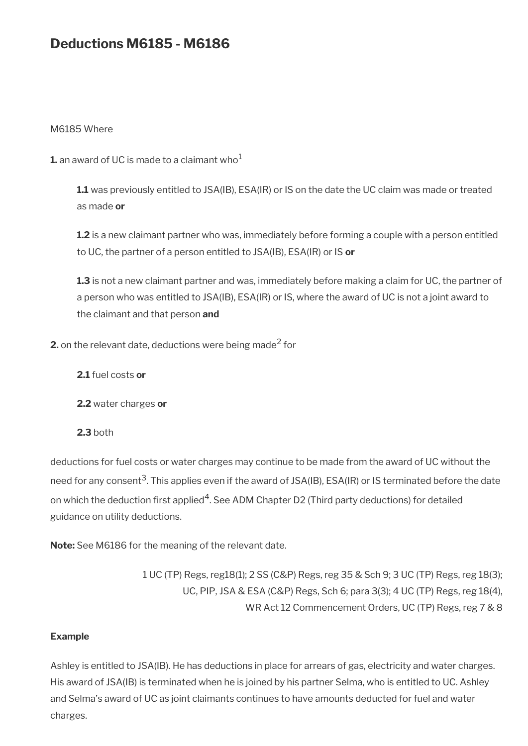# Deductions M6185 - M6186

M6185 Where

**1.** an award of UC is made to a claimant who[1]

> **1.1** was previously entitled to JSA(IB), ESA(IR) or IS on the date the UC claim was made or treated as made **or**
>
> **1.2** is a new claimant partner who was, immediately before forming a couple with a person entitled to UC, the partner of a person entitled to JSA(IB), ESA(IR) or IS **or**
>
> **1.3** is not a new claimant partner and was, immediately before making a claim for UC, the partner of a person who was entitled to JSA(IB), ESA(IR) or IS, where the award of UC is not a joint award to the claimant and that person **and**

**2.** on the relevant date, deductions were being made[2] for

> **2.1** fuel costs **or**
>
> **2.2** water charges **or**
>
> **2.3** both

deductions for fuel costs or water charges may continue to be made from the award of UC without the need for any consent[3]. This applies even if the award of JSA(IB), ESA(IR) or IS terminated before the date on which the deduction first applied[4]. See ADM Chapter D2 (Third party deductions) for detailed guidance on utility deductions.

**Note:** See M6186 for the meaning of the relevant date.

1 UC (TP) Regs, reg18(1); 2 SS (C&P) Regs, reg 35 & Sch 9; 3 UC (TP) Regs, reg 18(3); UC, PIP, JSA & ESA (C&P) Regs, Sch 6; para 3(3); 4 UC (TP) Regs, reg 18(4), WR Act 12 Commencement Orders, UC (TP) Regs, reg 7 & 8

**Example**

Ashley is entitled to JSA(IB). He has deductions in place for arrears of gas, electricity and water charges. His award of JSA(IB) is terminated when he is joined by his partner Selma, who is entitled to UC. Ashley and Selma's award of UC as joint claimants continues to have amounts deducted for fuel and water charges.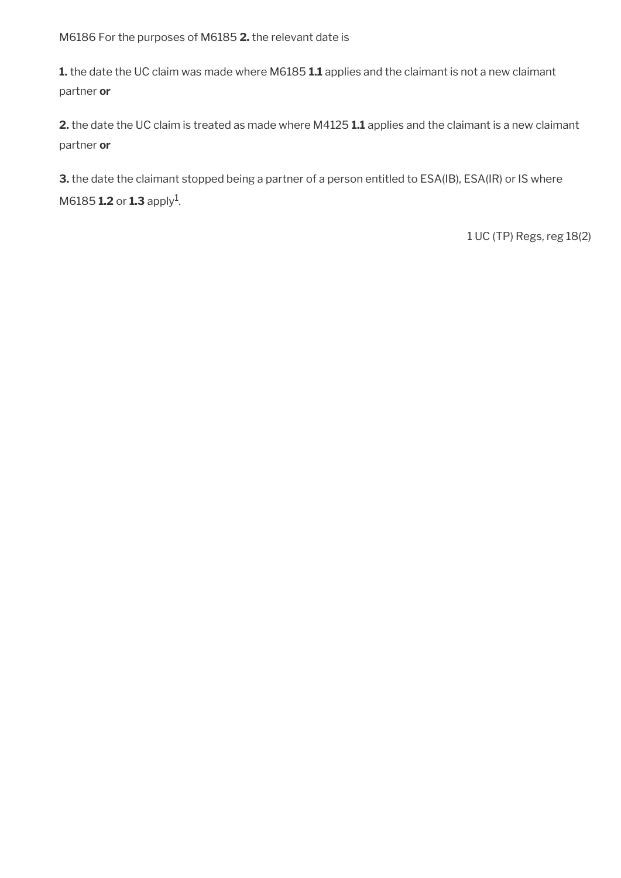M6186 For the purposes of M6185 **2.** the relevant date is

**1.** the date the UC claim was made where M6185 **1.1** applies and the claimant is not a new claimant partner **or**

**2.** the date the UC claim is treated as made where M4125 **1.1** applies and the claimant is a new claimant partner **or**

**3.** the date the claimant stopped being a partner of a person entitled to ESA(IB), ESA(IR) or IS where M6185 **1.2** or **1.3** apply[1].

1 UC (TP) Regs, reg 18(2)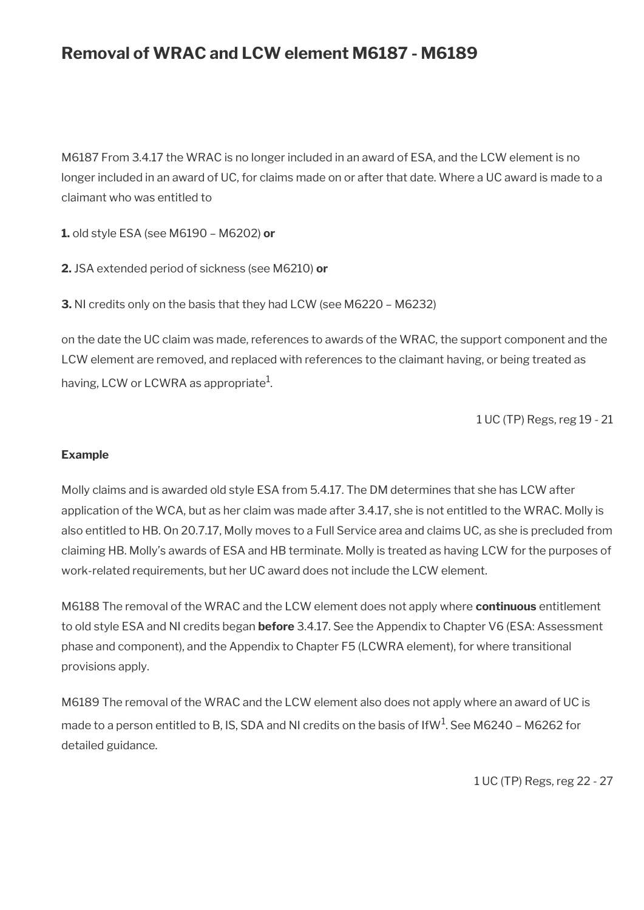## Removal of WRAC and LCW element M6187 - M6189

M6187 From 3.4.17 the WRAC is no longer included in an award of ESA, and the LCW element is no longer included in an award of UC, for claims made on or after that date. Where a UC award is made to a claimant who was entitled to

**1.** old style ESA (see M6190 – M6202) **or**

**2.** JSA extended period of sickness (see M6210) **or**

**3.** NI credits only on the basis that they had LCW (see M6220 – M6232)

on the date the UC claim was made, references to awards of the WRAC, the support component and the LCW element are removed, and replaced with references to the claimant having, or being treated as having, LCW or LCWRA as appropriate[1].

1 UC (TP) Regs, reg 19 - 21

**Example**

Molly claims and is awarded old style ESA from 5.4.17. The DM determines that she has LCW after application of the WCA, but as her claim was made after 3.4.17, she is not entitled to the WRAC. Molly is also entitled to HB. On 20.7.17, Molly moves to a Full Service area and claims UC, as she is precluded from claiming HB. Molly's awards of ESA and HB terminate. Molly is treated as having LCW for the purposes of work-related requirements, but her UC award does not include the LCW element.

M6188 The removal of the WRAC and the LCW element does not apply where **continuous** entitlement to old style ESA and NI credits began **before** 3.4.17. See the Appendix to Chapter V6 (ESA: Assessment phase and component), and the Appendix to Chapter F5 (LCWRA element), for where transitional provisions apply.

M6189 The removal of the WRAC and the LCW element also does not apply where an award of UC is made to a person entitled to B, IS, SDA and NI credits on the basis of IfW[1]. See M6240 – M6262 for detailed guidance.

1 UC (TP) Regs, reg 22 - 27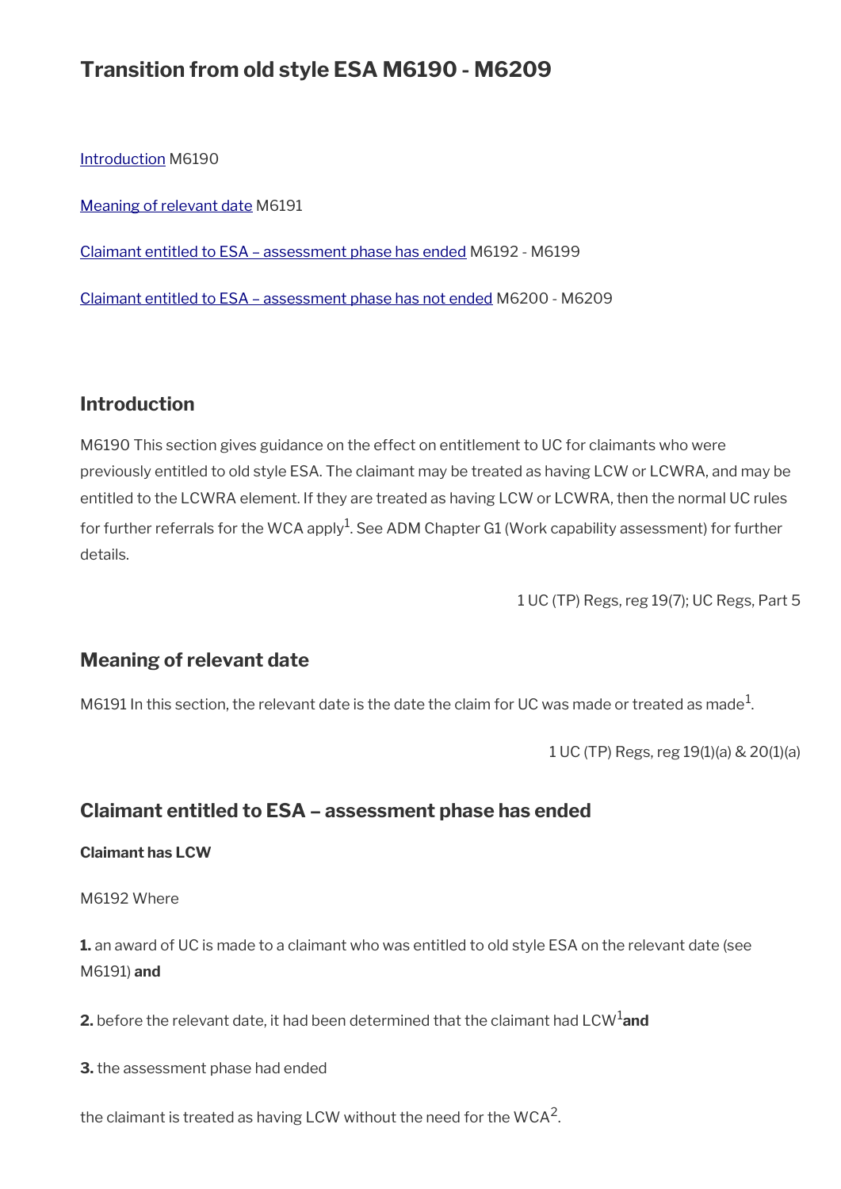# Transition from old style ESA M6190 - M6209

[Introduction](#) M6190

[Meaning of relevant date](#) M6191

[Claimant entitled to ESA – assessment phase has ended](#) M6192 - M6199

[Claimant entitled to ESA – assessment phase has not ended](#) M6200 - M6209

## Introduction

M6190 This section gives guidance on the effect on entitlement to UC for claimants who were previously entitled to old style ESA. The claimant may be treated as having LCW or LCWRA, and may be entitled to the LCWRA element. If they are treated as having LCW or LCWRA, then the normal UC rules for further referrals for the WCA apply[1]. See ADM Chapter G1 (Work capability assessment) for further details.

1 UC (TP) Regs, reg 19(7); UC Regs, Part 5

## Meaning of relevant date

M6191 In this section, the relevant date is the date the claim for UC was made or treated as made[1].

1 UC (TP) Regs, reg 19(1)(a) & 20(1)(a)

## Claimant entitled to ESA – assessment phase has ended

**Claimant has LCW**

M6192 Where

**1.** an award of UC is made to a claimant who was entitled to old style ESA on the relevant date (see M6191) **and**

**2.** before the relevant date, it had been determined that the claimant had LCW[1] **and**

**3.** the assessment phase had ended

the claimant is treated as having LCW without the need for the WCA[2].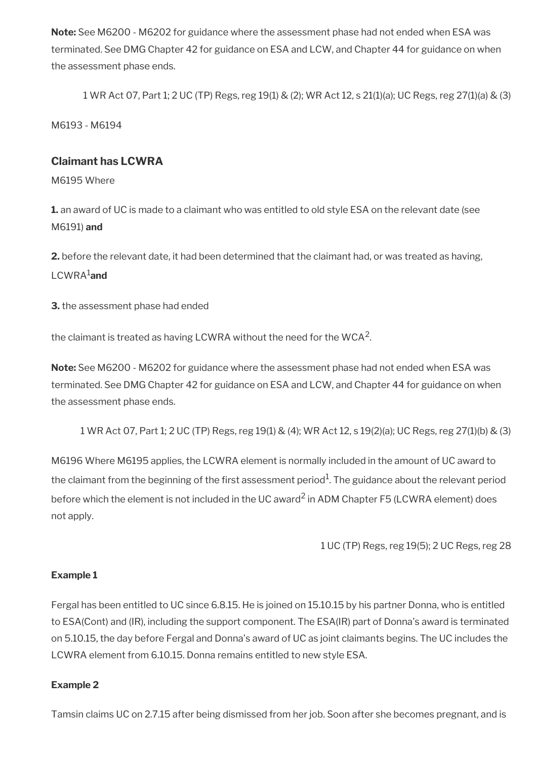**Note:** See M6200 - M6202 for guidance where the assessment phase had not ended when ESA was terminated. See DMG Chapter 42 for guidance on ESA and LCW, and Chapter 44 for guidance on when the assessment phase ends.

1 WR Act 07, Part 1; 2 UC (TP) Regs, reg 19(1) & (2); WR Act 12, s 21(1)(a); UC Regs, reg 27(1)(a) & (3)

M6193 - M6194

### Claimant has LCWRA

M6195 Where

**1.** an award of UC is made to a claimant who was entitled to old style ESA on the relevant date (see M6191) **and**

**2.** before the relevant date, it had been determined that the claimant had, or was treated as having, LCWRA[1] **and**

**3.** the assessment phase had ended

the claimant is treated as having LCWRA without the need for the WCA[2].

**Note:** See M6200 - M6202 for guidance where the assessment phase had not ended when ESA was terminated. See DMG Chapter 42 for guidance on ESA and LCW, and Chapter 44 for guidance on when the assessment phase ends.

1 WR Act 07, Part 1; 2 UC (TP) Regs, reg 19(1) & (4); WR Act 12, s 19(2)(a); UC Regs, reg 27(1)(b) & (3)

M6196 Where M6195 applies, the LCWRA element is normally included in the amount of UC award to the claimant from the beginning of the first assessment period[1]. The guidance about the relevant period before which the element is not included in the UC award[2] in ADM Chapter F5 (LCWRA element) does not apply.

1 UC (TP) Regs, reg 19(5); 2 UC Regs, reg 28

#### Example 1

Fergal has been entitled to UC since 6.8.15. He is joined on 15.10.15 by his partner Donna, who is entitled to ESA(Cont) and (IR), including the support component. The ESA(IR) part of Donna's award is terminated on 5.10.15, the day before Fergal and Donna's award of UC as joint claimants begins. The UC includes the LCWRA element from 6.10.15. Donna remains entitled to new style ESA.

#### Example 2

Tamsin claims UC on 2.7.15 after being dismissed from her job. Soon after she becomes pregnant, and is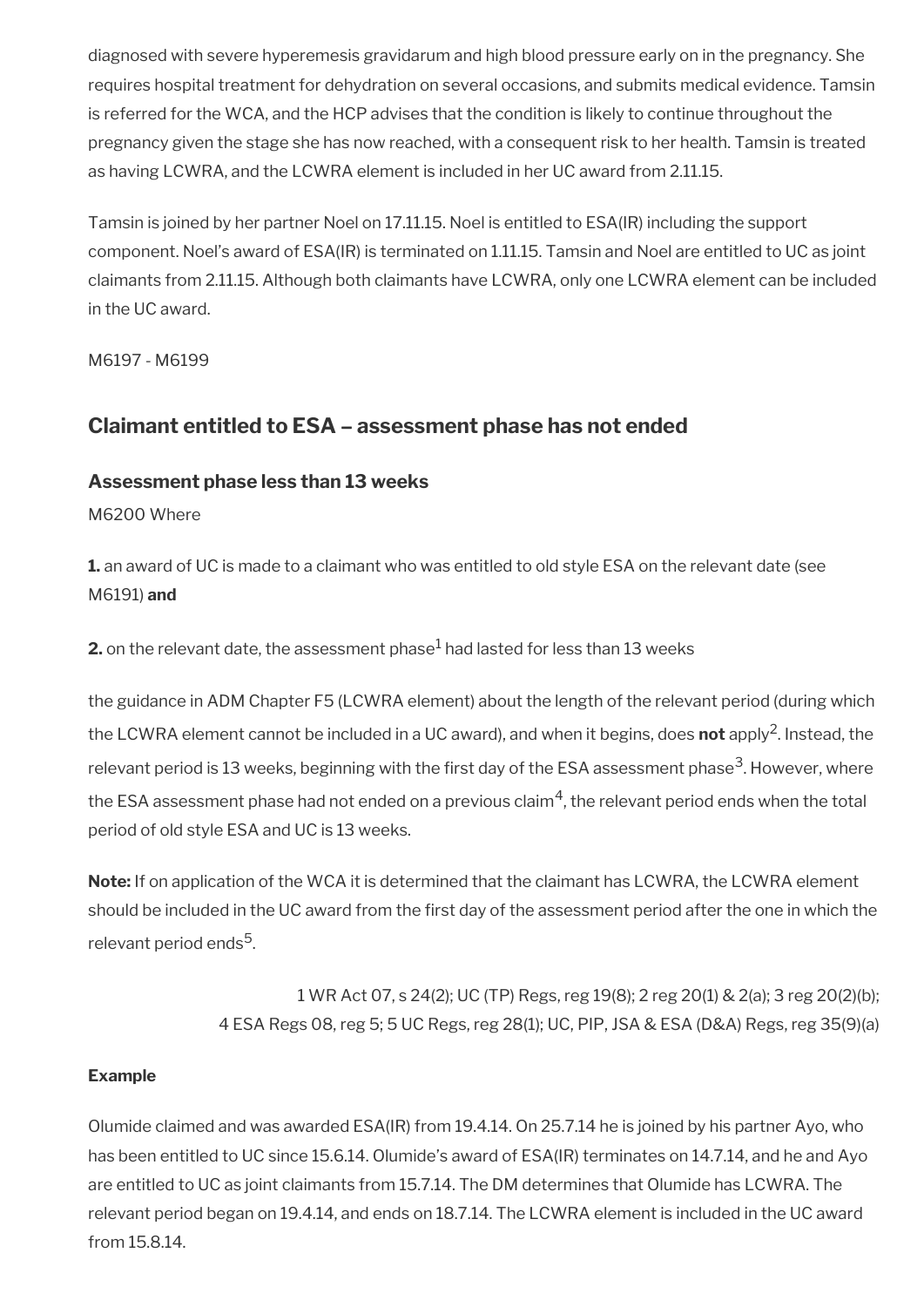diagnosed with severe hyperemesis gravidarum and high blood pressure early on in the pregnancy. She requires hospital treatment for dehydration on several occasions, and submits medical evidence. Tamsin is referred for the WCA, and the HCP advises that the condition is likely to continue throughout the pregnancy given the stage she has now reached, with a consequent risk to her health. Tamsin is treated as having LCWRA, and the LCWRA element is included in her UC award from 2.11.15.

Tamsin is joined by her partner Noel on 17.11.15. Noel is entitled to ESA(IR) including the support component. Noel's award of ESA(IR) is terminated on 1.11.15. Tamsin and Noel are entitled to UC as joint claimants from 2.11.15. Although both claimants have LCWRA, only one LCWRA element can be included in the UC award.

M6197 - M6199

## Claimant entitled to ESA – assessment phase has not ended

### Assessment phase less than 13 weeks

M6200 Where

**1.** an award of UC is made to a claimant who was entitled to old style ESA on the relevant date (see M6191) **and**

**2.** on the relevant date, the assessment phase[1] had lasted for less than 13 weeks

the guidance in ADM Chapter F5 (LCWRA element) about the length of the relevant period (during which the LCWRA element cannot be included in a UC award), and when it begins, does **not** apply[2]. Instead, the relevant period is 13 weeks, beginning with the first day of the ESA assessment phase[3]. However, where the ESA assessment phase had not ended on a previous claim[4], the relevant period ends when the total period of old style ESA and UC is 13 weeks.

**Note:** If on application of the WCA it is determined that the claimant has LCWRA, the LCWRA element should be included in the UC award from the first day of the assessment period after the one in which the relevant period ends[5].

1 WR Act 07, s 24(2); UC (TP) Regs, reg 19(8); 2 reg 20(1) & 2(a); 3 reg 20(2)(b); 4 ESA Regs 08, reg 5; 5 UC Regs, reg 28(1); UC, PIP, JSA & ESA (D&A) Regs, reg 35(9)(a)

**Example**

Olumide claimed and was awarded ESA(IR) from 19.4.14. On 25.7.14 he is joined by his partner Ayo, who has been entitled to UC since 15.6.14. Olumide's award of ESA(IR) terminates on 14.7.14, and he and Ayo are entitled to UC as joint claimants from 15.7.14. The DM determines that Olumide has LCWRA. The relevant period began on 19.4.14, and ends on 18.7.14. The LCWRA element is included in the UC award from 15.8.14.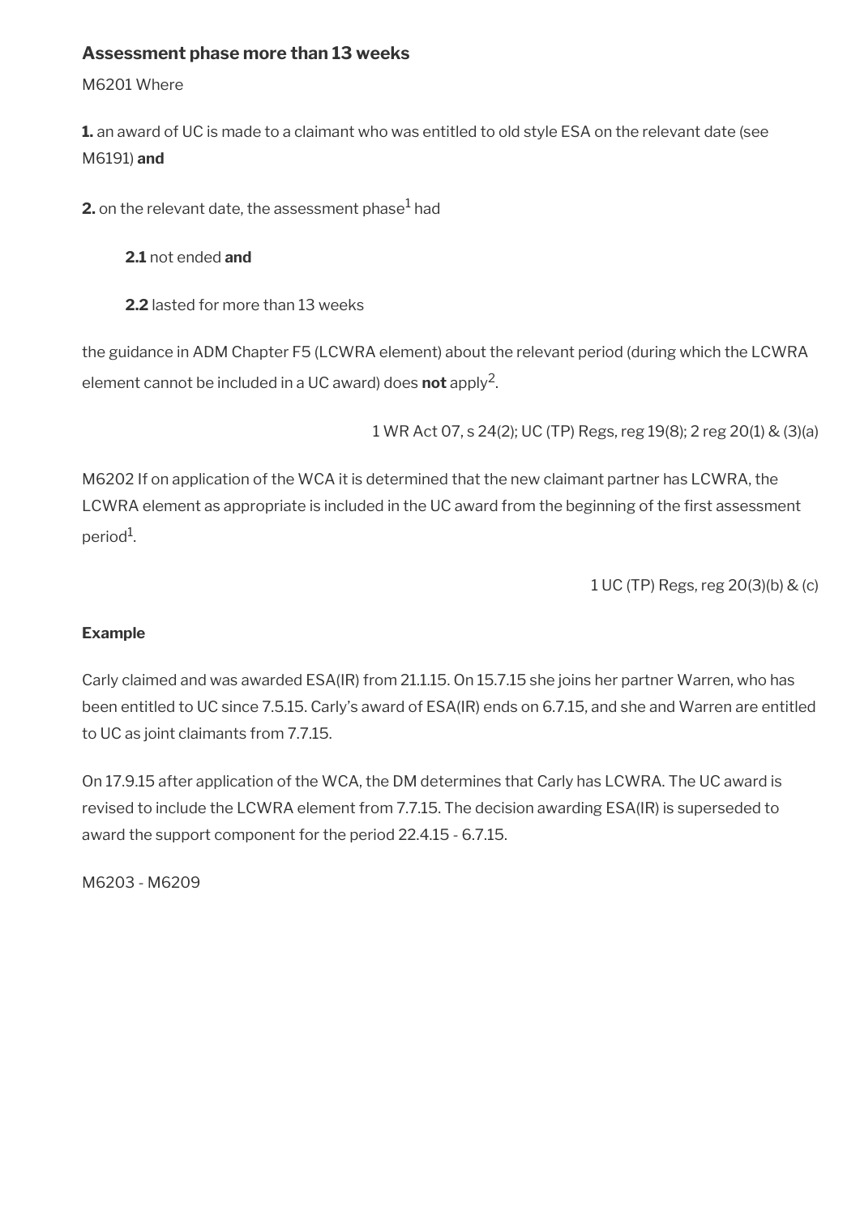### Assessment phase more than 13 weeks

M6201 Where

**1.** an award of UC is made to a claimant who was entitled to old style ESA on the relevant date (see M6191) **and**

**2.** on the relevant date, the assessment phase[1] had

> **2.1** not ended **and**
>
> **2.2** lasted for more than 13 weeks

the guidance in ADM Chapter F5 (LCWRA element) about the relevant period (during which the LCWRA element cannot be included in a UC award) does **not** apply[2].

1 WR Act 07, s 24(2); UC (TP) Regs, reg 19(8); 2 reg 20(1) & (3)(a)

M6202 If on application of the WCA it is determined that the new claimant partner has LCWRA, the LCWRA element as appropriate is included in the UC award from the beginning of the first assessment period[1].

1 UC (TP) Regs, reg 20(3)(b) & (c)

**Example**

Carly claimed and was awarded ESA(IR) from 21.1.15. On 15.7.15 she joins her partner Warren, who has been entitled to UC since 7.5.15. Carly's award of ESA(IR) ends on 6.7.15, and she and Warren are entitled to UC as joint claimants from 7.7.15.

On 17.9.15 after application of the WCA, the DM determines that Carly has LCWRA. The UC award is revised to include the LCWRA element from 7.7.15. The decision awarding ESA(IR) is superseded to award the support component for the period 22.4.15 - 6.7.15.

M6203 - M6209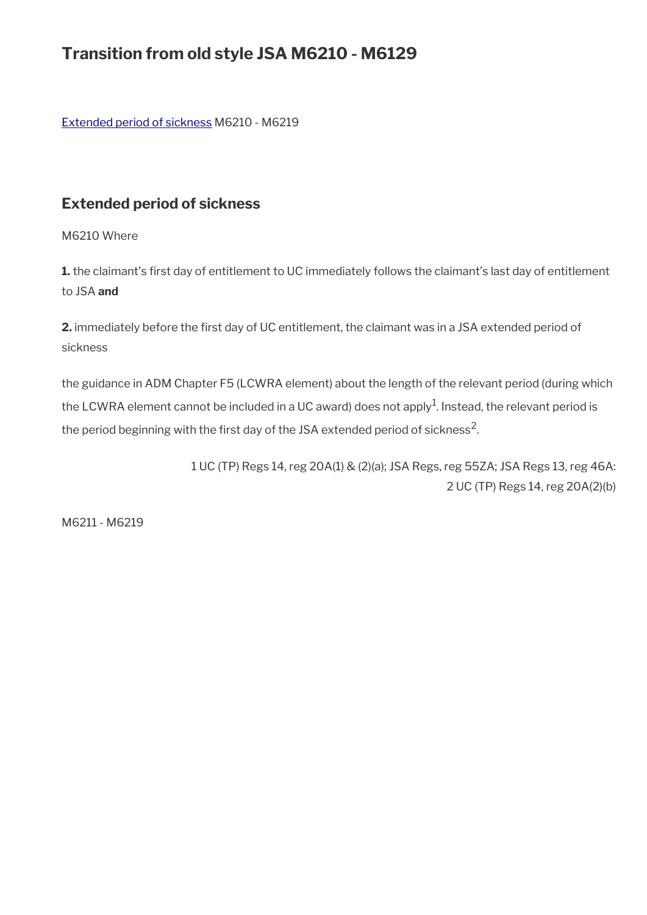# Transition from old style JSA M6210 - M6129

Extended period of sickness M6210 - M6219

## Extended period of sickness

M6210 Where

**1.** the claimant's first day of entitlement to UC immediately follows the claimant's last day of entitlement to JSA **and**

**2.** immediately before the first day of UC entitlement, the claimant was in a JSA extended period of sickness

the guidance in ADM Chapter F5 (LCWRA element) about the length of the relevant period (during which the LCWRA element cannot be included in a UC award) does not apply[1]. Instead, the relevant period is the period beginning with the first day of the JSA extended period of sickness[2].

1 UC (TP) Regs 14, reg 20A(1) & (2)(a); JSA Regs, reg 55ZA; JSA Regs 13, reg 46A: 2 UC (TP) Regs 14, reg 20A(2)(b)

M6211 - M6219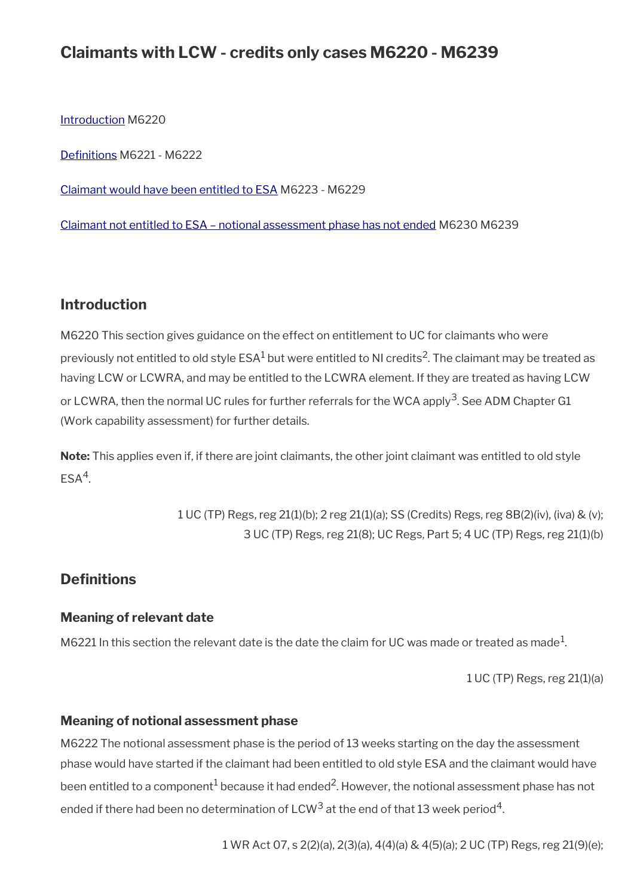# Claimants with LCW - credits only cases M6220 - M6239

Introduction M6220

Definitions M6221 - M6222

Claimant would have been entitled to ESA M6223 - M6229

Claimant not entitled to ESA – notional assessment phase has not ended M6230 M6239

## Introduction

M6220 This section gives guidance on the effect on entitlement to UC for claimants who were previously not entitled to old style ESA[1] but were entitled to NI credits[2]. The claimant may be treated as having LCW or LCWRA, and may be entitled to the LCWRA element. If they are treated as having LCW or LCWRA, then the normal UC rules for further referrals for the WCA apply[3]. See ADM Chapter G1 (Work capability assessment) for further details.

**Note:** This applies even if, if there are joint claimants, the other joint claimant was entitled to old style ESA[4].

1 UC (TP) Regs, reg 21(1)(b); 2 reg 21(1)(a); SS (Credits) Regs, reg 8B(2)(iv), (iva) & (v); 3 UC (TP) Regs, reg 21(8); UC Regs, Part 5; 4 UC (TP) Regs, reg 21(1)(b)

## Definitions

### Meaning of relevant date

M6221 In this section the relevant date is the date the claim for UC was made or treated as made[1].

1 UC (TP) Regs, reg 21(1)(a)

### Meaning of notional assessment phase

M6222 The notional assessment phase is the period of 13 weeks starting on the day the assessment phase would have started if the claimant had been entitled to old style ESA and the claimant would have been entitled to a component[1] because it had ended[2]. However, the notional assessment phase has not ended if there had been no determination of LCW[3] at the end of that 13 week period[4].

1 WR Act 07, s 2(2)(a), 2(3)(a), 4(4)(a) & 4(5)(a); 2 UC (TP) Regs, reg 21(9)(e);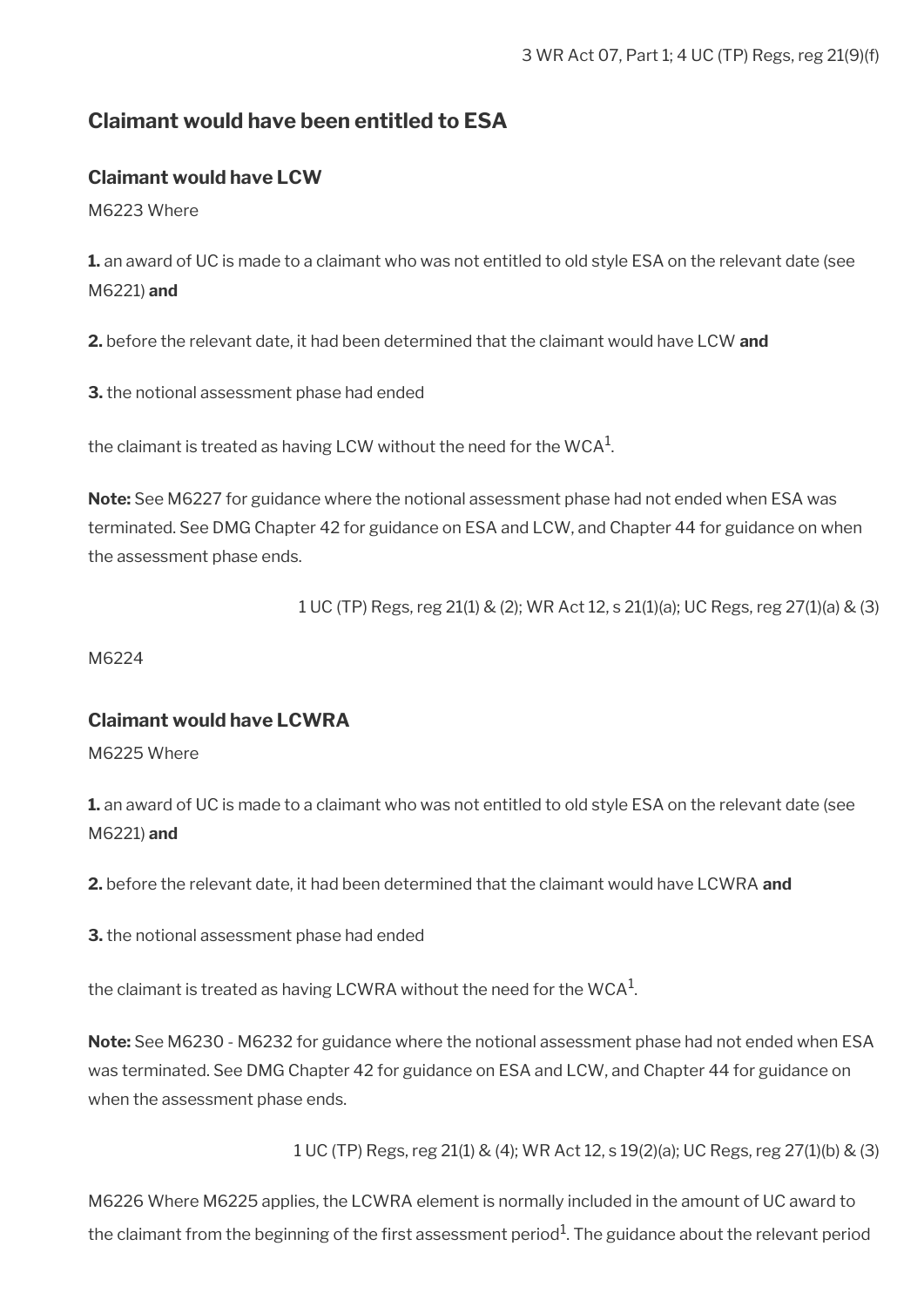3 WR Act 07, Part 1; 4 UC (TP) Regs, reg 21(9)(f)

## Claimant would have been entitled to ESA

### Claimant would have LCW

M6223 Where

**1.** an award of UC is made to a claimant who was not entitled to old style ESA on the relevant date (see M6221) **and**

**2.** before the relevant date, it had been determined that the claimant would have LCW **and**

**3.** the notional assessment phase had ended

the claimant is treated as having LCW without the need for the WCA[1].

**Note:** See M6227 for guidance where the notional assessment phase had not ended when ESA was terminated. See DMG Chapter 42 for guidance on ESA and LCW, and Chapter 44 for guidance on when the assessment phase ends.

1 UC (TP) Regs, reg 21(1) & (2); WR Act 12, s 21(1)(a); UC Regs, reg 27(1)(a) & (3)

M6224

### Claimant would have LCWRA

M6225 Where

**1.** an award of UC is made to a claimant who was not entitled to old style ESA on the relevant date (see M6221) **and**

**2.** before the relevant date, it had been determined that the claimant would have LCWRA **and**

**3.** the notional assessment phase had ended

the claimant is treated as having LCWRA without the need for the WCA[1].

**Note:** See M6230 - M6232 for guidance where the notional assessment phase had not ended when ESA was terminated. See DMG Chapter 42 for guidance on ESA and LCW, and Chapter 44 for guidance on when the assessment phase ends.

1 UC (TP) Regs, reg 21(1) & (4); WR Act 12, s 19(2)(a); UC Regs, reg 27(1)(b) & (3)

M6226 Where M6225 applies, the LCWRA element is normally included in the amount of UC award to the claimant from the beginning of the first assessment period[1]. The guidance about the relevant period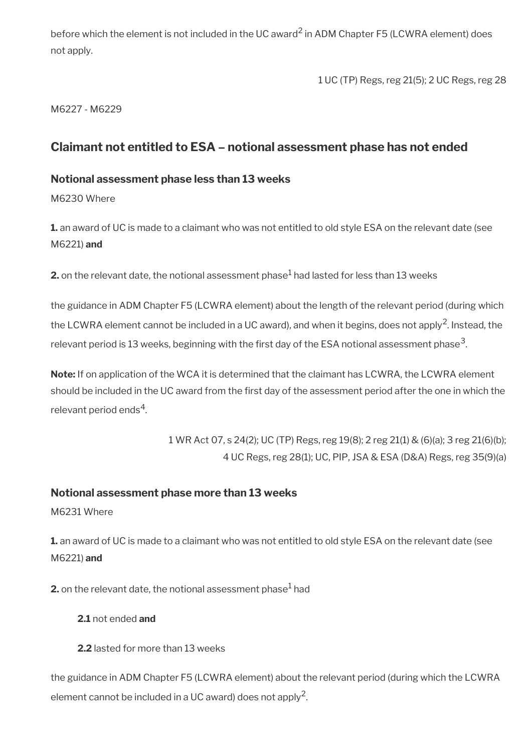before which the element is not included in the UC award[2] in ADM Chapter F5 (LCWRA element) does not apply.

1 UC (TP) Regs, reg 21(5); 2 UC Regs, reg 28

M6227 - M6229

## Claimant not entitled to ESA – notional assessment phase has not ended

### Notional assessment phase less than 13 weeks

M6230 Where

**1.** an award of UC is made to a claimant who was not entitled to old style ESA on the relevant date (see M6221) **and**

**2.** on the relevant date, the notional assessment phase[1] had lasted for less than 13 weeks

the guidance in ADM Chapter F5 (LCWRA element) about the length of the relevant period (during which the LCWRA element cannot be included in a UC award), and when it begins, does not apply[2]. Instead, the relevant period is 13 weeks, beginning with the first day of the ESA notional assessment phase[3].

**Note:** If on application of the WCA it is determined that the claimant has LCWRA, the LCWRA element should be included in the UC award from the first day of the assessment period after the one in which the relevant period ends[4].

1 WR Act 07, s 24(2); UC (TP) Regs, reg 19(8); 2 reg 21(1) & (6)(a); 3 reg 21(6)(b); 4 UC Regs, reg 28(1); UC, PIP, JSA & ESA (D&A) Regs, reg 35(9)(a)

### Notional assessment phase more than 13 weeks

M6231 Where

**1.** an award of UC is made to a claimant who was not entitled to old style ESA on the relevant date (see M6221) **and**

**2.** on the relevant date, the notional assessment phase[1] had

**2.1** not ended **and**

**2.2** lasted for more than 13 weeks

the guidance in ADM Chapter F5 (LCWRA element) about the relevant period (during which the LCWRA element cannot be included in a UC award) does not apply[2].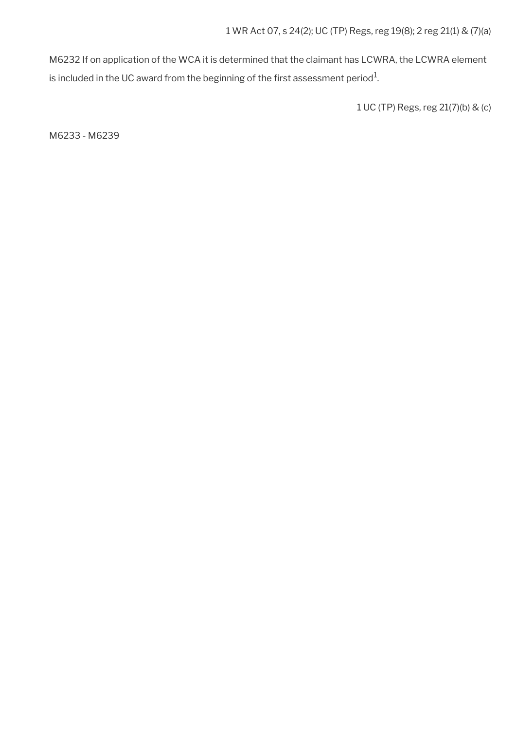1 WR Act 07, s 24(2); UC (TP) Regs, reg 19(8); 2 reg 21(1) & (7)(a)

M6232 If on application of the WCA it is determined that the claimant has LCWRA, the LCWRA element is included in the UC award from the beginning of the first assessment period[1].

1 UC (TP) Regs, reg 21(7)(b) & (c)

M6233 - M6239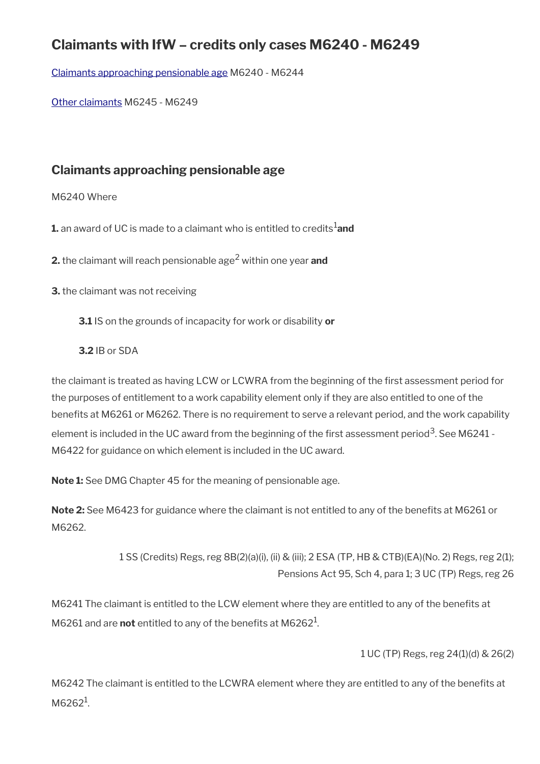## Claimants with lfW – credits only cases M6240 - M6249

[Claimants approaching pensionable age](#) M6240 - M6244

[Other claimants](#) M6245 - M6249

### Claimants approaching pensionable age

M6240 Where

**1.** an award of UC is made to a claimant who is entitled to credits[1] **and**

**2.** the claimant will reach pensionable age[2] within one year **and**

**3.** the claimant was not receiving

> **3.1** IS on the grounds of incapacity for work or disability **or**
>
> **3.2** IB or SDA

the claimant is treated as having LCW or LCWRA from the beginning of the first assessment period for the purposes of entitlement to a work capability element only if they are also entitled to one of the benefits at M6261 or M6262. There is no requirement to serve a relevant period, and the work capability element is included in the UC award from the beginning of the first assessment period[3]. See M6241 - M6422 for guidance on which element is included in the UC award.

**Note 1:** See DMG Chapter 45 for the meaning of pensionable age.

**Note 2:** See M6423 for guidance where the claimant is not entitled to any of the benefits at M6261 or M6262.

1 SS (Credits) Regs, reg 8B(2)(a)(i), (ii) & (iii); 2 ESA (TP, HB & CTB)(EA)(No. 2) Regs, reg 2(1); Pensions Act 95, Sch 4, para 1; 3 UC (TP) Regs, reg 26

M6241 The claimant is entitled to the LCW element where they are entitled to any of the benefits at M6261 and are **not** entitled to any of the benefits at M6262[1].

1 UC (TP) Regs, reg 24(1)(d) & 26(2)

M6242 The claimant is entitled to the LCWRA element where they are entitled to any of the benefits at M6262[1].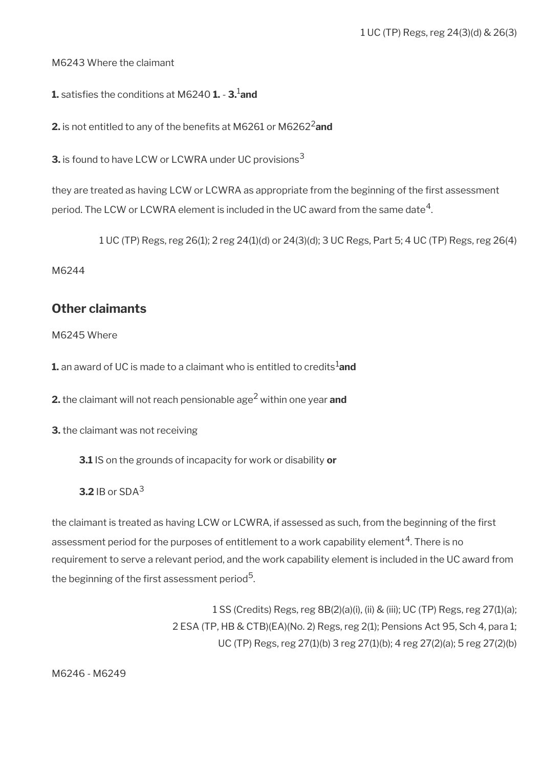1 UC (TP) Regs, reg 24(3)(d) & 26(3)

M6243 Where the claimant

**1.** satisfies the conditions at M6240 **1.** - **3.**[1] **and**

**2.** is not entitled to any of the benefits at M6261 or M6262[2] **and**

**3.** is found to have LCW or LCWRA under UC provisions[3]

they are treated as having LCW or LCWRA as appropriate from the beginning of the first assessment period. The LCW or LCWRA element is included in the UC award from the same date[4].

1 UC (TP) Regs, reg 26(1); 2 reg 24(1)(d) or 24(3)(d); 3 UC Regs, Part 5; 4 UC (TP) Regs, reg 26(4)

M6244

## Other claimants

M6245 Where

**1.** an award of UC is made to a claimant who is entitled to credits[1] **and**

**2.** the claimant will not reach pensionable age[2] within one year **and**

**3.** the claimant was not receiving

> **3.1** IS on the grounds of incapacity for work or disability **or**
>
> **3.2** IB or SDA[3]

the claimant is treated as having LCW or LCWRA, if assessed as such, from the beginning of the first assessment period for the purposes of entitlement to a work capability element[4]. There is no requirement to serve a relevant period, and the work capability element is included in the UC award from the beginning of the first assessment period[5].

1 SS (Credits) Regs, reg 8B(2)(a)(i), (ii) & (iii); UC (TP) Regs, reg 27(1)(a);
2 ESA (TP, HB & CTB)(EA)(No. 2) Regs, reg 2(1); Pensions Act 95, Sch 4, para 1;
UC (TP) Regs, reg 27(1)(b) 3 reg 27(1)(b); 4 reg 27(2)(a); 5 reg 27(2)(b)

M6246 - M6249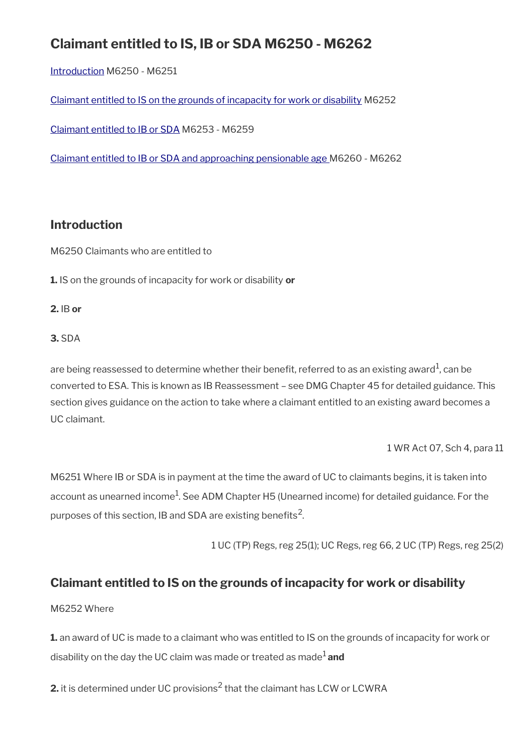# Claimant entitled to IS, IB or SDA M6250 - M6262

[Introduction](#) M6250 - M6251

[Claimant entitled to IS on the grounds of incapacity for work or disability](#) M6252

[Claimant entitled to IB or SDA](#) M6253 - M6259

[Claimant entitled to IB or SDA and approaching pensionable age](#) M6260 - M6262

## Introduction

M6250 Claimants who are entitled to

**1.** IS on the grounds of incapacity for work or disability **or**

**2.** IB **or**

**3.** SDA

are being reassessed to determine whether their benefit, referred to as an existing award[1], can be converted to ESA. This is known as IB Reassessment – see DMG Chapter 45 for detailed guidance. This section gives guidance on the action to take where a claimant entitled to an existing award becomes a UC claimant.

1 WR Act 07, Sch 4, para 11

M6251 Where IB or SDA is in payment at the time the award of UC to claimants begins, it is taken into account as unearned income[1]. See ADM Chapter H5 (Unearned income) for detailed guidance. For the purposes of this section, IB and SDA are existing benefits[2].

1 UC (TP) Regs, reg 25(1); UC Regs, reg 66, 2 UC (TP) Regs, reg 25(2)

## Claimant entitled to IS on the grounds of incapacity for work or disability

M6252 Where

**1.** an award of UC is made to a claimant who was entitled to IS on the grounds of incapacity for work or disability on the day the UC claim was made or treated as made[1] **and**

**2.** it is determined under UC provisions[2] that the claimant has LCW or LCWRA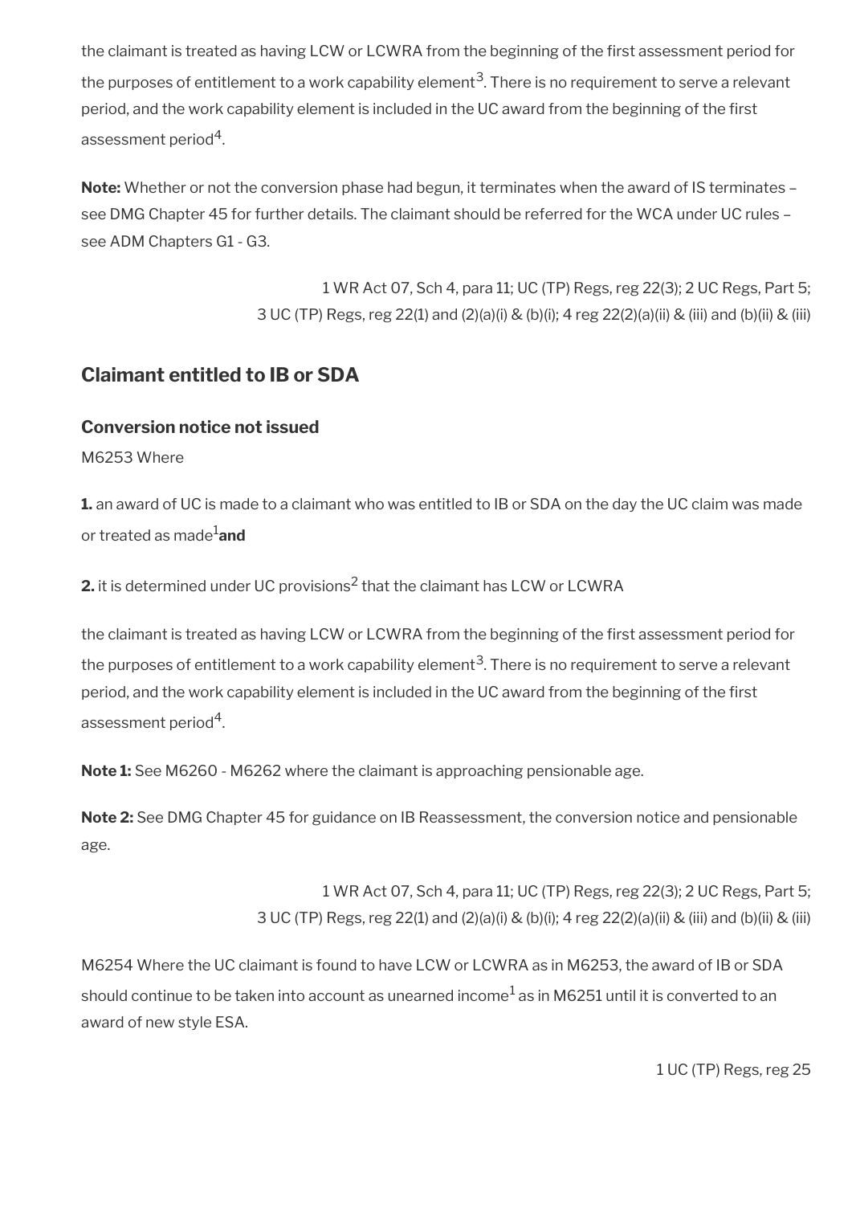the claimant is treated as having LCW or LCWRA from the beginning of the first assessment period for the purposes of entitlement to a work capability element[3]. There is no requirement to serve a relevant period, and the work capability element is included in the UC award from the beginning of the first assessment period[4].

**Note:** Whether or not the conversion phase had begun, it terminates when the award of IS terminates – see DMG Chapter 45 for further details. The claimant should be referred for the WCA under UC rules – see ADM Chapters G1 - G3.

1 WR Act 07, Sch 4, para 11; UC (TP) Regs, reg 22(3); 2 UC Regs, Part 5; 3 UC (TP) Regs, reg 22(1) and (2)(a)(i) & (b)(i); 4 reg 22(2)(a)(ii) & (iii) and (b)(ii) & (iii)

## Claimant entitled to IB or SDA

### Conversion notice not issued

M6253 Where

**1.** an award of UC is made to a claimant who was entitled to IB or SDA on the day the UC claim was made or treated as made[1] **and**

**2.** it is determined under UC provisions[2] that the claimant has LCW or LCWRA

the claimant is treated as having LCW or LCWRA from the beginning of the first assessment period for the purposes of entitlement to a work capability element[3]. There is no requirement to serve a relevant period, and the work capability element is included in the UC award from the beginning of the first assessment period[4].

**Note 1:** See M6260 - M6262 where the claimant is approaching pensionable age.

**Note 2:** See DMG Chapter 45 for guidance on IB Reassessment, the conversion notice and pensionable age.

1 WR Act 07, Sch 4, para 11; UC (TP) Regs, reg 22(3); 2 UC Regs, Part 5; 3 UC (TP) Regs, reg 22(1) and (2)(a)(i) & (b)(i); 4 reg 22(2)(a)(ii) & (iii) and (b)(ii) & (iii)

M6254 Where the UC claimant is found to have LCW or LCWRA as in M6253, the award of IB or SDA should continue to be taken into account as unearned income[1] as in M6251 until it is converted to an award of new style ESA.

1 UC (TP) Regs, reg 25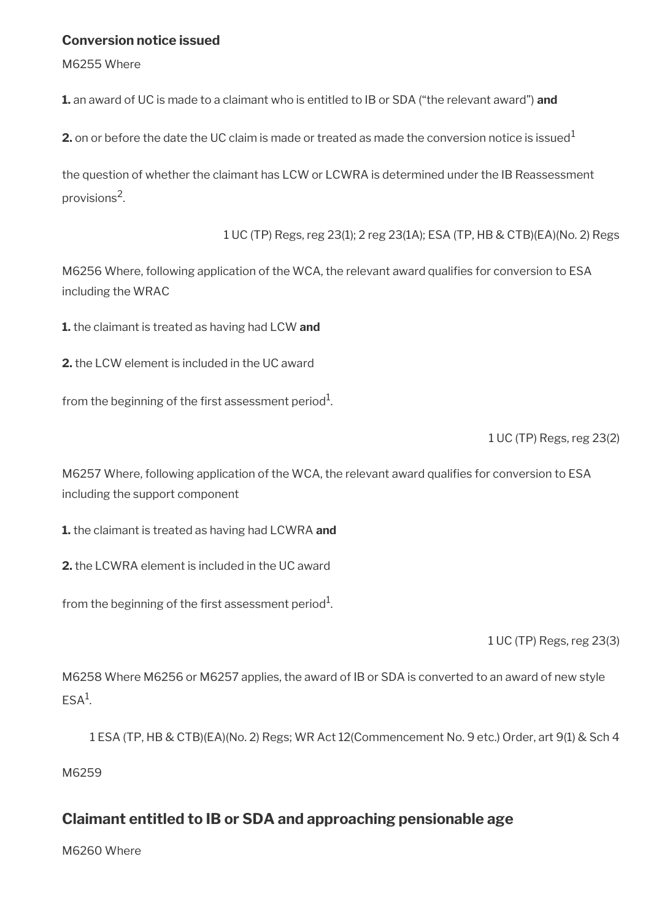### Conversion notice issued

M6255 Where

**1.** an award of UC is made to a claimant who is entitled to IB or SDA ("the relevant award") **and**

**2.** on or before the date the UC claim is made or treated as made the conversion notice is issued[1]

the question of whether the claimant has LCW or LCWRA is determined under the IB Reassessment provisions[2].

1 UC (TP) Regs, reg 23(1); 2 reg 23(1A); ESA (TP, HB & CTB)(EA)(No. 2) Regs

M6256 Where, following application of the WCA, the relevant award qualifies for conversion to ESA including the WRAC

**1.** the claimant is treated as having had LCW **and**

**2.** the LCW element is included in the UC award

from the beginning of the first assessment period[1].

1 UC (TP) Regs, reg 23(2)

M6257 Where, following application of the WCA, the relevant award qualifies for conversion to ESA including the support component

**1.** the claimant is treated as having had LCWRA **and**

**2.** the LCWRA element is included in the UC award

from the beginning of the first assessment period[1].

1 UC (TP) Regs, reg 23(3)

M6258 Where M6256 or M6257 applies, the award of IB or SDA is converted to an award of new style ESA[1].

1 ESA (TP, HB & CTB)(EA)(No. 2) Regs; WR Act 12(Commencement No. 9 etc.) Order, art 9(1) & Sch 4

M6259

## Claimant entitled to IB or SDA and approaching pensionable age

M6260 Where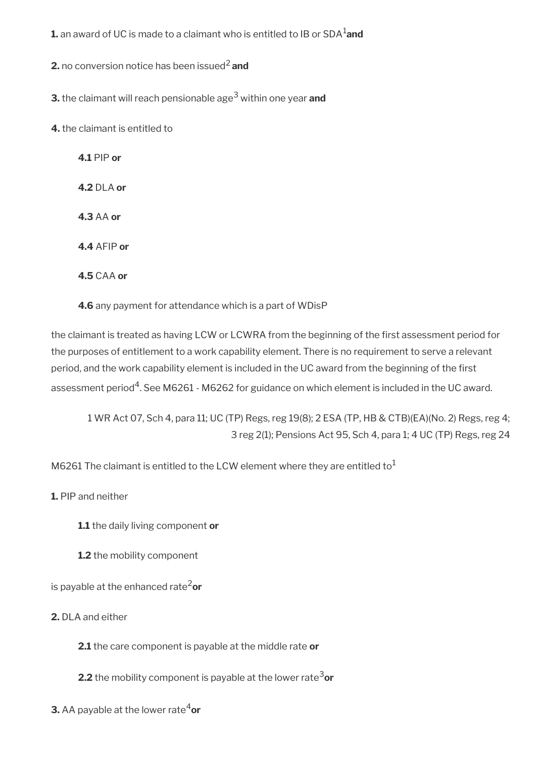**1.** an award of UC is made to a claimant who is entitled to IB or SDA[1] **and**

**2.** no conversion notice has been issued[2] **and**

**3.** the claimant will reach pensionable age[3] within one year **and**

**4.** the claimant is entitled to

> **4.1** PIP **or**
>
> **4.2** DLA **or**
>
> **4.3** AA **or**
>
> **4.4** AFIP **or**
>
> **4.5** CAA **or**
>
> **4.6** any payment for attendance which is a part of WDisP

the claimant is treated as having LCW or LCWRA from the beginning of the first assessment period for the purposes of entitlement to a work capability element. There is no requirement to serve a relevant period, and the work capability element is included in the UC award from the beginning of the first assessment period[4]. See M6261 - M6262 for guidance on which element is included in the UC award.

1 WR Act 07, Sch 4, para 11; UC (TP) Regs, reg 19(8); 2 ESA (TP, HB & CTB)(EA)(No. 2) Regs, reg 4; 3 reg 2(1); Pensions Act 95, Sch 4, para 1; 4 UC (TP) Regs, reg 24

M6261 The claimant is entitled to the LCW element where they are entitled to[1]

**1.** PIP and neither

> **1.1** the daily living component **or**
>
> **1.2** the mobility component

is payable at the enhanced rate[2] **or**

**2.** DLA and either

> **2.1** the care component is payable at the middle rate **or**
>
> **2.2** the mobility component is payable at the lower rate[3] **or**

**3.** AA payable at the lower rate[4] **or**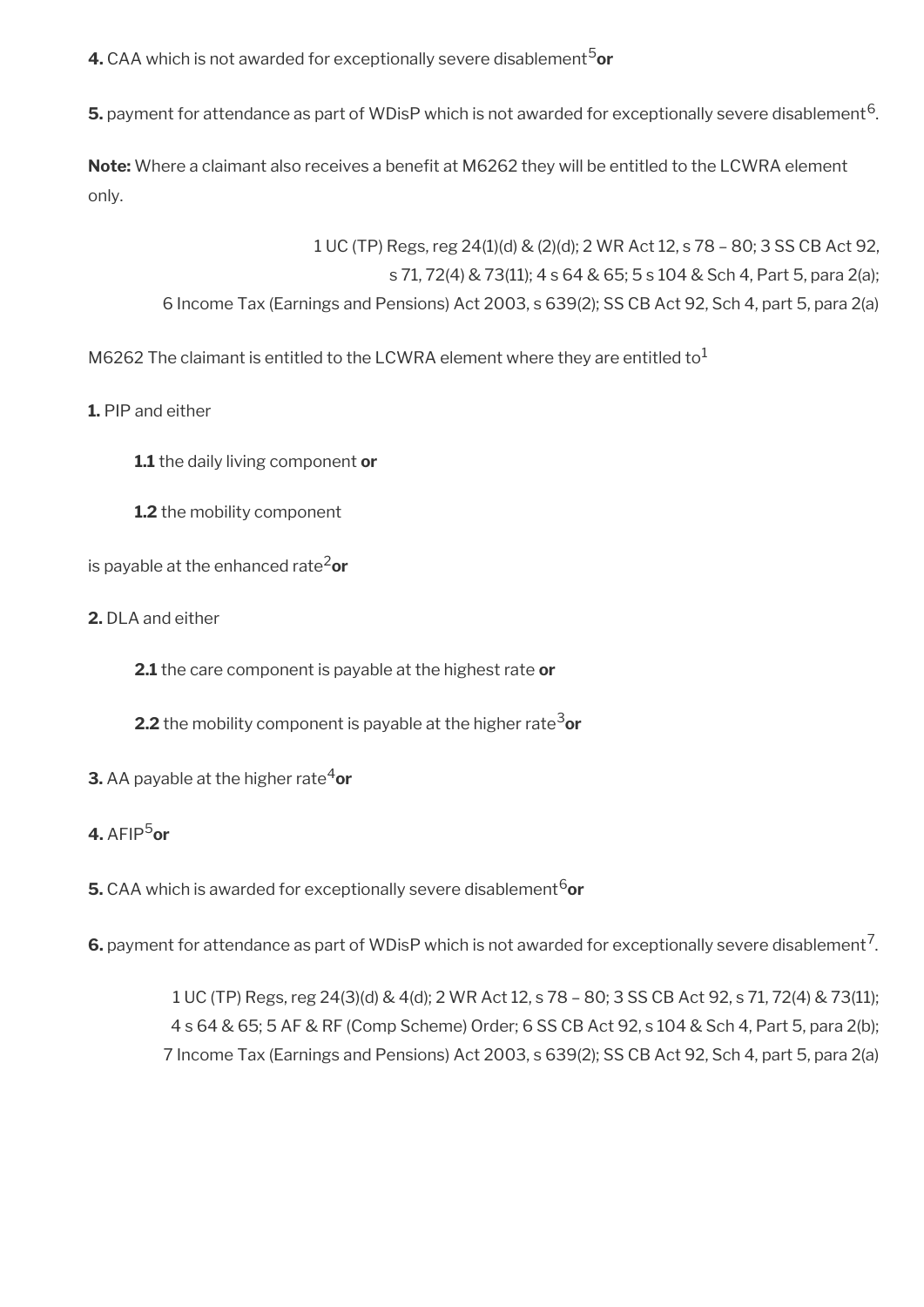**4.** CAA which is not awarded for exceptionally severe disablement[5] **or**

**5.** payment for attendance as part of WDisP which is not awarded for exceptionally severe disablement[6].

**Note:** Where a claimant also receives a benefit at M6262 they will be entitled to the LCWRA element only.

1 UC (TP) Regs, reg 24(1)(d) & (2)(d); 2 WR Act 12, s 78 – 80; 3 SS CB Act 92, s 71, 72(4) & 73(11); 4 s 64 & 65; 5 s 104 & Sch 4, Part 5, para 2(a); 6 Income Tax (Earnings and Pensions) Act 2003, s 639(2); SS CB Act 92, Sch 4, part 5, para 2(a)

M6262 The claimant is entitled to the LCWRA element where they are entitled to[1]

**1.** PIP and either

> **1.1** the daily living component **or**
>
> **1.2** the mobility component

is payable at the enhanced rate[2] **or**

**2.** DLA and either

> **2.1** the care component is payable at the highest rate **or**
>
> **2.2** the mobility component is payable at the higher rate[3] **or**

**3.** AA payable at the higher rate[4] **or**

**4.** AFIP[5] **or**

**5.** CAA which is awarded for exceptionally severe disablement[6] **or**

**6.** payment for attendance as part of WDisP which is not awarded for exceptionally severe disablement[7].

1 UC (TP) Regs, reg 24(3)(d) & 4(d); 2 WR Act 12, s 78 – 80; 3 SS CB Act 92, s 71, 72(4) & 73(11); 4 s 64 & 65; 5 AF & RF (Comp Scheme) Order; 6 SS CB Act 92, s 104 & Sch 4, Part 5, para 2(b); 7 Income Tax (Earnings and Pensions) Act 2003, s 639(2); SS CB Act 92, Sch 4, part 5, para 2(a)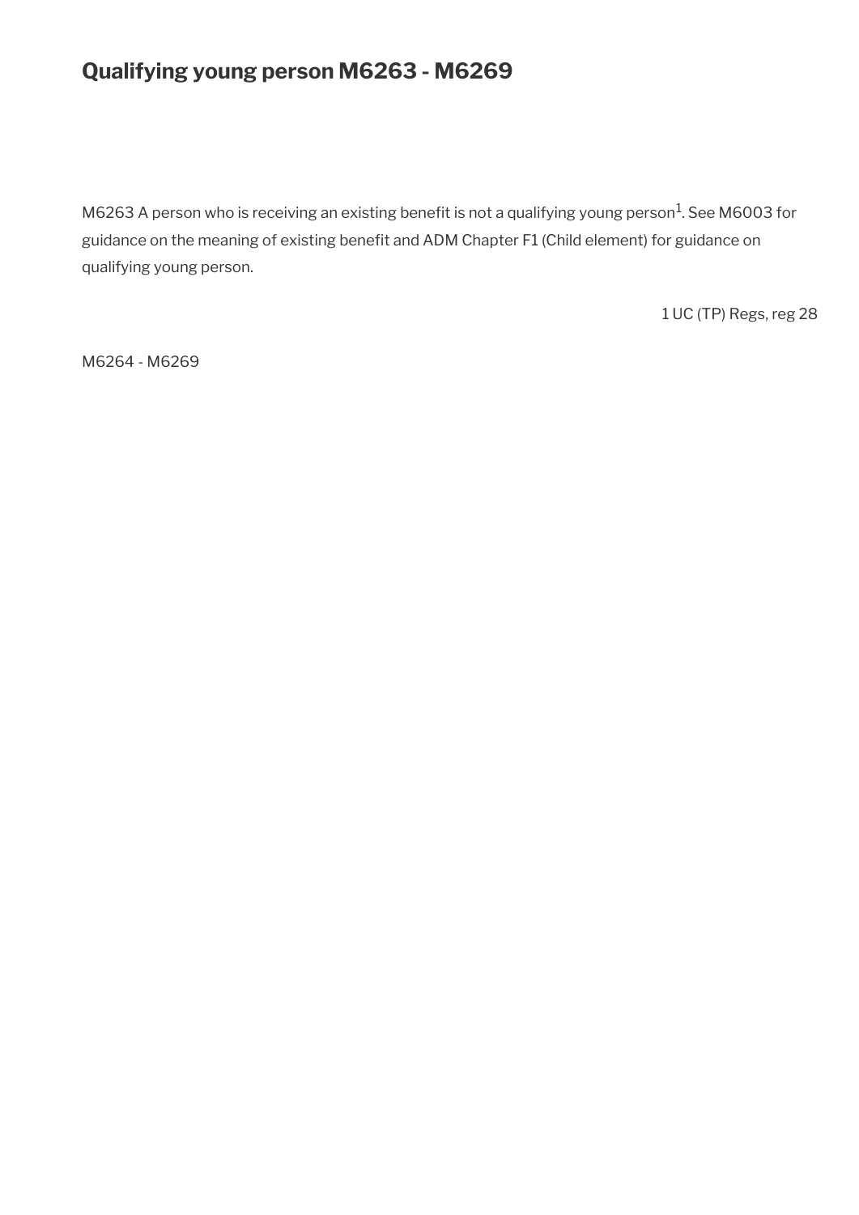## Qualifying young person M6263 - M6269

M6263 A person who is receiving an existing benefit is not a qualifying young person[1]. See M6003 for guidance on the meaning of existing benefit and ADM Chapter F1 (Child element) for guidance on qualifying young person.

1 UC (TP) Regs, reg 28

M6264 - M6269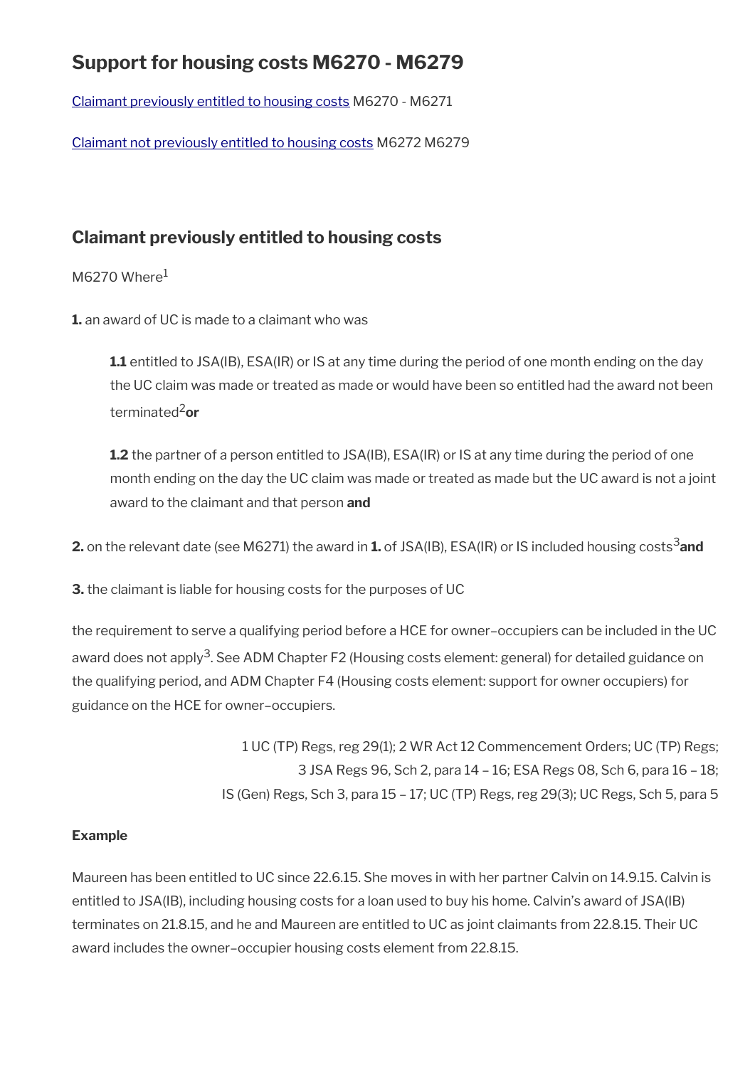## Support for housing costs M6270 - M6279

[Claimant previously entitled to housing costs](#) M6270 - M6271

[Claimant not previously entitled to housing costs](#) M6272 M6279

### Claimant previously entitled to housing costs

M6270 Where[1]

**1.** an award of UC is made to a claimant who was

> **1.1** entitled to JSA(IB), ESA(IR) or IS at any time during the period of one month ending on the day the UC claim was made or treated as made or would have been so entitled had the award not been terminated[2] **or**
>
> **1.2** the partner of a person entitled to JSA(IB), ESA(IR) or IS at any time during the period of one month ending on the day the UC claim was made or treated as made but the UC award is not a joint award to the claimant and that person **and**

**2.** on the relevant date (see M6271) the award in **1.** of JSA(IB), ESA(IR) or IS included housing costs[3] **and**

**3.** the claimant is liable for housing costs for the purposes of UC

the requirement to serve a qualifying period before a HCE for owner–occupiers can be included in the UC award does not apply[3]. See ADM Chapter F2 (Housing costs element: general) for detailed guidance on the qualifying period, and ADM Chapter F4 (Housing costs element: support for owner occupiers) for guidance on the HCE for owner–occupiers.

1 UC (TP) Regs, reg 29(1); 2 WR Act 12 Commencement Orders; UC (TP) Regs;
3 JSA Regs 96, Sch 2, para 14 – 16; ESA Regs 08, Sch 6, para 16 – 18;
IS (Gen) Regs, Sch 3, para 15 – 17; UC (TP) Regs, reg 29(3); UC Regs, Sch 5, para 5

**Example**

Maureen has been entitled to UC since 22.6.15. She moves in with her partner Calvin on 14.9.15. Calvin is entitled to JSA(IB), including housing costs for a loan used to buy his home. Calvin's award of JSA(IB) terminates on 21.8.15, and he and Maureen are entitled to UC as joint claimants from 22.8.15. Their UC award includes the owner–occupier housing costs element from 22.8.15.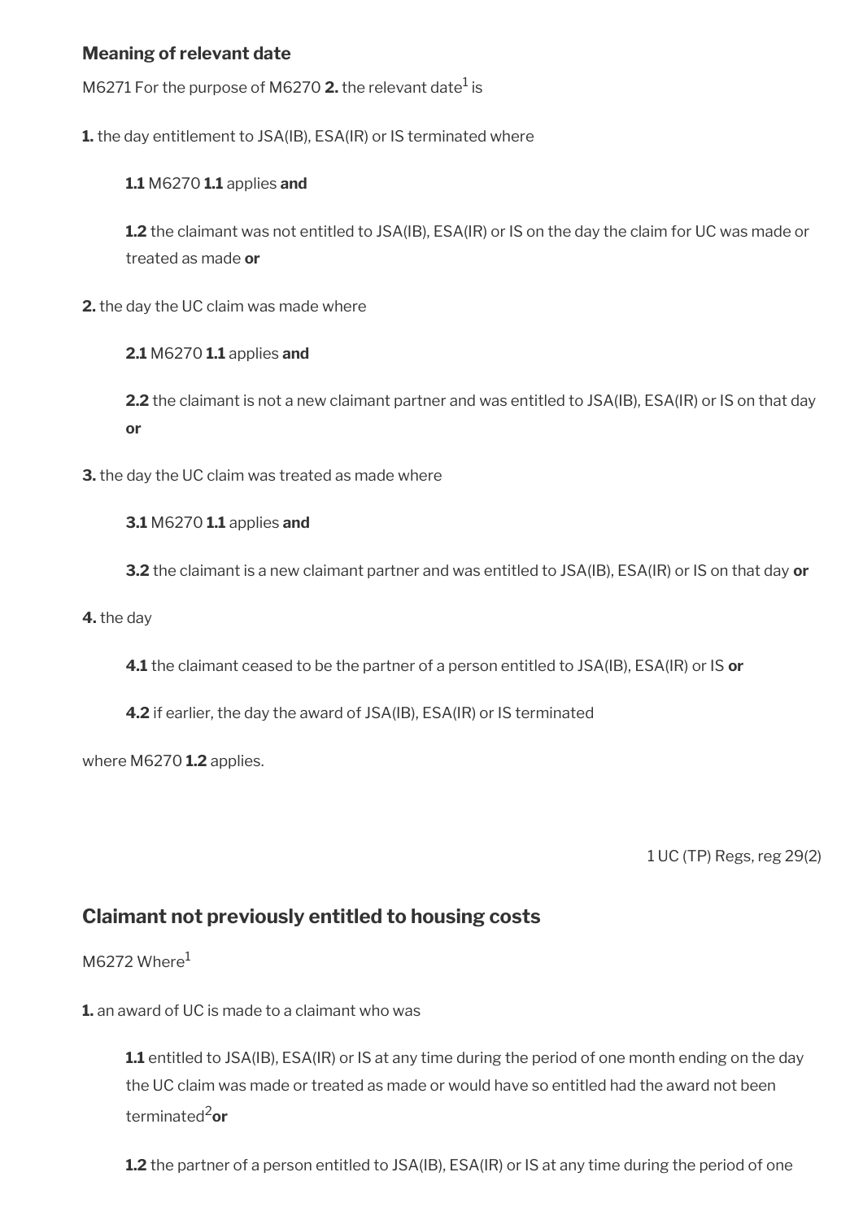### Meaning of relevant date

M6271 For the purpose of M6270 **2.** the relevant date[1] is

**1.** the day entitlement to JSA(IB), ESA(IR) or IS terminated where

> **1.1** M6270 **1.1** applies **and**
>
> **1.2** the claimant was not entitled to JSA(IB), ESA(IR) or IS on the day the claim for UC was made or treated as made **or**

**2.** the day the UC claim was made where

> **2.1** M6270 **1.1** applies **and**
>
> **2.2** the claimant is not a new claimant partner and was entitled to JSA(IB), ESA(IR) or IS on that day **or**

**3.** the day the UC claim was treated as made where

> **3.1** M6270 **1.1** applies **and**
>
> **3.2** the claimant is a new claimant partner and was entitled to JSA(IB), ESA(IR) or IS on that day **or**

**4.** the day

> **4.1** the claimant ceased to be the partner of a person entitled to JSA(IB), ESA(IR) or IS **or**
>
> **4.2** if earlier, the day the award of JSA(IB), ESA(IR) or IS terminated

where M6270 **1.2** applies.

1 UC (TP) Regs, reg 29(2)

## Claimant not previously entitled to housing costs

M6272 Where[1]

**1.** an award of UC is made to a claimant who was

> **1.1** entitled to JSA(IB), ESA(IR) or IS at any time during the period of one month ending on the day the UC claim was made or treated as made or would have so entitled had the award not been terminated[2] **or**
>
> **1.2** the partner of a person entitled to JSA(IB), ESA(IR) or IS at any time during the period of one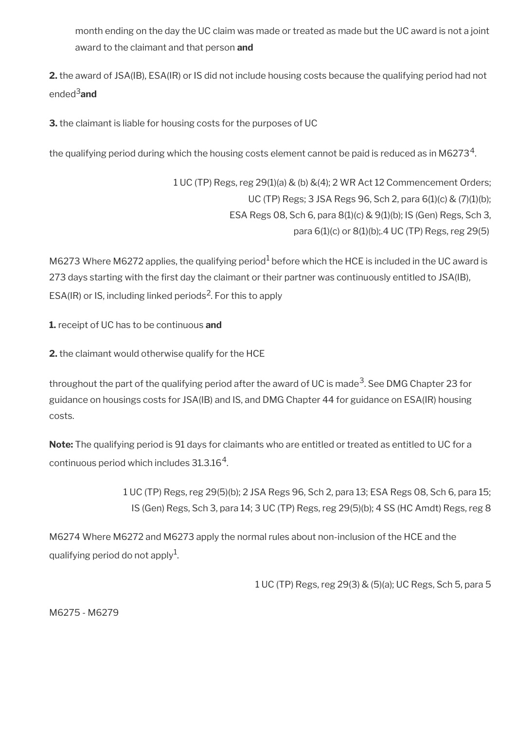month ending on the day the UC claim was made or treated as made but the UC award is not a joint award to the claimant and that person **and**

**2.** the award of JSA(IB), ESA(IR) or IS did not include housing costs because the qualifying period had not ended[3] **and**

**3.** the claimant is liable for housing costs for the purposes of UC

the qualifying period during which the housing costs element cannot be paid is reduced as in M6273[4].

1 UC (TP) Regs, reg 29(1)(a) & (b) &(4); 2 WR Act 12 Commencement Orders; UC (TP) Regs; 3 JSA Regs 96, Sch 2, para 6(1)(c) & (7)(1)(b); ESA Regs 08, Sch 6, para 8(1)(c) & 9(1)(b); IS (Gen) Regs, Sch 3, para 6(1)(c) or 8(1)(b);.4 UC (TP) Regs, reg 29(5)

M6273 Where M6272 applies, the qualifying period[1] before which the HCE is included in the UC award is 273 days starting with the first day the claimant or their partner was continuously entitled to JSA(IB), ESA(IR) or IS, including linked periods[2]. For this to apply

**1.** receipt of UC has to be continuous **and**

**2.** the claimant would otherwise qualify for the HCE

throughout the part of the qualifying period after the award of UC is made[3]. See DMG Chapter 23 for guidance on housings costs for JSA(IB) and IS, and DMG Chapter 44 for guidance on ESA(IR) housing costs.

**Note:** The qualifying period is 91 days for claimants who are entitled or treated as entitled to UC for a continuous period which includes 31.3.16[4].

1 UC (TP) Regs, reg 29(5)(b); 2 JSA Regs 96, Sch 2, para 13; ESA Regs 08, Sch 6, para 15; IS (Gen) Regs, Sch 3, para 14; 3 UC (TP) Regs, reg 29(5)(b); 4 SS (HC Amdt) Regs, reg 8

M6274 Where M6272 and M6273 apply the normal rules about non-inclusion of the HCE and the qualifying period do not apply[1].

1 UC (TP) Regs, reg 29(3) & (5)(a); UC Regs, Sch 5, para 5

M6275 - M6279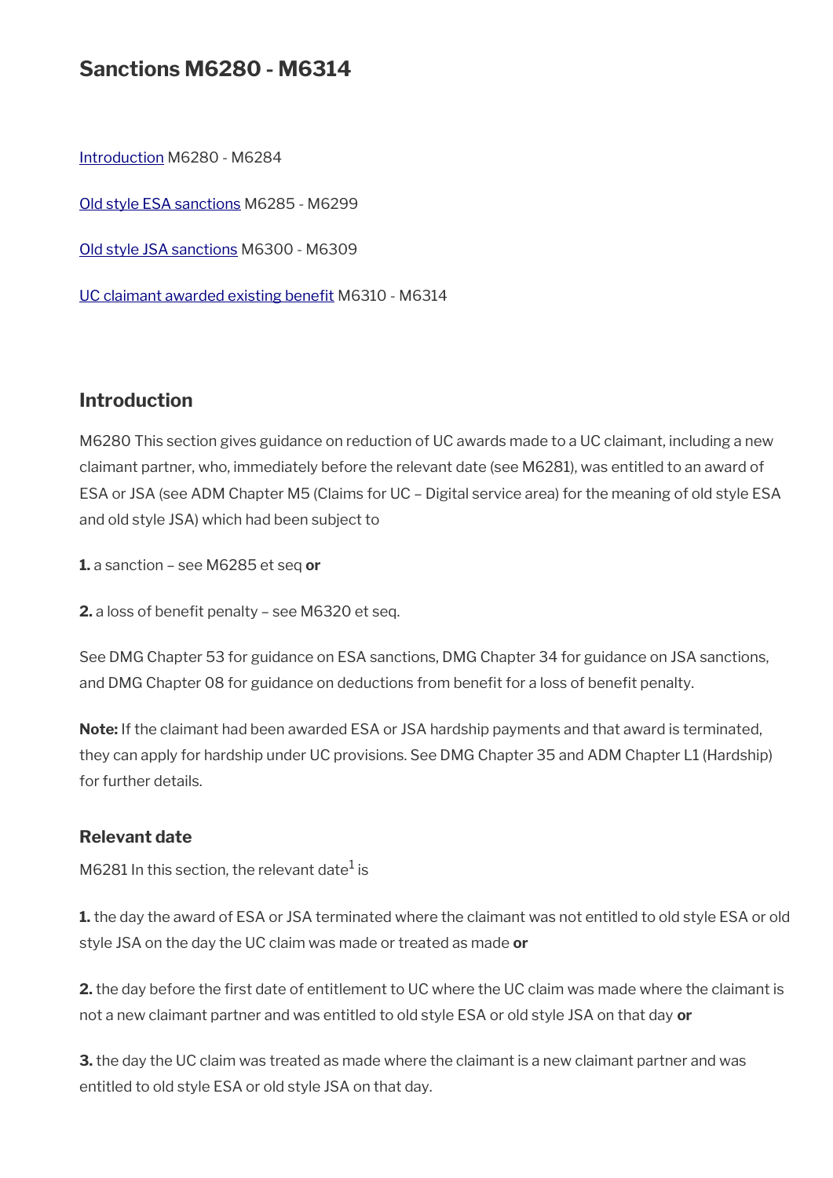# Sanctions M6280 - M6314

[Introduction](#) M6280 - M6284

[Old style ESA sanctions](#) M6285 - M6299

[Old style JSA sanctions](#) M6300 - M6309

[UC claimant awarded existing benefit](#) M6310 - M6314

## Introduction

M6280 This section gives guidance on reduction of UC awards made to a UC claimant, including a new claimant partner, who, immediately before the relevant date (see M6281), was entitled to an award of ESA or JSA (see ADM Chapter M5 (Claims for UC – Digital service area) for the meaning of old style ESA and old style JSA) which had been subject to

**1.** a sanction – see M6285 et seq **or**

**2.** a loss of benefit penalty – see M6320 et seq.

See DMG Chapter 53 for guidance on ESA sanctions, DMG Chapter 34 for guidance on JSA sanctions, and DMG Chapter 08 for guidance on deductions from benefit for a loss of benefit penalty.

**Note:** If the claimant had been awarded ESA or JSA hardship payments and that award is terminated, they can apply for hardship under UC provisions. See DMG Chapter 35 and ADM Chapter L1 (Hardship) for further details.

### Relevant date

M6281 In this section, the relevant date[1] is

**1.** the day the award of ESA or JSA terminated where the claimant was not entitled to old style ESA or old style JSA on the day the UC claim was made or treated as made **or**

**2.** the day before the first date of entitlement to UC where the UC claim was made where the claimant is not a new claimant partner and was entitled to old style ESA or old style JSA on that day **or**

**3.** the day the UC claim was treated as made where the claimant is a new claimant partner and was entitled to old style ESA or old style JSA on that day.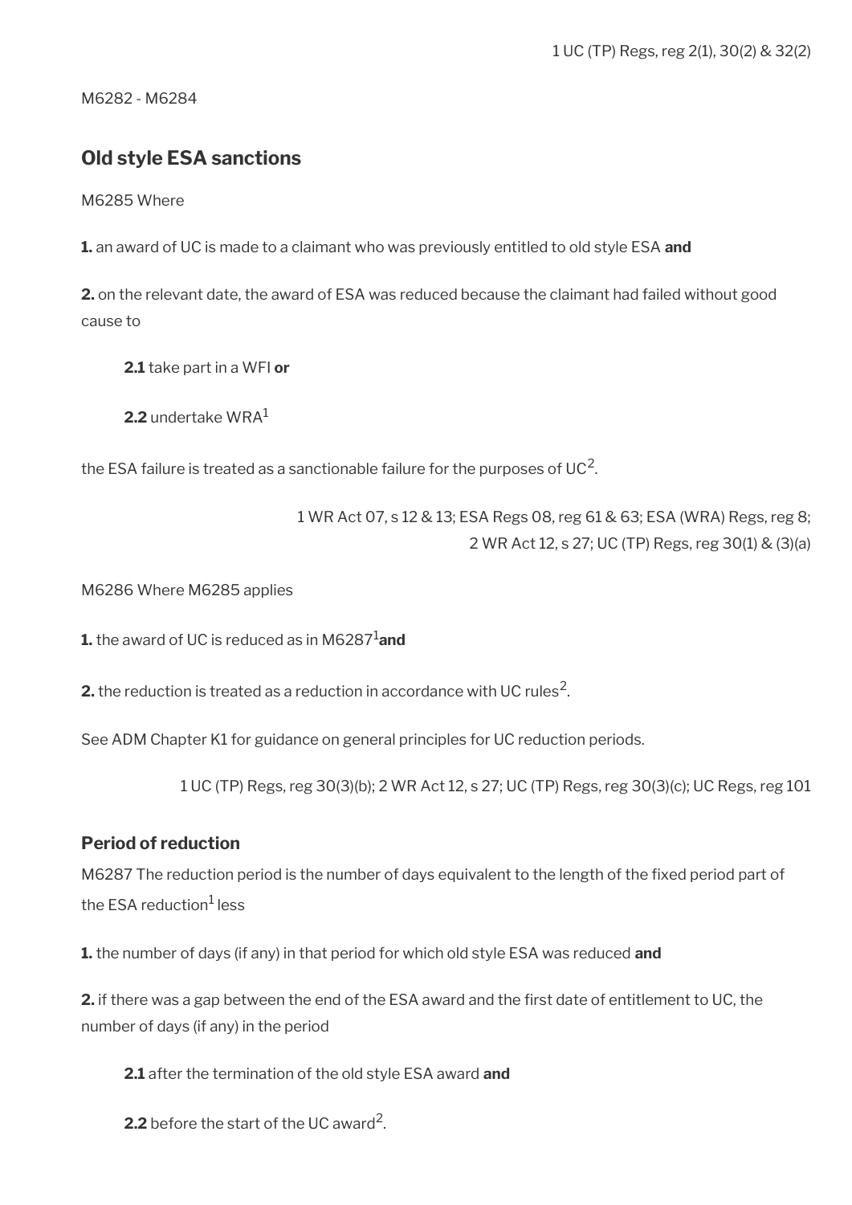1 UC (TP) Regs, reg 2(1), 30(2) & 32(2)

M6282 - M6284

## Old style ESA sanctions

M6285 Where

**1.** an award of UC is made to a claimant who was previously entitled to old style ESA **and**

**2.** on the relevant date, the award of ESA was reduced because the claimant had failed without good cause to

> **2.1** take part in a WFI **or**
>
> **2.2** undertake WRA[1]

the ESA failure is treated as a sanctionable failure for the purposes of UC[2].

1 WR Act 07, s 12 & 13; ESA Regs 08, reg 61 & 63; ESA (WRA) Regs, reg 8;
2 WR Act 12, s 27; UC (TP) Regs, reg 30(1) & (3)(a)

M6286 Where M6285 applies

**1.** the award of UC is reduced as in M6287[1] **and**

**2.** the reduction is treated as a reduction in accordance with UC rules[2].

See ADM Chapter K1 for guidance on general principles for UC reduction periods.

1 UC (TP) Regs, reg 30(3)(b); 2 WR Act 12, s 27; UC (TP) Regs, reg 30(3)(c); UC Regs, reg 101

### Period of reduction

M6287 The reduction period is the number of days equivalent to the length of the fixed period part of the ESA reduction[1] less

**1.** the number of days (if any) in that period for which old style ESA was reduced **and**

**2.** if there was a gap between the end of the ESA award and the first date of entitlement to UC, the number of days (if any) in the period

> **2.1** after the termination of the old style ESA award **and**
>
> **2.2** before the start of the UC award[2].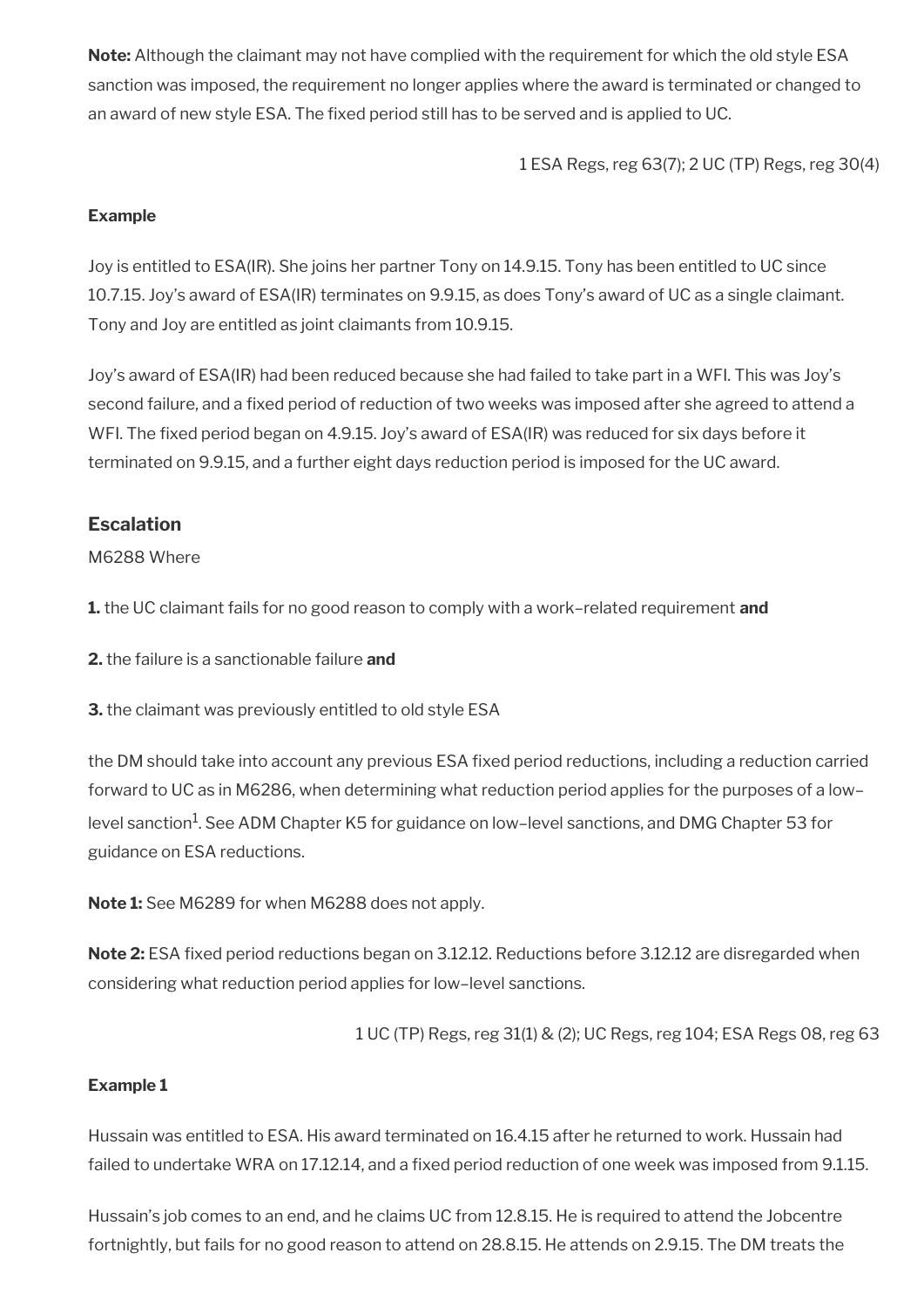**Note:** Although the claimant may not have complied with the requirement for which the old style ESA sanction was imposed, the requirement no longer applies where the award is terminated or changed to an award of new style ESA. The fixed period still has to be served and is applied to UC.

1 ESA Regs, reg 63(7); 2 UC (TP) Regs, reg 30(4)

**Example**

Joy is entitled to ESA(IR). She joins her partner Tony on 14.9.15. Tony has been entitled to UC since 10.7.15. Joy's award of ESA(IR) terminates on 9.9.15, as does Tony's award of UC as a single claimant. Tony and Joy are entitled as joint claimants from 10.9.15.

Joy's award of ESA(IR) had been reduced because she had failed to take part in a WFI. This was Joy's second failure, and a fixed period of reduction of two weeks was imposed after she agreed to attend a WFI. The fixed period began on 4.9.15. Joy's award of ESA(IR) was reduced for six days before it terminated on 9.9.15, and a further eight days reduction period is imposed for the UC award.

## Escalation

M6288 Where

**1.** the UC claimant fails for no good reason to comply with a work–related requirement **and**

**2.** the failure is a sanctionable failure **and**

**3.** the claimant was previously entitled to old style ESA

the DM should take into account any previous ESA fixed period reductions, including a reduction carried forward to UC as in M6286, when determining what reduction period applies for the purposes of a low–level sanction[1]. See ADM Chapter K5 for guidance on low–level sanctions, and DMG Chapter 53 for guidance on ESA reductions.

**Note 1:** See M6289 for when M6288 does not apply.

**Note 2:** ESA fixed period reductions began on 3.12.12. Reductions before 3.12.12 are disregarded when considering what reduction period applies for low–level sanctions.

1 UC (TP) Regs, reg 31(1) & (2); UC Regs, reg 104; ESA Regs 08, reg 63

**Example 1**

Hussain was entitled to ESA. His award terminated on 16.4.15 after he returned to work. Hussain had failed to undertake WRA on 17.12.14, and a fixed period reduction of one week was imposed from 9.1.15.

Hussain's job comes to an end, and he claims UC from 12.8.15. He is required to attend the Jobcentre fortnightly, but fails for no good reason to attend on 28.8.15. He attends on 2.9.15. The DM treats the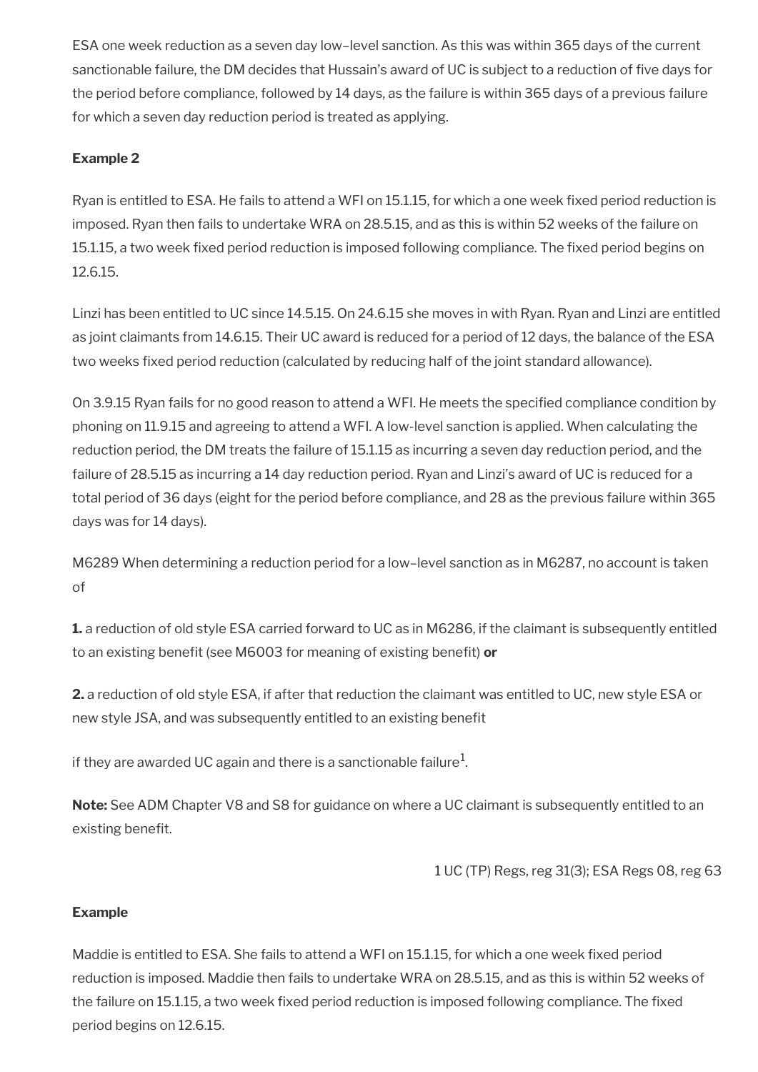ESA one week reduction as a seven day low–level sanction. As this was within 365 days of the current sanctionable failure, the DM decides that Hussain's award of UC is subject to a reduction of five days for the period before compliance, followed by 14 days, as the failure is within 365 days of a previous failure for which a seven day reduction period is treated as applying.

**Example 2**

Ryan is entitled to ESA. He fails to attend a WFI on 15.1.15, for which a one week fixed period reduction is imposed. Ryan then fails to undertake WRA on 28.5.15, and as this is within 52 weeks of the failure on 15.1.15, a two week fixed period reduction is imposed following compliance. The fixed period begins on 12.6.15.

Linzi has been entitled to UC since 14.5.15. On 24.6.15 she moves in with Ryan. Ryan and Linzi are entitled as joint claimants from 14.6.15. Their UC award is reduced for a period of 12 days, the balance of the ESA two weeks fixed period reduction (calculated by reducing half of the joint standard allowance).

On 3.9.15 Ryan fails for no good reason to attend a WFI. He meets the specified compliance condition by phoning on 11.9.15 and agreeing to attend a WFI. A low-level sanction is applied. When calculating the reduction period, the DM treats the failure of 15.1.15 as incurring a seven day reduction period, and the failure of 28.5.15 as incurring a 14 day reduction period. Ryan and Linzi's award of UC is reduced for a total period of 36 days (eight for the period before compliance, and 28 as the previous failure within 365 days was for 14 days).

M6289 When determining a reduction period for a low–level sanction as in M6287, no account is taken of

**1.** a reduction of old style ESA carried forward to UC as in M6286, if the claimant is subsequently entitled to an existing benefit (see M6003 for meaning of existing benefit) **or**

**2.** a reduction of old style ESA, if after that reduction the claimant was entitled to UC, new style ESA or new style JSA, and was subsequently entitled to an existing benefit

if they are awarded UC again and there is a sanctionable failure[1].

**Note:** See ADM Chapter V8 and S8 for guidance on where a UC claimant is subsequently entitled to an existing benefit.

1 UC (TP) Regs, reg 31(3); ESA Regs 08, reg 63

**Example**

Maddie is entitled to ESA. She fails to attend a WFI on 15.1.15, for which a one week fixed period reduction is imposed. Maddie then fails to undertake WRA on 28.5.15, and as this is within 52 weeks of the failure on 15.1.15, a two week fixed period reduction is imposed following compliance. The fixed period begins on 12.6.15.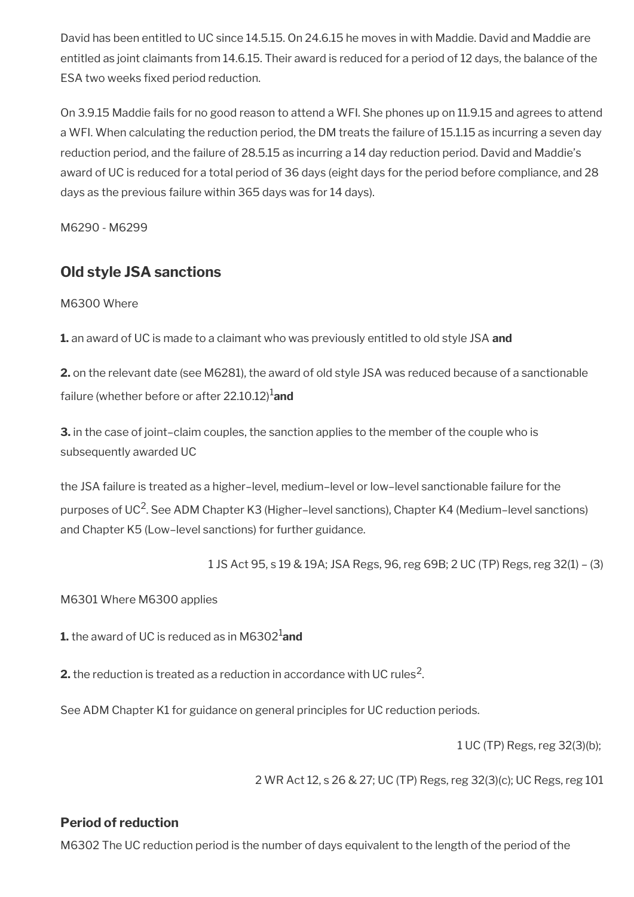David has been entitled to UC since 14.5.15. On 24.6.15 he moves in with Maddie. David and Maddie are entitled as joint claimants from 14.6.15. Their award is reduced for a period of 12 days, the balance of the ESA two weeks fixed period reduction.

On 3.9.15 Maddie fails for no good reason to attend a WFI. She phones up on 11.9.15 and agrees to attend a WFI. When calculating the reduction period, the DM treats the failure of 15.1.15 as incurring a seven day reduction period, and the failure of 28.5.15 as incurring a 14 day reduction period. David and Maddie's award of UC is reduced for a total period of 36 days (eight days for the period before compliance, and 28 days as the previous failure within 365 days was for 14 days).

M6290 - M6299

## Old style JSA sanctions

M6300 Where

**1.** an award of UC is made to a claimant who was previously entitled to old style JSA **and**

**2.** on the relevant date (see M6281), the award of old style JSA was reduced because of a sanctionable failure (whether before or after 22.10.12)[1] **and**

**3.** in the case of joint–claim couples, the sanction applies to the member of the couple who is subsequently awarded UC

the JSA failure is treated as a higher–level, medium–level or low–level sanctionable failure for the purposes of UC[2]. See ADM Chapter K3 (Higher–level sanctions), Chapter K4 (Medium–level sanctions) and Chapter K5 (Low–level sanctions) for further guidance.

1 JS Act 95, s 19 & 19A; JSA Regs, 96, reg 69B; 2 UC (TP) Regs, reg 32(1) – (3)

M6301 Where M6300 applies

**1.** the award of UC is reduced as in M6302[1] **and**

**2.** the reduction is treated as a reduction in accordance with UC rules[2].

See ADM Chapter K1 for guidance on general principles for UC reduction periods.

1 UC (TP) Regs, reg 32(3)(b);

2 WR Act 12, s 26 & 27; UC (TP) Regs, reg 32(3)(c); UC Regs, reg 101

### Period of reduction

M6302 The UC reduction period is the number of days equivalent to the length of the period of the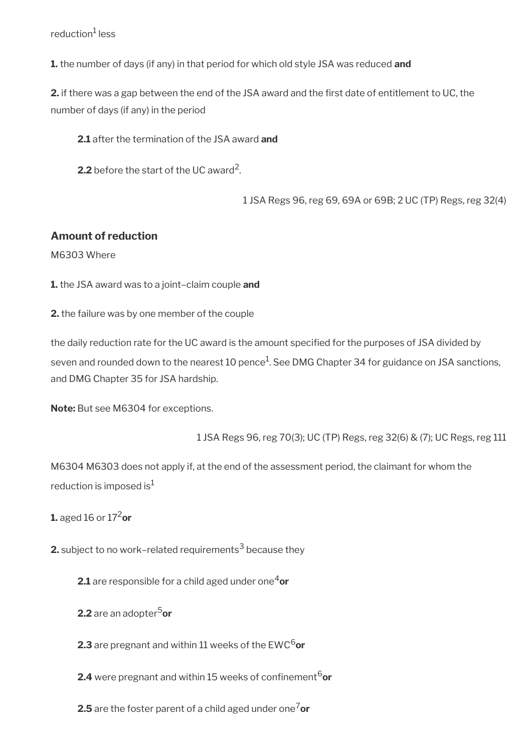reduction[1] less

**1.** the number of days (if any) in that period for which old style JSA was reduced **and**

**2.** if there was a gap between the end of the JSA award and the first date of entitlement to UC, the number of days (if any) in the period

**2.1** after the termination of the JSA award **and**

**2.2** before the start of the UC award[2].

1 JSA Regs 96, reg 69, 69A or 69B; 2 UC (TP) Regs, reg 32(4)

### Amount of reduction

M6303 Where

**1.** the JSA award was to a joint–claim couple **and**

**2.** the failure was by one member of the couple

the daily reduction rate for the UC award is the amount specified for the purposes of JSA divided by seven and rounded down to the nearest 10 pence[1]. See DMG Chapter 34 for guidance on JSA sanctions, and DMG Chapter 35 for JSA hardship.

**Note:** But see M6304 for exceptions.

1 JSA Regs 96, reg 70(3); UC (TP) Regs, reg 32(6) & (7); UC Regs, reg 111

M6304 M6303 does not apply if, at the end of the assessment period, the claimant for whom the reduction is imposed is[1]

**1.** aged 16 or 17[2] **or**

**2.** subject to no work–related requirements[3] because they

**2.1** are responsible for a child aged under one[4] **or**

**2.2** are an adopter[5] **or**

**2.3** are pregnant and within 11 weeks of the EWC[6] **or**

**2.4** were pregnant and within 15 weeks of confinement[6] **or**

**2.5** are the foster parent of a child aged under one[7] **or**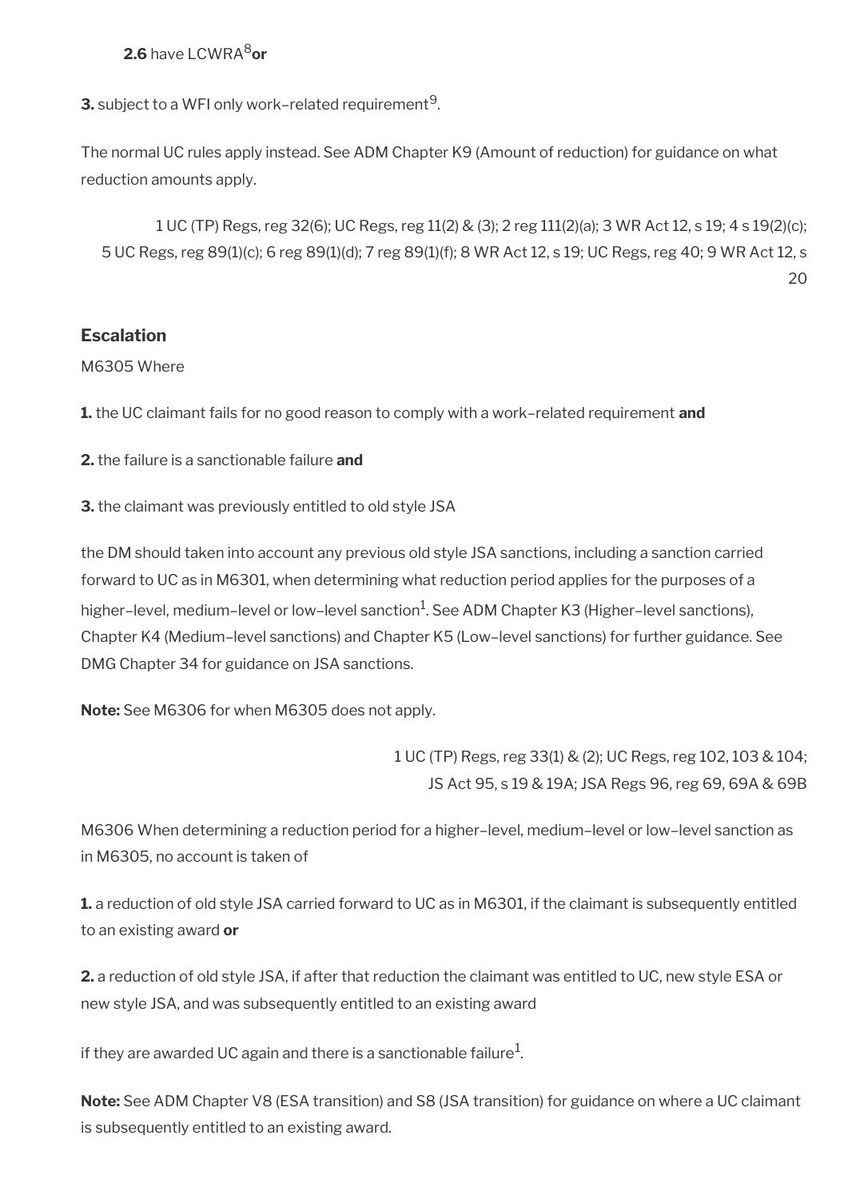**2.6** have LCWRA[8] **or**

**3.** subject to a WFI only work–related requirement[9].

The normal UC rules apply instead. See ADM Chapter K9 (Amount of reduction) for guidance on what reduction amounts apply.

1 UC (TP) Regs, reg 32(6); UC Regs, reg 11(2) & (3); 2 reg 111(2)(a); 3 WR Act 12, s 19; 4 s 19(2)(c); 5 UC Regs, reg 89(1)(c); 6 reg 89(1)(d); 7 reg 89(1)(f); 8 WR Act 12, s 19; UC Regs, reg 40; 9 WR Act 12, s 20

### Escalation

M6305 Where

**1.** the UC claimant fails for no good reason to comply with a work–related requirement **and**

**2.** the failure is a sanctionable failure **and**

**3.** the claimant was previously entitled to old style JSA

the DM should taken into account any previous old style JSA sanctions, including a sanction carried forward to UC as in M6301, when determining what reduction period applies for the purposes of a higher–level, medium–level or low–level sanction[1]. See ADM Chapter K3 (Higher–level sanctions), Chapter K4 (Medium–level sanctions) and Chapter K5 (Low–level sanctions) for further guidance. See DMG Chapter 34 for guidance on JSA sanctions.

**Note:** See M6306 for when M6305 does not apply.

1 UC (TP) Regs, reg 33(1) & (2); UC Regs, reg 102, 103 & 104; JS Act 95, s 19 & 19A; JSA Regs 96, reg 69, 69A & 69B

M6306 When determining a reduction period for a higher–level, medium–level or low–level sanction as in M6305, no account is taken of

**1.** a reduction of old style JSA carried forward to UC as in M6301, if the claimant is subsequently entitled to an existing award **or**

**2.** a reduction of old style JSA, if after that reduction the claimant was entitled to UC, new style ESA or new style JSA, and was subsequently entitled to an existing award

if they are awarded UC again and there is a sanctionable failure[1].

**Note:** See ADM Chapter V8 (ESA transition) and S8 (JSA transition) for guidance on where a UC claimant is subsequently entitled to an existing award.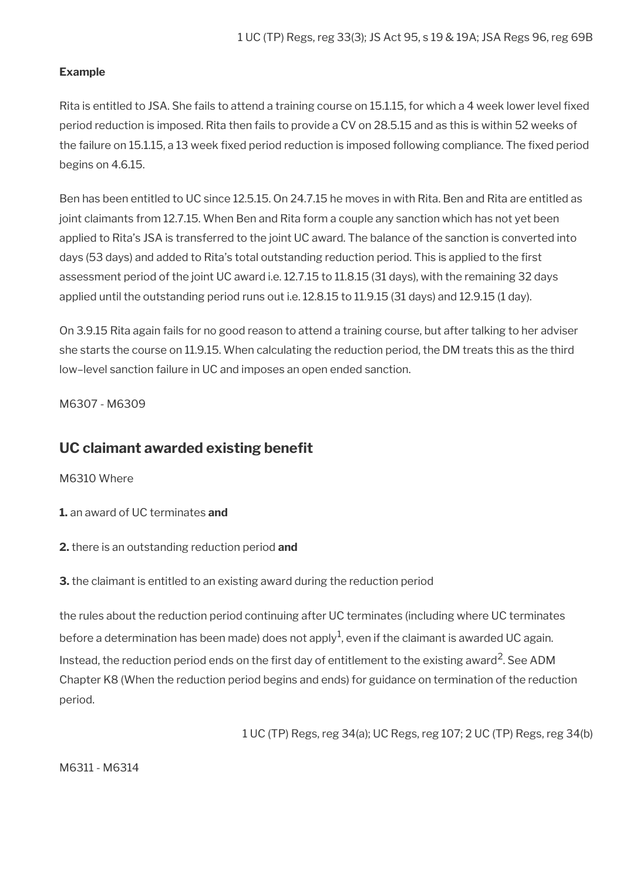1 UC (TP) Regs, reg 33(3); JS Act 95, s 19 & 19A; JSA Regs 96, reg 69B

**Example**

Rita is entitled to JSA. She fails to attend a training course on 15.1.15, for which a 4 week lower level fixed period reduction is imposed. Rita then fails to provide a CV on 28.5.15 and as this is within 52 weeks of the failure on 15.1.15, a 13 week fixed period reduction is imposed following compliance. The fixed period begins on 4.6.15.

Ben has been entitled to UC since 12.5.15. On 24.7.15 he moves in with Rita. Ben and Rita are entitled as joint claimants from 12.7.15. When Ben and Rita form a couple any sanction which has not yet been applied to Rita's JSA is transferred to the joint UC award. The balance of the sanction is converted into days (53 days) and added to Rita's total outstanding reduction period. This is applied to the first assessment period of the joint UC award i.e. 12.7.15 to 11.8.15 (31 days), with the remaining 32 days applied until the outstanding period runs out i.e. 12.8.15 to 11.9.15 (31 days) and 12.9.15 (1 day).

On 3.9.15 Rita again fails for no good reason to attend a training course, but after talking to her adviser she starts the course on 11.9.15. When calculating the reduction period, the DM treats this as the third low–level sanction failure in UC and imposes an open ended sanction.

M6307 - M6309

## UC claimant awarded existing benefit

M6310 Where

**1.** an award of UC terminates **and**

**2.** there is an outstanding reduction period **and**

**3.** the claimant is entitled to an existing award during the reduction period

the rules about the reduction period continuing after UC terminates (including where UC terminates before a determination has been made) does not apply[1], even if the claimant is awarded UC again. Instead, the reduction period ends on the first day of entitlement to the existing award[2]. See ADM Chapter K8 (When the reduction period begins and ends) for guidance on termination of the reduction period.

1 UC (TP) Regs, reg 34(a); UC Regs, reg 107; 2 UC (TP) Regs, reg 34(b)

M6311 - M6314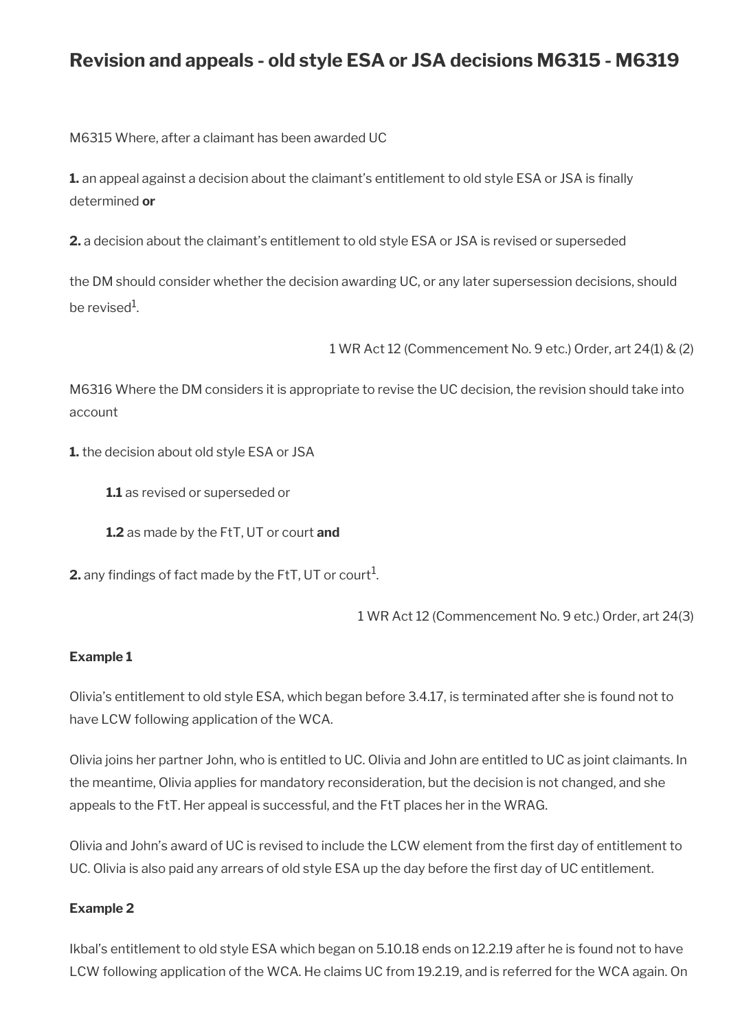# Revision and appeals - old style ESA or JSA decisions M6315 - M6319

M6315 Where, after a claimant has been awarded UC

**1.** an appeal against a decision about the claimant's entitlement to old style ESA or JSA is finally determined **or**

**2.** a decision about the claimant's entitlement to old style ESA or JSA is revised or superseded

the DM should consider whether the decision awarding UC, or any later supersession decisions, should be revised[1].

1 WR Act 12 (Commencement No. 9 etc.) Order, art 24(1) & (2)

M6316 Where the DM considers it is appropriate to revise the UC decision, the revision should take into account

**1.** the decision about old style ESA or JSA

> **1.1** as revised or superseded or
>
> **1.2** as made by the FtT, UT or court **and**

**2.** any findings of fact made by the FtT, UT or court[1].

1 WR Act 12 (Commencement No. 9 etc.) Order, art 24(3)

**Example 1**

Olivia's entitlement to old style ESA, which began before 3.4.17, is terminated after she is found not to have LCW following application of the WCA.

Olivia joins her partner John, who is entitled to UC. Olivia and John are entitled to UC as joint claimants. In the meantime, Olivia applies for mandatory reconsideration, but the decision is not changed, and she appeals to the FtT. Her appeal is successful, and the FtT places her in the WRAG.

Olivia and John's award of UC is revised to include the LCW element from the first day of entitlement to UC. Olivia is also paid any arrears of old style ESA up the day before the first day of UC entitlement.

**Example 2**

Ikbal's entitlement to old style ESA which began on 5.10.18 ends on 12.2.19 after he is found not to have LCW following application of the WCA. He claims UC from 19.2.19, and is referred for the WCA again. On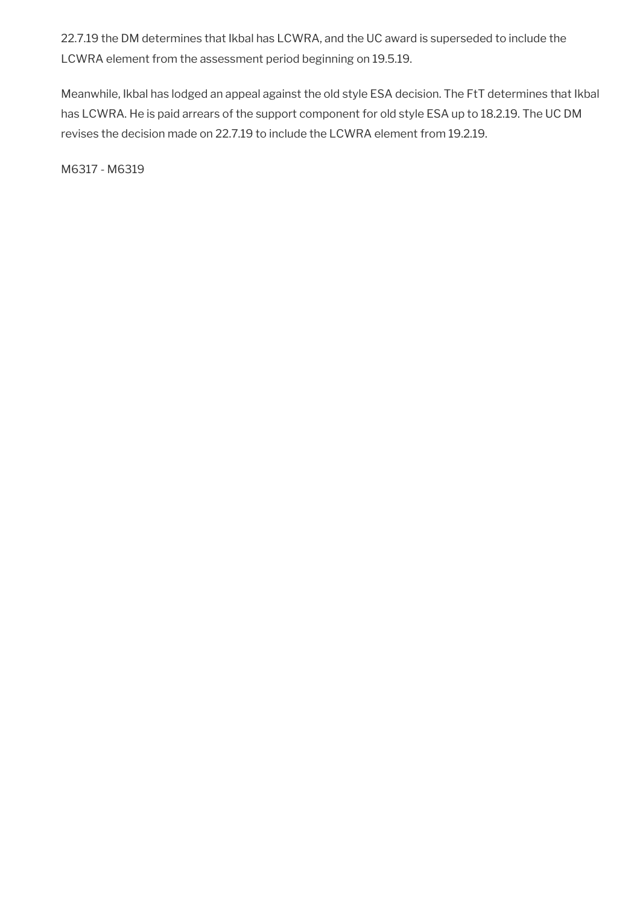22.7.19 the DM determines that Ikbal has LCWRA, and the UC award is superseded to include the LCWRA element from the assessment period beginning on 19.5.19.

Meanwhile, Ikbal has lodged an appeal against the old style ESA decision. The FtT determines that Ikbal has LCWRA. He is paid arrears of the support component for old style ESA up to 18.2.19. The UC DM revises the decision made on 22.7.19 to include the LCWRA element from 19.2.19.

M6317 - M6319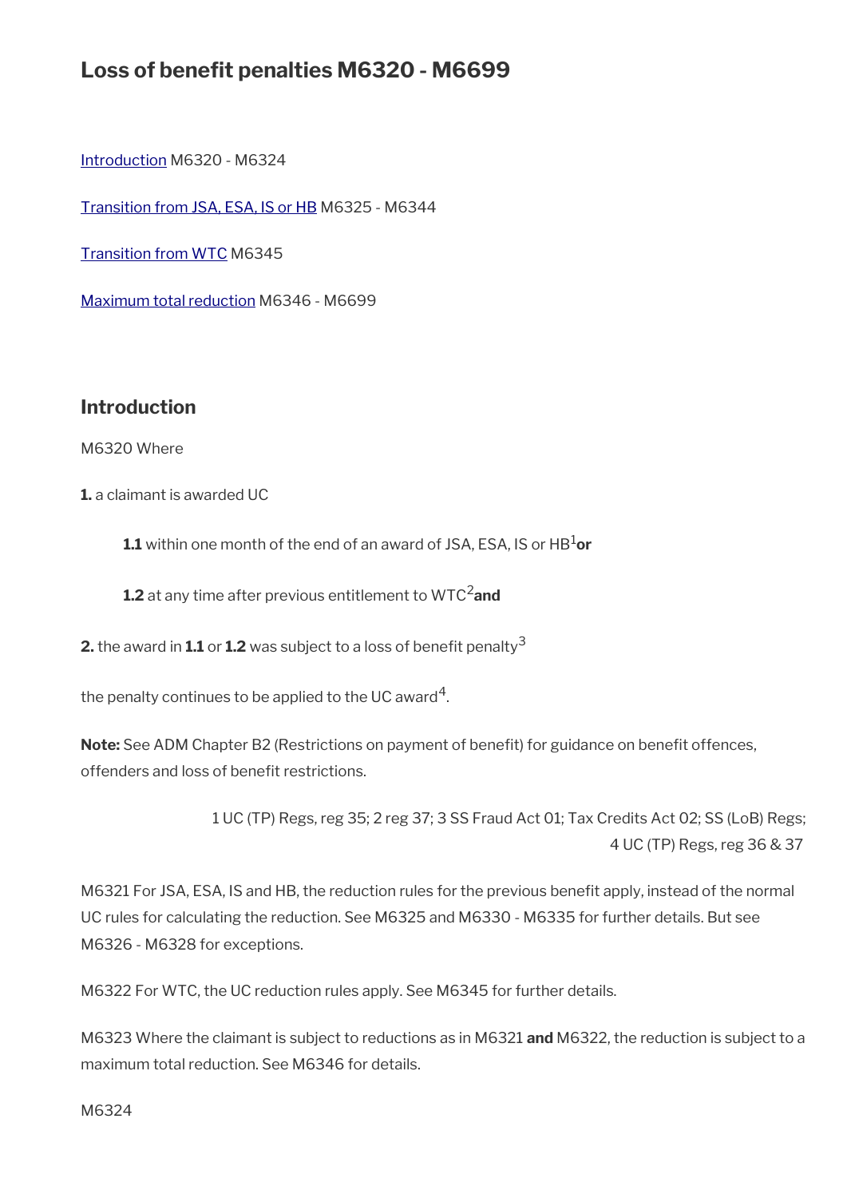## Loss of benefit penalties M6320 - M6699

Introduction M6320 - M6324

Transition from JSA, ESA, IS or HB M6325 - M6344

Transition from WTC M6345

Maximum total reduction M6346 - M6699

### Introduction

M6320 Where

**1.** a claimant is awarded UC

> **1.1** within one month of the end of an award of JSA, ESA, IS or HB[1] **or**
>
> **1.2** at any time after previous entitlement to WTC[2] **and**

**2.** the award in **1.1** or **1.2** was subject to a loss of benefit penalty[3]

the penalty continues to be applied to the UC award[4].

**Note:** See ADM Chapter B2 (Restrictions on payment of benefit) for guidance on benefit offences, offenders and loss of benefit restrictions.

1 UC (TP) Regs, reg 35; 2 reg 37; 3 SS Fraud Act 01; Tax Credits Act 02; SS (LoB) Regs; 4 UC (TP) Regs, reg 36 & 37

M6321 For JSA, ESA, IS and HB, the reduction rules for the previous benefit apply, instead of the normal UC rules for calculating the reduction. See M6325 and M6330 - M6335 for further details. But see M6326 - M6328 for exceptions.

M6322 For WTC, the UC reduction rules apply. See M6345 for further details.

M6323 Where the claimant is subject to reductions as in M6321 **and** M6322, the reduction is subject to a maximum total reduction. See M6346 for details.

M6324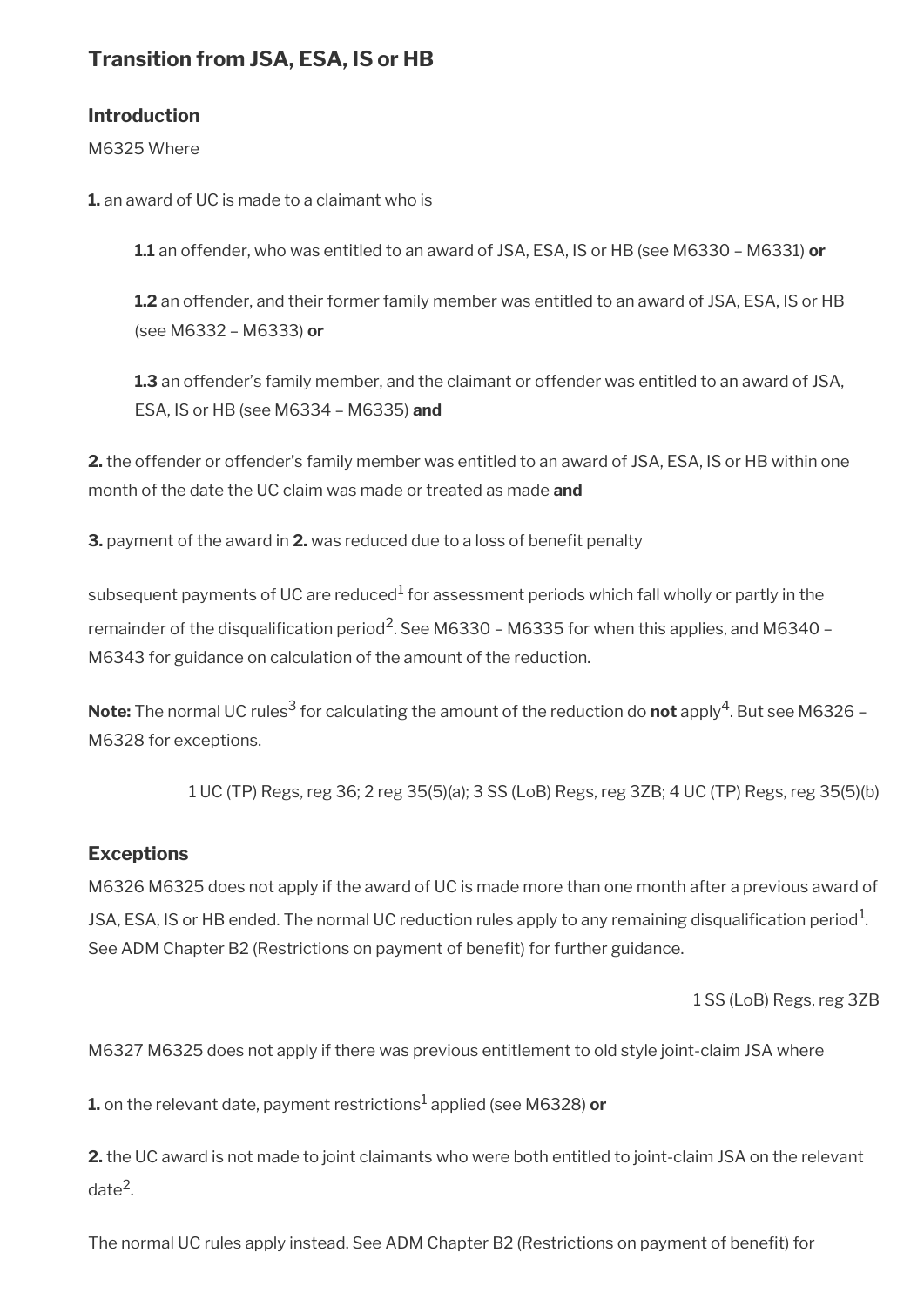## Transition from JSA, ESA, IS or HB

### Introduction

M6325 Where

**1.** an award of UC is made to a claimant who is

> **1.1** an offender, who was entitled to an award of JSA, ESA, IS or HB (see M6330 – M6331) **or**
>
> **1.2** an offender, and their former family member was entitled to an award of JSA, ESA, IS or HB (see M6332 – M6333) **or**
>
> **1.3** an offender's family member, and the claimant or offender was entitled to an award of JSA, ESA, IS or HB (see M6334 – M6335) **and**

**2.** the offender or offender's family member was entitled to an award of JSA, ESA, IS or HB within one month of the date the UC claim was made or treated as made **and**

**3.** payment of the award in **2.** was reduced due to a loss of benefit penalty

subsequent payments of UC are reduced[1] for assessment periods which fall wholly or partly in the remainder of the disqualification period[2]. See M6330 – M6335 for when this applies, and M6340 – M6343 for guidance on calculation of the amount of the reduction.

**Note:** The normal UC rules[3] for calculating the amount of the reduction do **not** apply[4]. But see M6326 – M6328 for exceptions.

1 UC (TP) Regs, reg 36; 2 reg 35(5)(a); 3 SS (LoB) Regs, reg 3ZB; 4 UC (TP) Regs, reg 35(5)(b)

### Exceptions

M6326 M6325 does not apply if the award of UC is made more than one month after a previous award of JSA, ESA, IS or HB ended. The normal UC reduction rules apply to any remaining disqualification period[1]. See ADM Chapter B2 (Restrictions on payment of benefit) for further guidance.

1 SS (LoB) Regs, reg 3ZB

M6327 M6325 does not apply if there was previous entitlement to old style joint-claim JSA where

**1.** on the relevant date, payment restrictions[1] applied (see M6328) **or**

**2.** the UC award is not made to joint claimants who were both entitled to joint-claim JSA on the relevant date[2].

The normal UC rules apply instead. See ADM Chapter B2 (Restrictions on payment of benefit) for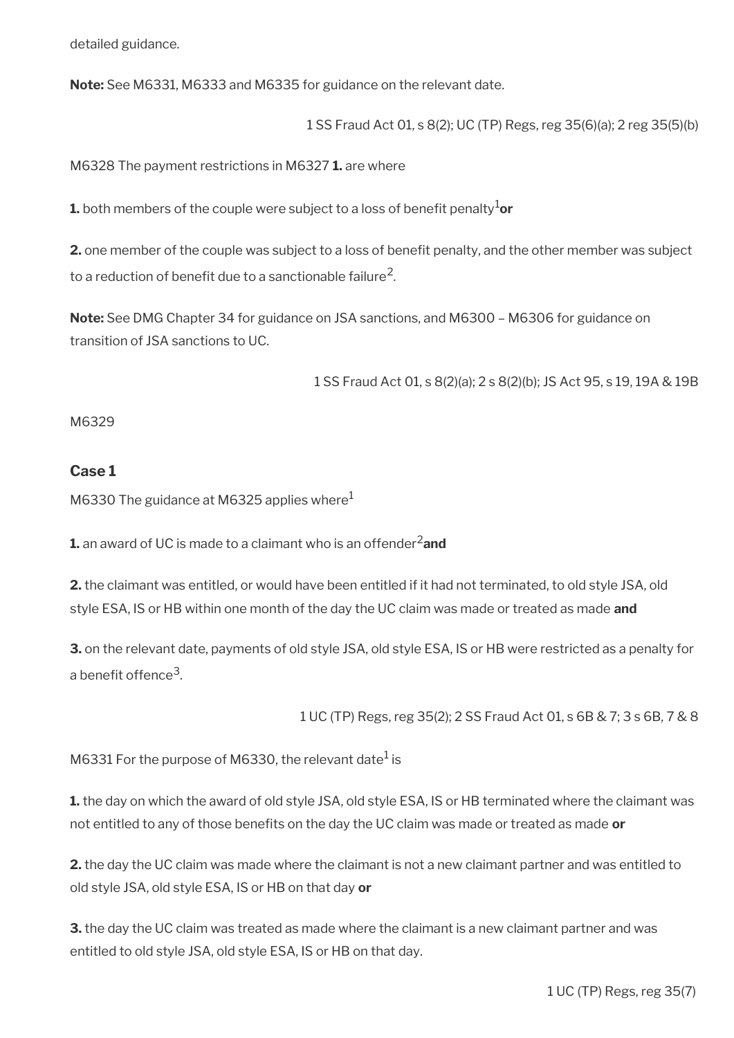detailed guidance.

**Note:** See M6331, M6333 and M6335 for guidance on the relevant date.

1 SS Fraud Act 01, s 8(2); UC (TP) Regs, reg 35(6)(a); 2 reg 35(5)(b)

M6328 The payment restrictions in M6327 **1.** are where

**1.** both members of the couple were subject to a loss of benefit penalty[1] **or**

**2.** one member of the couple was subject to a loss of benefit penalty, and the other member was subject to a reduction of benefit due to a sanctionable failure[2].

**Note:** See DMG Chapter 34 for guidance on JSA sanctions, and M6300 – M6306 for guidance on transition of JSA sanctions to UC.

1 SS Fraud Act 01, s 8(2)(a); 2 s 8(2)(b); JS Act 95, s 19, 19A & 19B

M6329

### Case 1

M6330 The guidance at M6325 applies where[1]

**1.** an award of UC is made to a claimant who is an offender[2] **and**

**2.** the claimant was entitled, or would have been entitled if it had not terminated, to old style JSA, old style ESA, IS or HB within one month of the day the UC claim was made or treated as made **and**

**3.** on the relevant date, payments of old style JSA, old style ESA, IS or HB were restricted as a penalty for a benefit offence[3].

1 UC (TP) Regs, reg 35(2); 2 SS Fraud Act 01, s 6B & 7; 3 s 6B, 7 & 8

M6331 For the purpose of M6330, the relevant date[1] is

**1.** the day on which the award of old style JSA, old style ESA, IS or HB terminated where the claimant was not entitled to any of those benefits on the day the UC claim was made or treated as made **or**

**2.** the day the UC claim was made where the claimant is not a new claimant partner and was entitled to old style JSA, old style ESA, IS or HB on that day **or**

**3.** the day the UC claim was treated as made where the claimant is a new claimant partner and was entitled to old style JSA, old style ESA, IS or HB on that day.

1 UC (TP) Regs, reg 35(7)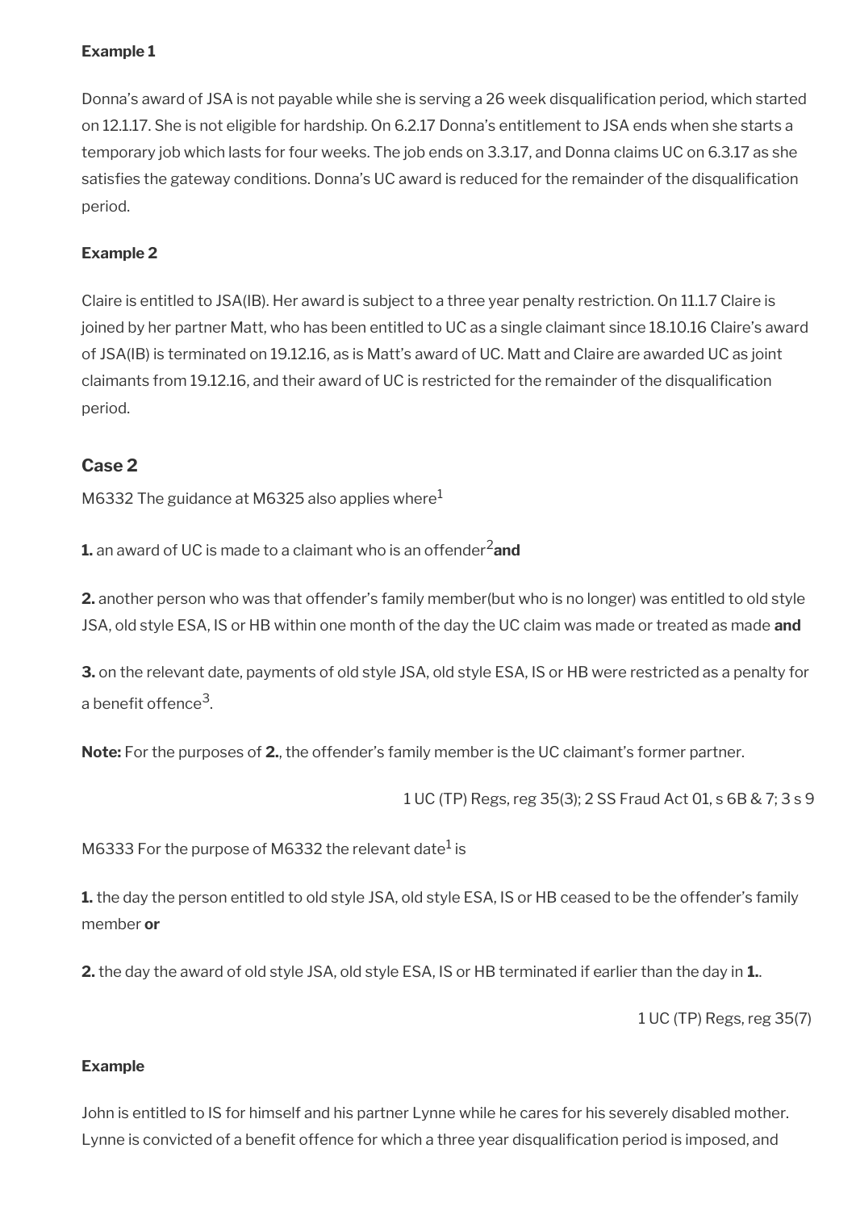**Example 1**

Donna's award of JSA is not payable while she is serving a 26 week disqualification period, which started on 12.1.17. She is not eligible for hardship. On 6.2.17 Donna's entitlement to JSA ends when she starts a temporary job which lasts for four weeks. The job ends on 3.3.17, and Donna claims UC on 6.3.17 as she satisfies the gateway conditions. Donna's UC award is reduced for the remainder of the disqualification period.

**Example 2**

Claire is entitled to JSA(IB). Her award is subject to a three year penalty restriction. On 11.1.7 Claire is joined by her partner Matt, who has been entitled to UC as a single claimant since 18.10.16 Claire's award of JSA(IB) is terminated on 19.12.16, as is Matt's award of UC. Matt and Claire are awarded UC as joint claimants from 19.12.16, and their award of UC is restricted for the remainder of the disqualification period.

## Case 2

M6332 The guidance at M6325 also applies where[1]

**1.** an award of UC is made to a claimant who is an offender[2] **and**

**2.** another person who was that offender's family member(but who is no longer) was entitled to old style JSA, old style ESA, IS or HB within one month of the day the UC claim was made or treated as made **and**

**3.** on the relevant date, payments of old style JSA, old style ESA, IS or HB were restricted as a penalty for a benefit offence[3].

**Note:** For the purposes of **2.**, the offender's family member is the UC claimant's former partner.

1 UC (TP) Regs, reg 35(3); 2 SS Fraud Act 01, s 6B & 7; 3 s 9

M6333 For the purpose of M6332 the relevant date[1] is

**1.** the day the person entitled to old style JSA, old style ESA, IS or HB ceased to be the offender's family member **or**

**2.** the day the award of old style JSA, old style ESA, IS or HB terminated if earlier than the day in **1.**.

1 UC (TP) Regs, reg 35(7)

**Example**

John is entitled to IS for himself and his partner Lynne while he cares for his severely disabled mother. Lynne is convicted of a benefit offence for which a three year disqualification period is imposed, and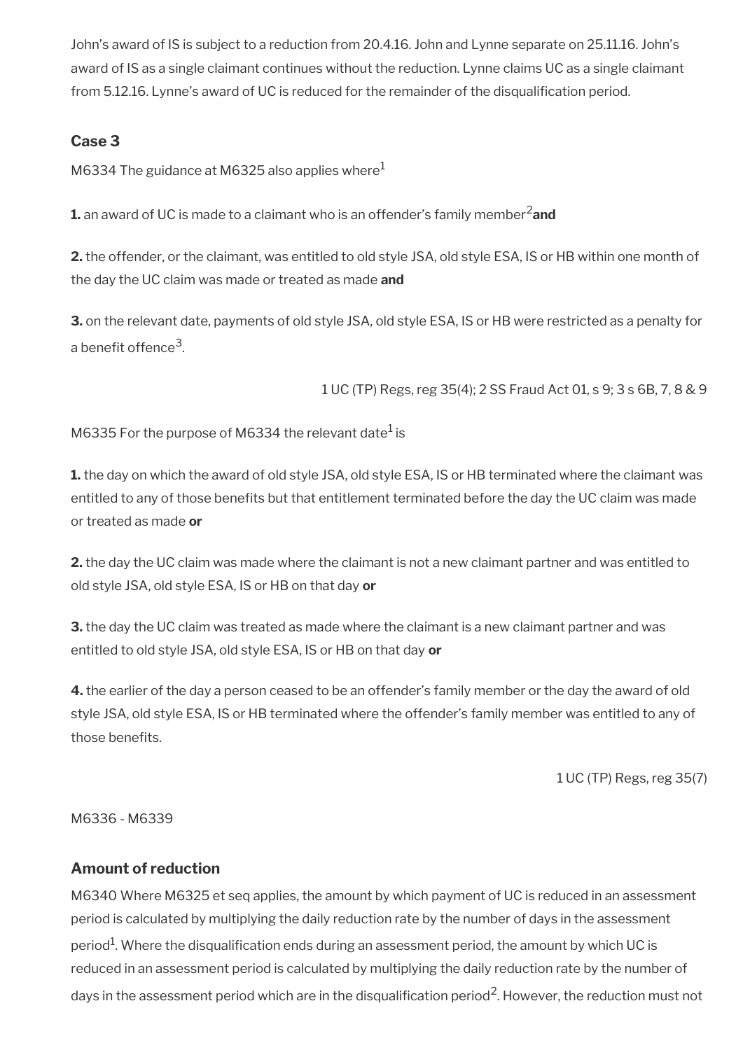John's award of IS is subject to a reduction from 20.4.16. John and Lynne separate on 25.11.16. John's award of IS as a single claimant continues without the reduction. Lynne claims UC as a single claimant from 5.12.16. Lynne's award of UC is reduced for the remainder of the disqualification period.

### Case 3

M6334 The guidance at M6325 also applies where[1]

**1.** an award of UC is made to a claimant who is an offender's family member[2] **and**

**2.** the offender, or the claimant, was entitled to old style JSA, old style ESA, IS or HB within one month of the day the UC claim was made or treated as made **and**

**3.** on the relevant date, payments of old style JSA, old style ESA, IS or HB were restricted as a penalty for a benefit offence[3].

1 UC (TP) Regs, reg 35(4); 2 SS Fraud Act 01, s 9; 3 s 6B, 7, 8 & 9

M6335 For the purpose of M6334 the relevant date[1] is

**1.** the day on which the award of old style JSA, old style ESA, IS or HB terminated where the claimant was entitled to any of those benefits but that entitlement terminated before the day the UC claim was made or treated as made **or**

**2.** the day the UC claim was made where the claimant is not a new claimant partner and was entitled to old style JSA, old style ESA, IS or HB on that day **or**

**3.** the day the UC claim was treated as made where the claimant is a new claimant partner and was entitled to old style JSA, old style ESA, IS or HB on that day **or**

**4.** the earlier of the day a person ceased to be an offender's family member or the day the award of old style JSA, old style ESA, IS or HB terminated where the offender's family member was entitled to any of those benefits.

1 UC (TP) Regs, reg 35(7)

M6336 - M6339

### Amount of reduction

M6340 Where M6325 et seq applies, the amount by which payment of UC is reduced in an assessment period is calculated by multiplying the daily reduction rate by the number of days in the assessment period[1]. Where the disqualification ends during an assessment period, the amount by which UC is reduced in an assessment period is calculated by multiplying the daily reduction rate by the number of days in the assessment period which are in the disqualification period[2]. However, the reduction must not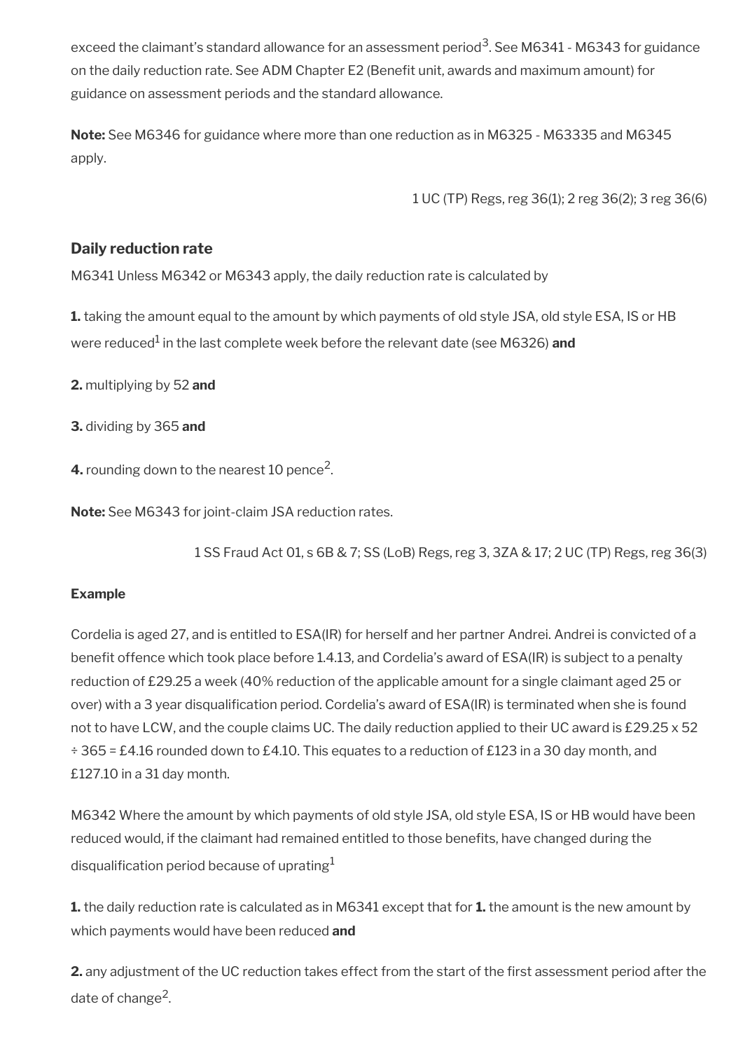exceed the claimant's standard allowance for an assessment period[3]. See M6341 - M6343 for guidance on the daily reduction rate. See ADM Chapter E2 (Benefit unit, awards and maximum amount) for guidance on assessment periods and the standard allowance.

**Note:** See M6346 for guidance where more than one reduction as in M6325 - M63335 and M6345 apply.

1 UC (TP) Regs, reg 36(1); 2 reg 36(2); 3 reg 36(6)

### Daily reduction rate

M6341 Unless M6342 or M6343 apply, the daily reduction rate is calculated by

**1.** taking the amount equal to the amount by which payments of old style JSA, old style ESA, IS or HB were reduced[1] in the last complete week before the relevant date (see M6326) **and**

**2.** multiplying by 52 **and**

**3.** dividing by 365 **and**

**4.** rounding down to the nearest 10 pence[2].

**Note:** See M6343 for joint-claim JSA reduction rates.

1 SS Fraud Act 01, s 6B & 7; SS (LoB) Regs, reg 3, 3ZA & 17; 2 UC (TP) Regs, reg 36(3)

#### Example

Cordelia is aged 27, and is entitled to ESA(IR) for herself and her partner Andrei. Andrei is convicted of a benefit offence which took place before 1.4.13, and Cordelia's award of ESA(IR) is subject to a penalty reduction of £29.25 a week (40% reduction of the applicable amount for a single claimant aged 25 or over) with a 3 year disqualification period. Cordelia's award of ESA(IR) is terminated when she is found not to have LCW, and the couple claims UC. The daily reduction applied to their UC award is £29.25 x 52 ÷ 365 = £4.16 rounded down to £4.10. This equates to a reduction of £123 in a 30 day month, and £127.10 in a 31 day month.

M6342 Where the amount by which payments of old style JSA, old style ESA, IS or HB would have been reduced would, if the claimant had remained entitled to those benefits, have changed during the disqualification period because of uprating[1]

**1.** the daily reduction rate is calculated as in M6341 except that for **1.** the amount is the new amount by which payments would have been reduced **and**

**2.** any adjustment of the UC reduction takes effect from the start of the first assessment period after the date of change[2].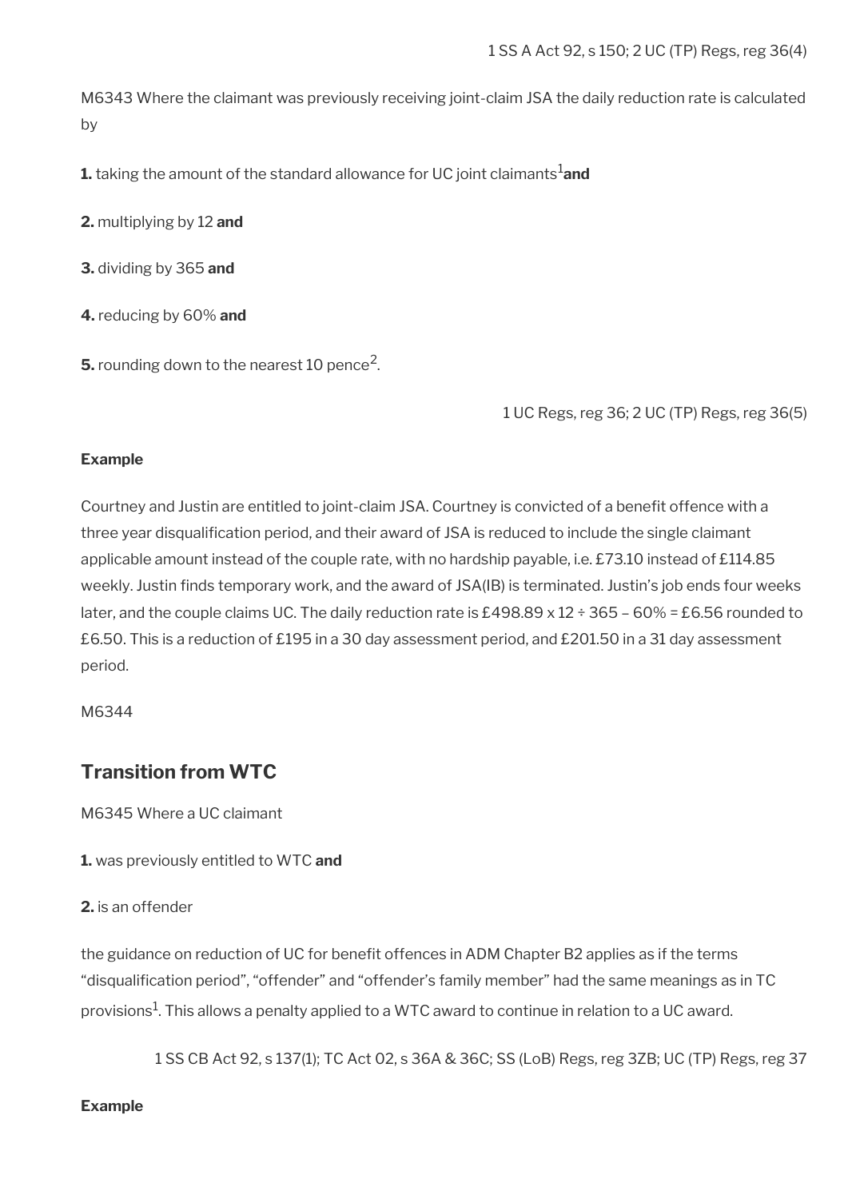1 SS A Act 92, s 150; 2 UC (TP) Regs, reg 36(4)

M6343 Where the claimant was previously receiving joint-claim JSA the daily reduction rate is calculated by

**1.** taking the amount of the standard allowance for UC joint claimants[1] **and**

**2.** multiplying by 12 **and**

**3.** dividing by 365 **and**

**4.** reducing by 60% **and**

**5.** rounding down to the nearest 10 pence[2].

1 UC Regs, reg 36; 2 UC (TP) Regs, reg 36(5)

**Example**

Courtney and Justin are entitled to joint-claim JSA. Courtney is convicted of a benefit offence with a three year disqualification period, and their award of JSA is reduced to include the single claimant applicable amount instead of the couple rate, with no hardship payable, i.e. £73.10 instead of £114.85 weekly. Justin finds temporary work, and the award of JSA(IB) is terminated. Justin's job ends four weeks later, and the couple claims UC. The daily reduction rate is £498.89 x 12 ÷ 365 – 60% = £6.56 rounded to £6.50. This is a reduction of £195 in a 30 day assessment period, and £201.50 in a 31 day assessment period.

M6344

## Transition from WTC

M6345 Where a UC claimant

**1.** was previously entitled to WTC **and**

**2.** is an offender

the guidance on reduction of UC for benefit offences in ADM Chapter B2 applies as if the terms "disqualification period", "offender" and "offender's family member" had the same meanings as in TC provisions[1]. This allows a penalty applied to a WTC award to continue in relation to a UC award.

1 SS CB Act 92, s 137(1); TC Act 02, s 36A & 36C; SS (LoB) Regs, reg 3ZB; UC (TP) Regs, reg 37

**Example**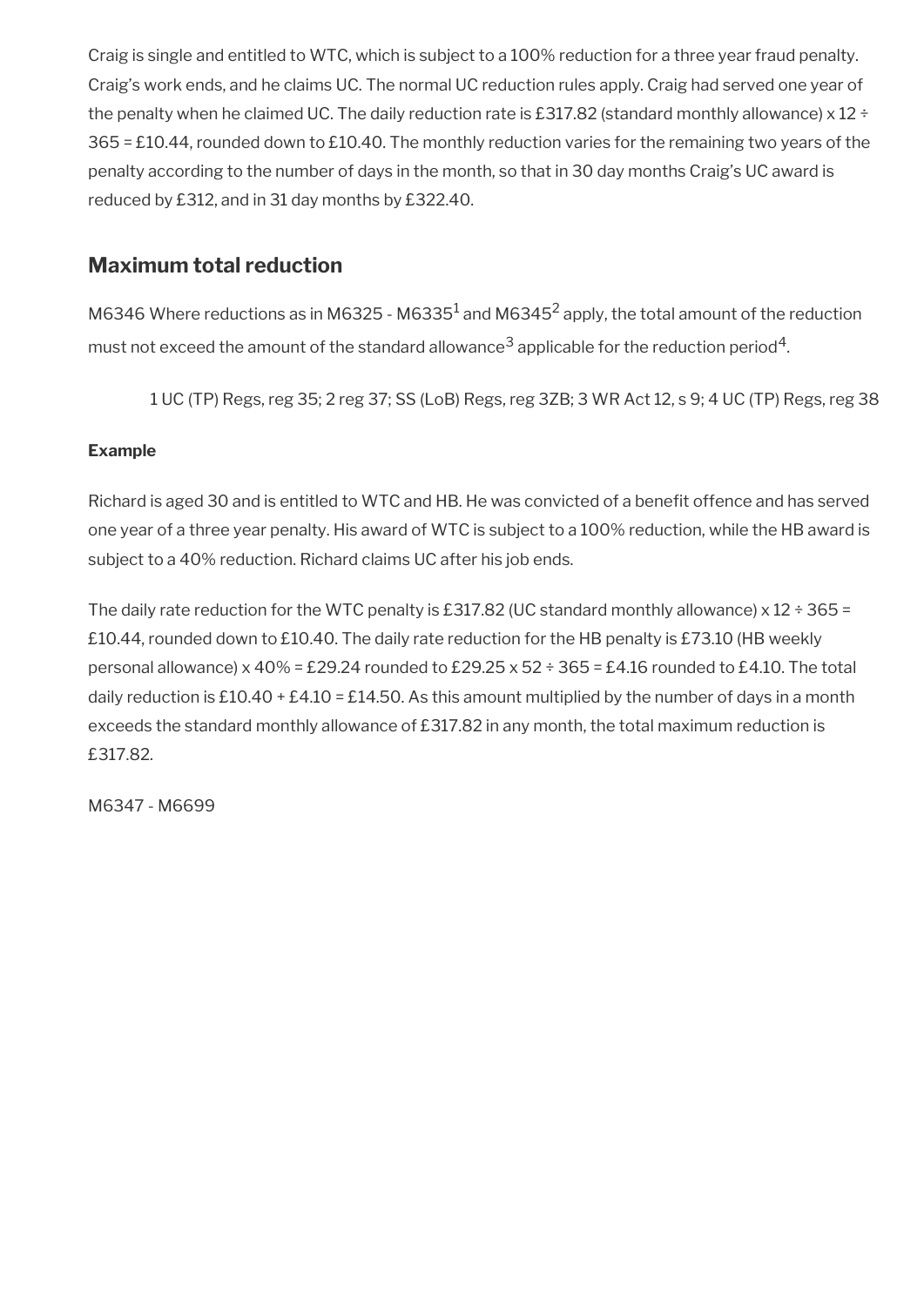Craig is single and entitled to WTC, which is subject to a 100% reduction for a three year fraud penalty. Craig's work ends, and he claims UC. The normal UC reduction rules apply. Craig had served one year of the penalty when he claimed UC. The daily reduction rate is £317.82 (standard monthly allowance) x 12 ÷ 365 = £10.44, rounded down to £10.40. The monthly reduction varies for the remaining two years of the penalty according to the number of days in the month, so that in 30 day months Craig's UC award is reduced by £312, and in 31 day months by £322.40.

## Maximum total reduction

M6346 Where reductions as in M6325 - M6335[1] and M6345[2] apply, the total amount of the reduction must not exceed the amount of the standard allowance[3] applicable for the reduction period[4].

1 UC (TP) Regs, reg 35; 2 reg 37; SS (LoB) Regs, reg 3ZB; 3 WR Act 12, s 9; 4 UC (TP) Regs, reg 38

**Example**

Richard is aged 30 and is entitled to WTC and HB. He was convicted of a benefit offence and has served one year of a three year penalty. His award of WTC is subject to a 100% reduction, while the HB award is subject to a 40% reduction. Richard claims UC after his job ends.

The daily rate reduction for the WTC penalty is £317.82 (UC standard monthly allowance) x 12 ÷ 365 = £10.44, rounded down to £10.40. The daily rate reduction for the HB penalty is £73.10 (HB weekly personal allowance) x 40% = £29.24 rounded to £29.25 x 52 ÷ 365 = £4.16 rounded to £4.10. The total daily reduction is £10.40 + £4.10 = £14.50. As this amount multiplied by the number of days in a month exceeds the standard monthly allowance of £317.82 in any month, the total maximum reduction is £317.82.

M6347 - M6699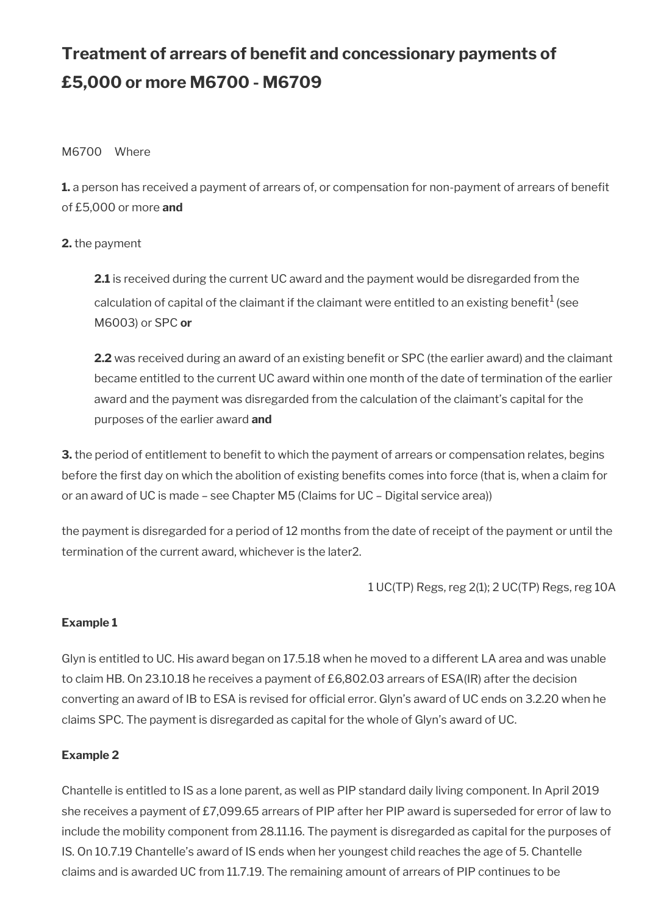## Treatment of arrears of benefit and concessionary payments of £5,000 or more M6700 - M6709

M6700 Where

**1.** a person has received a payment of arrears of, or compensation for non-payment of arrears of benefit of £5,000 or more **and**

**2.** the payment

> **2.1** is received during the current UC award and the payment would be disregarded from the calculation of capital of the claimant if the claimant were entitled to an existing benefit[1] (see M6003) or SPC **or**
>
> **2.2** was received during an award of an existing benefit or SPC (the earlier award) and the claimant became entitled to the current UC award within one month of the date of termination of the earlier award and the payment was disregarded from the calculation of the claimant's capital for the purposes of the earlier award **and**

**3.** the period of entitlement to benefit to which the payment of arrears or compensation relates, begins before the first day on which the abolition of existing benefits comes into force (that is, when a claim for or an award of UC is made – see Chapter M5 (Claims for UC – Digital service area))

the payment is disregarded for a period of 12 months from the date of receipt of the payment or until the termination of the current award, whichever is the later2.

1 UC(TP) Regs, reg 2(1); 2 UC(TP) Regs, reg 10A

**Example 1**

Glyn is entitled to UC. His award began on 17.5.18 when he moved to a different LA area and was unable to claim HB. On 23.10.18 he receives a payment of £6,802.03 arrears of ESA(IR) after the decision converting an award of IB to ESA is revised for official error. Glyn's award of UC ends on 3.2.20 when he claims SPC. The payment is disregarded as capital for the whole of Glyn's award of UC.

**Example 2**

Chantelle is entitled to IS as a lone parent, as well as PIP standard daily living component. In April 2019 she receives a payment of £7,099.65 arrears of PIP after her PIP award is superseded for error of law to include the mobility component from 28.11.16. The payment is disregarded as capital for the purposes of IS. On 10.7.19 Chantelle's award of IS ends when her youngest child reaches the age of 5. Chantelle claims and is awarded UC from 11.7.19. The remaining amount of arrears of PIP continues to be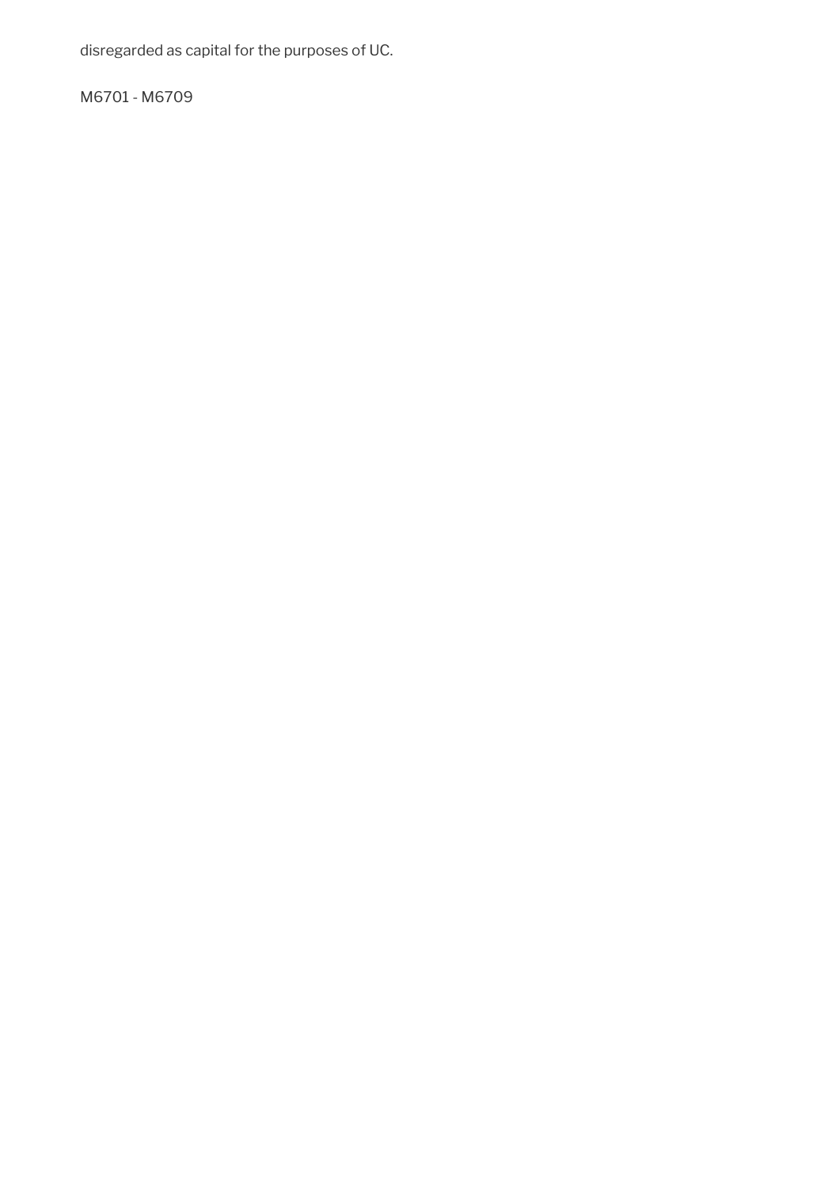disregarded as capital for the purposes of UC.

M6701 - M6709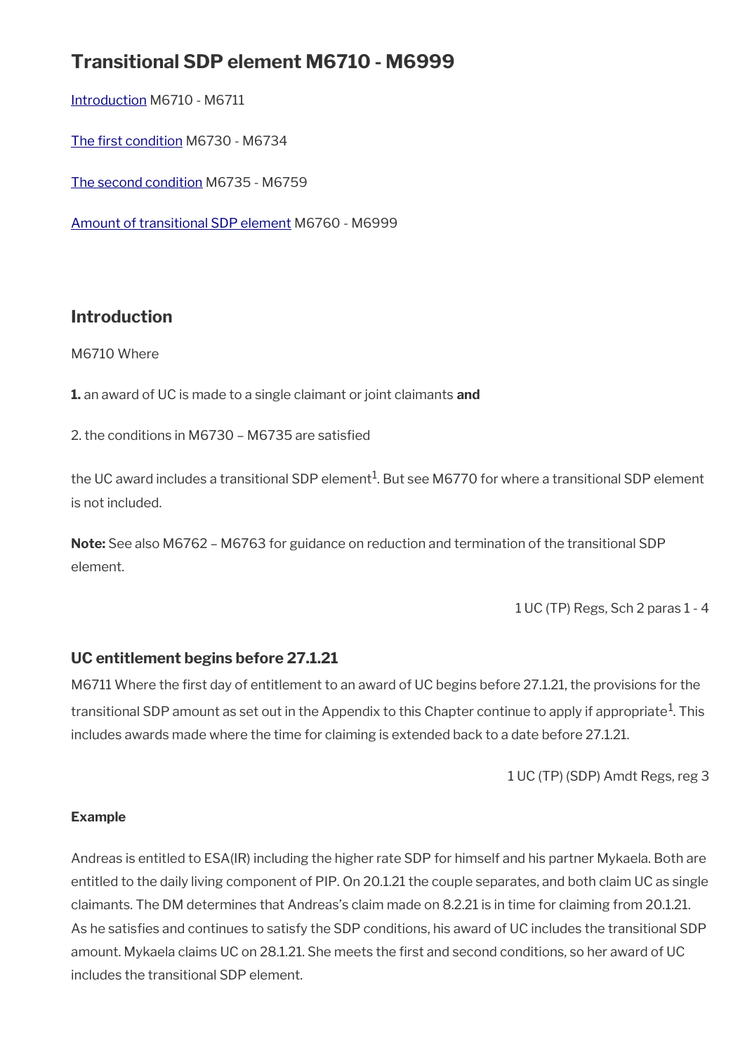# Transitional SDP element M6710 - M6999

[Introduction](#) M6710 - M6711

[The first condition](#) M6730 - M6734

[The second condition](#) M6735 - M6759

[Amount of transitional SDP element](#) M6760 - M6999

## Introduction

M6710 Where

**1.** an award of UC is made to a single claimant or joint claimants **and**

2. the conditions in M6730 – M6735 are satisfied

the UC award includes a transitional SDP element[1]. But see M6770 for where a transitional SDP element is not included.

**Note:** See also M6762 – M6763 for guidance on reduction and termination of the transitional SDP element.

1 UC (TP) Regs, Sch 2 paras 1 - 4

### UC entitlement begins before 27.1.21

M6711 Where the first day of entitlement to an award of UC begins before 27.1.21, the provisions for the transitional SDP amount as set out in the Appendix to this Chapter continue to apply if appropriate[1]. This includes awards made where the time for claiming is extended back to a date before 27.1.21.

1 UC (TP) (SDP) Amdt Regs, reg 3

#### Example

Andreas is entitled to ESA(IR) including the higher rate SDP for himself and his partner Mykaela. Both are entitled to the daily living component of PIP. On 20.1.21 the couple separates, and both claim UC as single claimants. The DM determines that Andreas's claim made on 8.2.21 is in time for claiming from 20.1.21. As he satisfies and continues to satisfy the SDP conditions, his award of UC includes the transitional SDP amount. Mykaela claims UC on 28.1.21. She meets the first and second conditions, so her award of UC includes the transitional SDP element.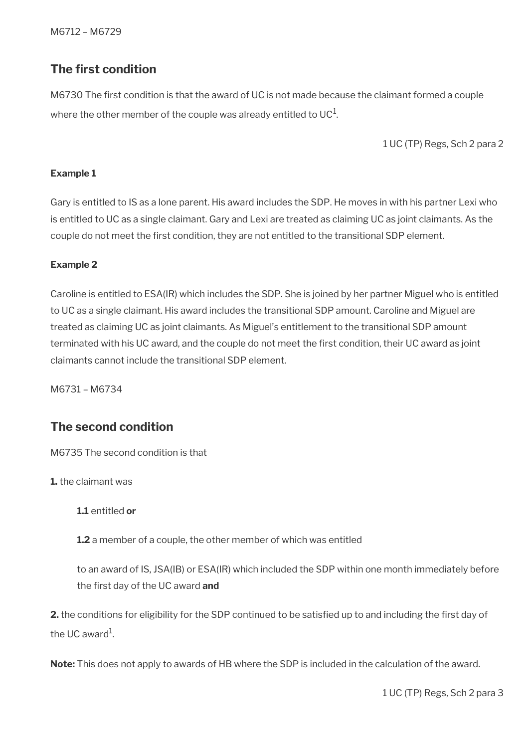M6712 – M6729

## The first condition

M6730 The first condition is that the award of UC is not made because the claimant formed a couple where the other member of the couple was already entitled to UC[1].

1 UC (TP) Regs, Sch 2 para 2

**Example 1**

Gary is entitled to IS as a lone parent. His award includes the SDP. He moves in with his partner Lexi who is entitled to UC as a single claimant. Gary and Lexi are treated as claiming UC as joint claimants. As the couple do not meet the first condition, they are not entitled to the transitional SDP element.

**Example 2**

Caroline is entitled to ESA(IR) which includes the SDP. She is joined by her partner Miguel who is entitled to UC as a single claimant. His award includes the transitional SDP amount. Caroline and Miguel are treated as claiming UC as joint claimants. As Miguel's entitlement to the transitional SDP amount terminated with his UC award, and the couple do not meet the first condition, their UC award as joint claimants cannot include the transitional SDP element.

M6731 – M6734

## The second condition

M6735 The second condition is that

**1.** the claimant was

> **1.1** entitled **or**
>
> **1.2** a member of a couple, the other member of which was entitled
>
> to an award of IS, JSA(IB) or ESA(IR) which included the SDP within one month immediately before the first day of the UC award **and**

**2.** the conditions for eligibility for the SDP continued to be satisfied up to and including the first day of the UC award[1].

**Note:** This does not apply to awards of HB where the SDP is included in the calculation of the award.

1 UC (TP) Regs, Sch 2 para 3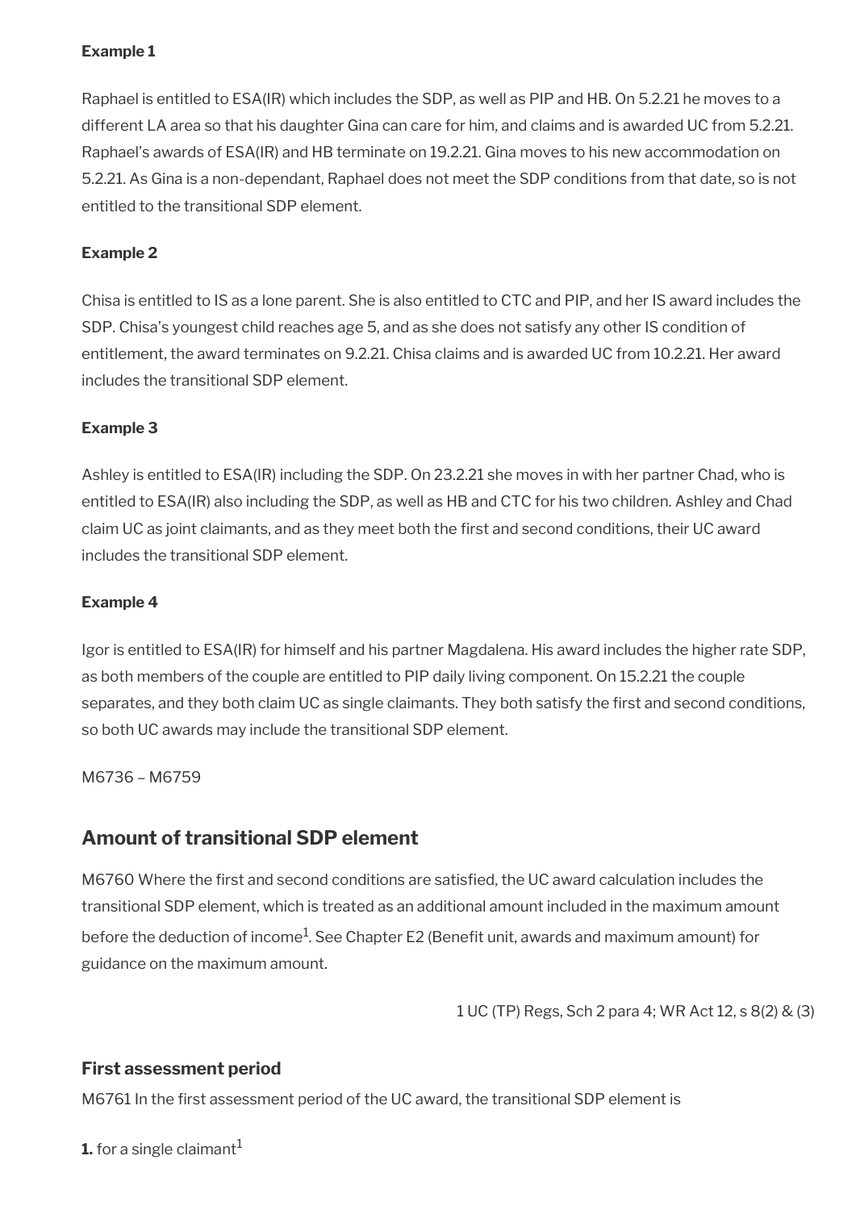**Example 1**

Raphael is entitled to ESA(IR) which includes the SDP, as well as PIP and HB. On 5.2.21 he moves to a different LA area so that his daughter Gina can care for him, and claims and is awarded UC from 5.2.21. Raphael's awards of ESA(IR) and HB terminate on 19.2.21. Gina moves to his new accommodation on 5.2.21. As Gina is a non-dependant, Raphael does not meet the SDP conditions from that date, so is not entitled to the transitional SDP element.

**Example 2**

Chisa is entitled to IS as a lone parent. She is also entitled to CTC and PIP, and her IS award includes the SDP. Chisa's youngest child reaches age 5, and as she does not satisfy any other IS condition of entitlement, the award terminates on 9.2.21. Chisa claims and is awarded UC from 10.2.21. Her award includes the transitional SDP element.

**Example 3**

Ashley is entitled to ESA(IR) including the SDP. On 23.2.21 she moves in with her partner Chad, who is entitled to ESA(IR) also including the SDP, as well as HB and CTC for his two children. Ashley and Chad claim UC as joint claimants, and as they meet both the first and second conditions, their UC award includes the transitional SDP element.

**Example 4**

Igor is entitled to ESA(IR) for himself and his partner Magdalena. His award includes the higher rate SDP, as both members of the couple are entitled to PIP daily living component. On 15.2.21 the couple separates, and they both claim UC as single claimants. They both satisfy the first and second conditions, so both UC awards may include the transitional SDP element.

M6736 – M6759

## Amount of transitional SDP element

M6760 Where the first and second conditions are satisfied, the UC award calculation includes the transitional SDP element, which is treated as an additional amount included in the maximum amount before the deduction of income[1]. See Chapter E2 (Benefit unit, awards and maximum amount) for guidance on the maximum amount.

1 UC (TP) Regs, Sch 2 para 4; WR Act 12, s 8(2) & (3)

### First assessment period

M6761 In the first assessment period of the UC award, the transitional SDP element is

**1.** for a single claimant[1]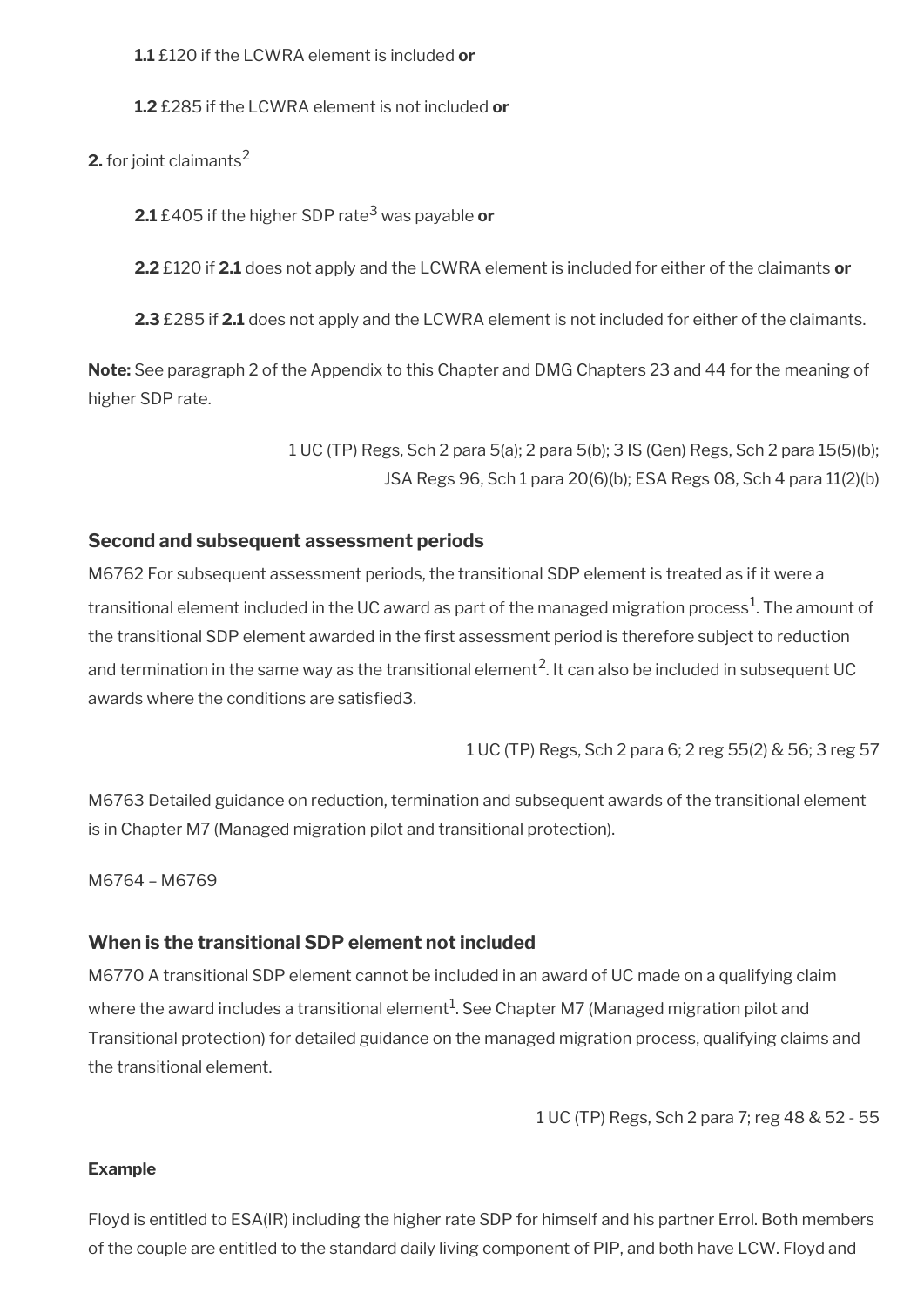**1.1** £120 if the LCWRA element is included **or**

**1.2** £285 if the LCWRA element is not included **or**

**2.** for joint claimants[2]

**2.1** £405 if the higher SDP rate[3] was payable **or**

**2.2** £120 if **2.1** does not apply and the LCWRA element is included for either of the claimants **or**

**2.3** £285 if **2.1** does not apply and the LCWRA element is not included for either of the claimants.

**Note:** See paragraph 2 of the Appendix to this Chapter and DMG Chapters 23 and 44 for the meaning of higher SDP rate.

1 UC (TP) Regs, Sch 2 para 5(a); 2 para 5(b); 3 IS (Gen) Regs, Sch 2 para 15(5)(b); JSA Regs 96, Sch 1 para 20(6)(b); ESA Regs 08, Sch 4 para 11(2)(b)

### Second and subsequent assessment periods

M6762 For subsequent assessment periods, the transitional SDP element is treated as if it were a transitional element included in the UC award as part of the managed migration process[1]. The amount of the transitional SDP element awarded in the first assessment period is therefore subject to reduction and termination in the same way as the transitional element[2]. It can also be included in subsequent UC awards where the conditions are satisfied3.

1 UC (TP) Regs, Sch 2 para 6; 2 reg 55(2) & 56; 3 reg 57

M6763 Detailed guidance on reduction, termination and subsequent awards of the transitional element is in Chapter M7 (Managed migration pilot and transitional protection).

M6764 – M6769

### When is the transitional SDP element not included

M6770 A transitional SDP element cannot be included in an award of UC made on a qualifying claim where the award includes a transitional element[1]. See Chapter M7 (Managed migration pilot and Transitional protection) for detailed guidance on the managed migration process, qualifying claims and the transitional element.

1 UC (TP) Regs, Sch 2 para 7; reg 48 & 52 - 55

#### Example

Floyd is entitled to ESA(IR) including the higher rate SDP for himself and his partner Errol. Both members of the couple are entitled to the standard daily living component of PIP, and both have LCW. Floyd and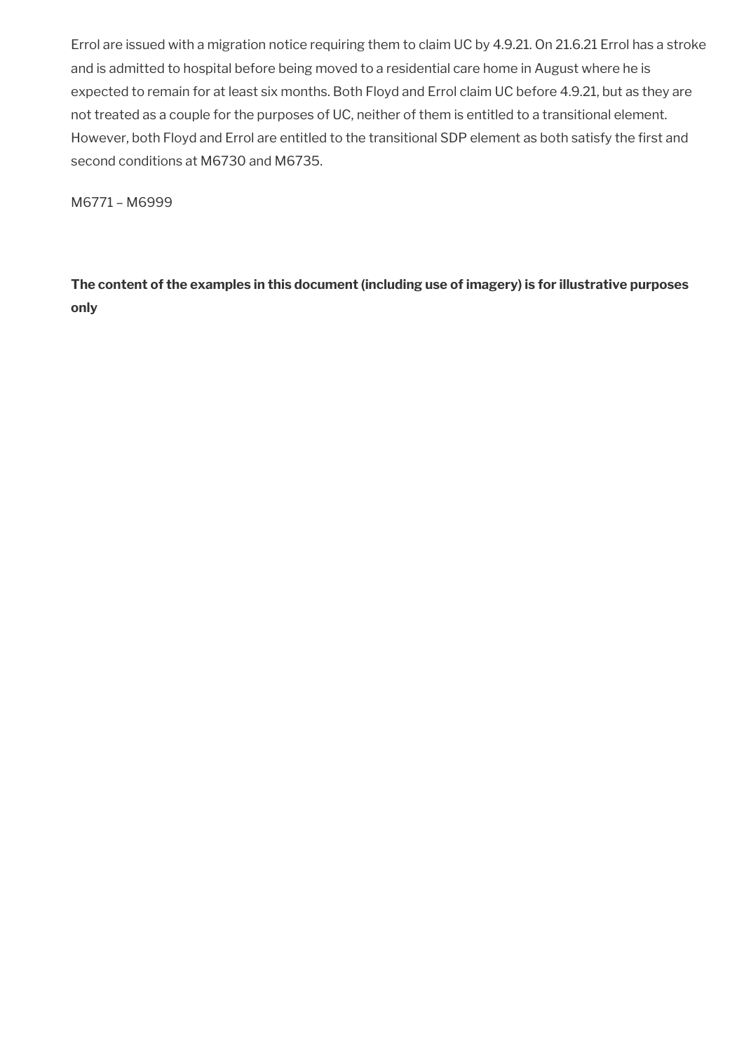Errol are issued with a migration notice requiring them to claim UC by 4.9.21. On 21.6.21 Errol has a stroke and is admitted to hospital before being moved to a residential care home in August where he is expected to remain for at least six months. Both Floyd and Errol claim UC before 4.9.21, but as they are not treated as a couple for the purposes of UC, neither of them is entitled to a transitional element. However, both Floyd and Errol are entitled to the transitional SDP element as both satisfy the first and second conditions at M6730 and M6735.

M6771 – M6999

**The content of the examples in this document (including use of imagery) is for illustrative purposes only**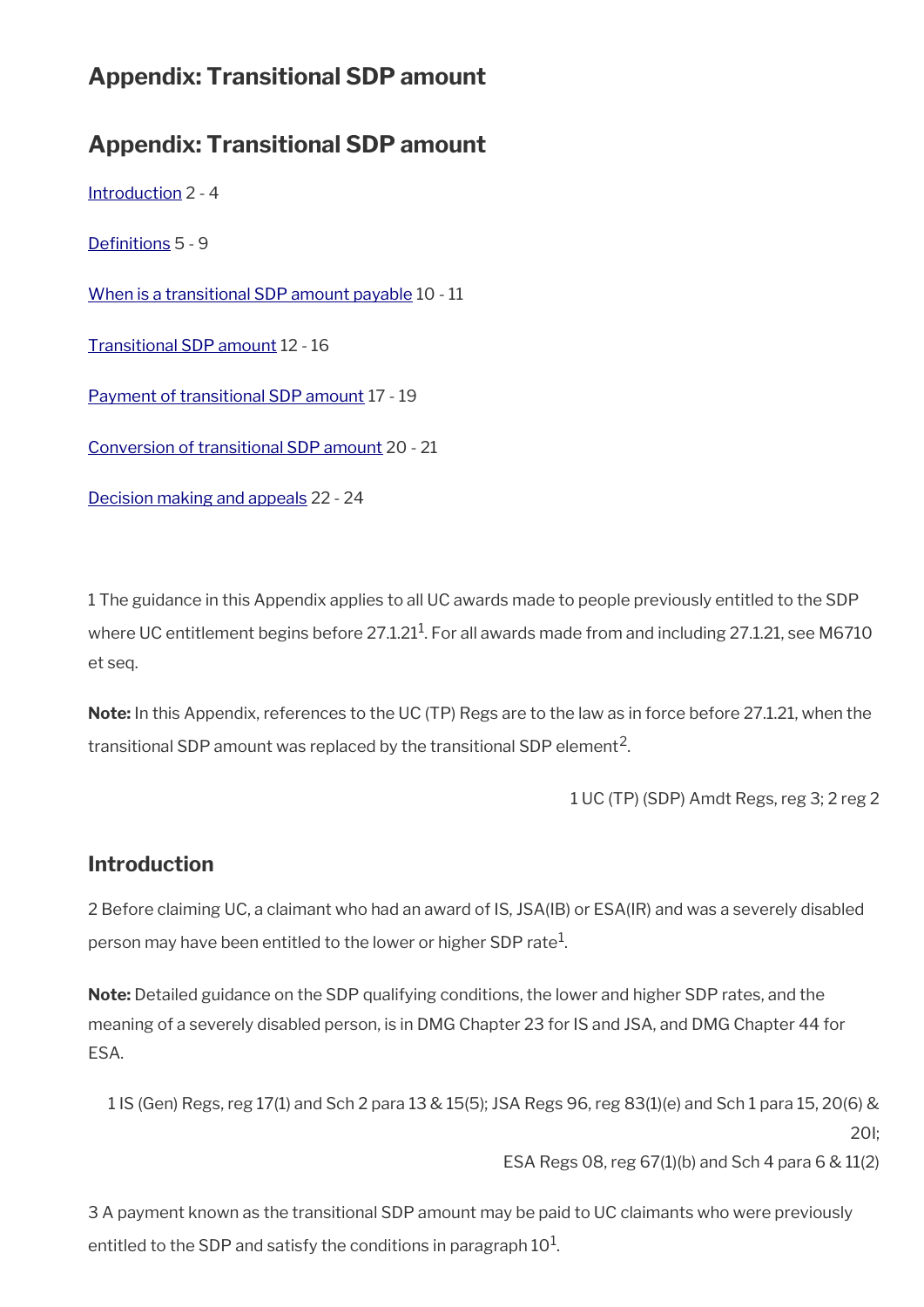# Appendix: Transitional SDP amount

## Appendix: Transitional SDP amount

[Introduction](#) 2 - 4

[Definitions](#) 5 - 9

[When is a transitional SDP amount payable](#) 10 - 11

[Transitional SDP amount](#) 12 - 16

[Payment of transitional SDP amount](#) 17 - 19

[Conversion of transitional SDP amount](#) 20 - 21

[Decision making and appeals](#) 22 - 24

1 The guidance in this Appendix applies to all UC awards made to people previously entitled to the SDP where UC entitlement begins before 27.1.21[1]. For all awards made from and including 27.1.21, see M6710 et seq.

**Note:** In this Appendix, references to the UC (TP) Regs are to the law as in force before 27.1.21, when the transitional SDP amount was replaced by the transitional SDP element[2].

1 UC (TP) (SDP) Amdt Regs, reg 3; 2 reg 2

## Introduction

2 Before claiming UC, a claimant who had an award of IS, JSA(IB) or ESA(IR) and was a severely disabled person may have been entitled to the lower or higher SDP rate[1].

**Note:** Detailed guidance on the SDP qualifying conditions, the lower and higher SDP rates, and the meaning of a severely disabled person, is in DMG Chapter 23 for IS and JSA, and DMG Chapter 44 for ESA.

1 IS (Gen) Regs, reg 17(1) and Sch 2 para 13 & 15(5); JSA Regs 96, reg 83(1)(e) and Sch 1 para 15, 20(6) & 20I; ESA Regs 08, reg 67(1)(b) and Sch 4 para 6 & 11(2)

3 A payment known as the transitional SDP amount may be paid to UC claimants who were previously entitled to the SDP and satisfy the conditions in paragraph 10[1].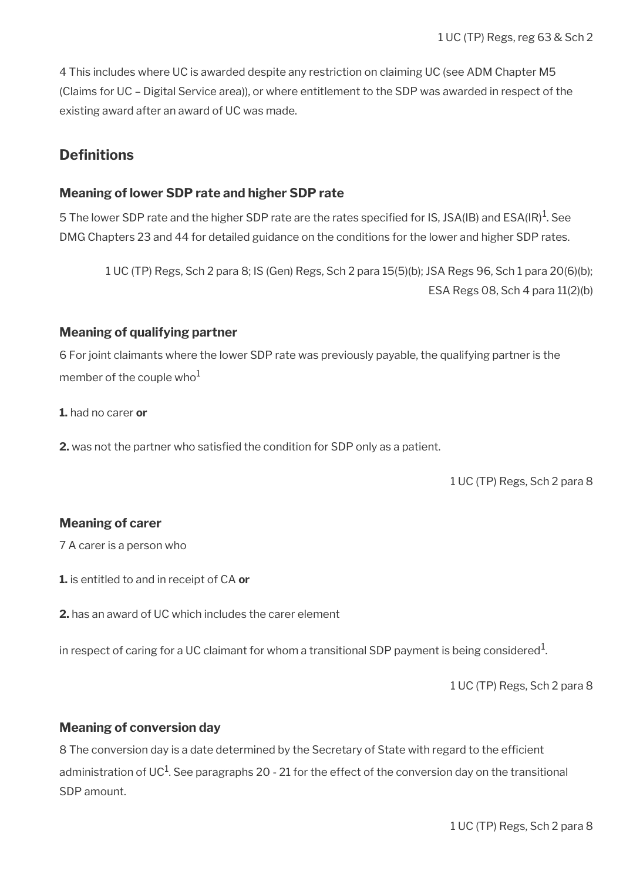1 UC (TP) Regs, reg 63 & Sch 2

4 This includes where UC is awarded despite any restriction on claiming UC (see ADM Chapter M5 (Claims for UC – Digital Service area)), or where entitlement to the SDP was awarded in respect of the existing award after an award of UC was made.

## Definitions

### Meaning of lower SDP rate and higher SDP rate

5 The lower SDP rate and the higher SDP rate are the rates specified for IS, JSA(IB) and ESA(IR)[1]. See DMG Chapters 23 and 44 for detailed guidance on the conditions for the lower and higher SDP rates.

1 UC (TP) Regs, Sch 2 para 8; IS (Gen) Regs, Sch 2 para 15(5)(b); JSA Regs 96, Sch 1 para 20(6)(b); ESA Regs 08, Sch 4 para 11(2)(b)

### Meaning of qualifying partner

6 For joint claimants where the lower SDP rate was previously payable, the qualifying partner is the member of the couple who[1]

**1.** had no carer **or**

**2.** was not the partner who satisfied the condition for SDP only as a patient.

1 UC (TP) Regs, Sch 2 para 8

### Meaning of carer

7 A carer is a person who

**1.** is entitled to and in receipt of CA **or**

**2.** has an award of UC which includes the carer element

in respect of caring for a UC claimant for whom a transitional SDP payment is being considered[1].

1 UC (TP) Regs, Sch 2 para 8

### Meaning of conversion day

8 The conversion day is a date determined by the Secretary of State with regard to the efficient administration of UC[1]. See paragraphs 20 - 21 for the effect of the conversion day on the transitional SDP amount.

1 UC (TP) Regs, Sch 2 para 8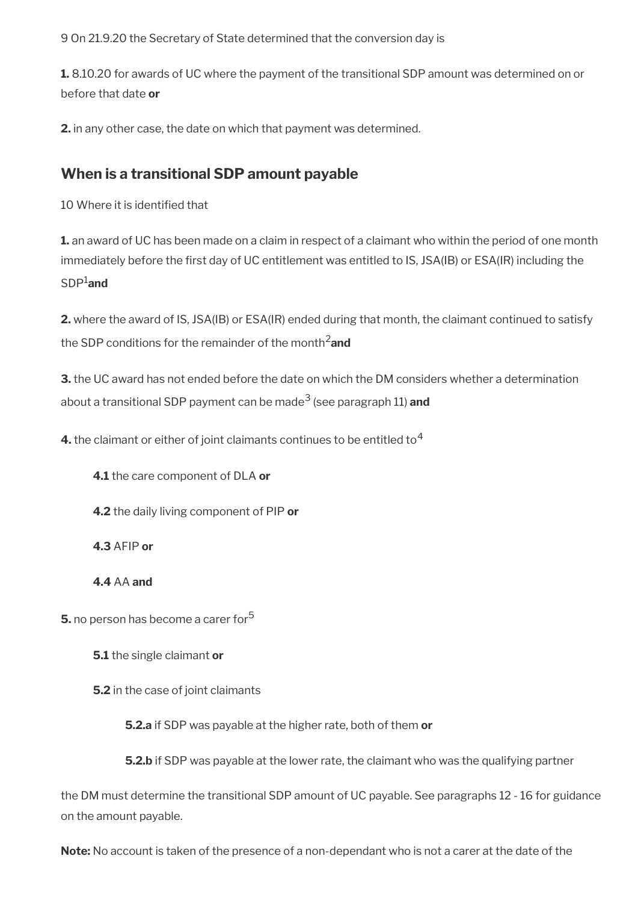9 On 21.9.20 the Secretary of State determined that the conversion day is

**1.** 8.10.20 for awards of UC where the payment of the transitional SDP amount was determined on or before that date **or**

**2.** in any other case, the date on which that payment was determined.

## When is a transitional SDP amount payable

10 Where it is identified that

**1.** an award of UC has been made on a claim in respect of a claimant who within the period of one month immediately before the first day of UC entitlement was entitled to IS, JSA(IB) or ESA(IR) including the SDP[1] **and**

**2.** where the award of IS, JSA(IB) or ESA(IR) ended during that month, the claimant continued to satisfy the SDP conditions for the remainder of the month[2] **and**

**3.** the UC award has not ended before the date on which the DM considers whether a determination about a transitional SDP payment can be made[3] (see paragraph 11) **and**

**4.** the claimant or either of joint claimants continues to be entitled to[4]

- **4.1** the care component of DLA **or**
- **4.2** the daily living component of PIP **or**
- **4.3** AFIP **or**
- **4.4** AA **and**

**5.** no person has become a carer for[5]

- **5.1** the single claimant **or**
- **5.2** in the case of joint claimants
  - **5.2.a** if SDP was payable at the higher rate, both of them **or**
  - **5.2.b** if SDP was payable at the lower rate, the claimant who was the qualifying partner

the DM must determine the transitional SDP amount of UC payable. See paragraphs 12 - 16 for guidance on the amount payable.

**Note:** No account is taken of the presence of a non-dependant who is not a carer at the date of the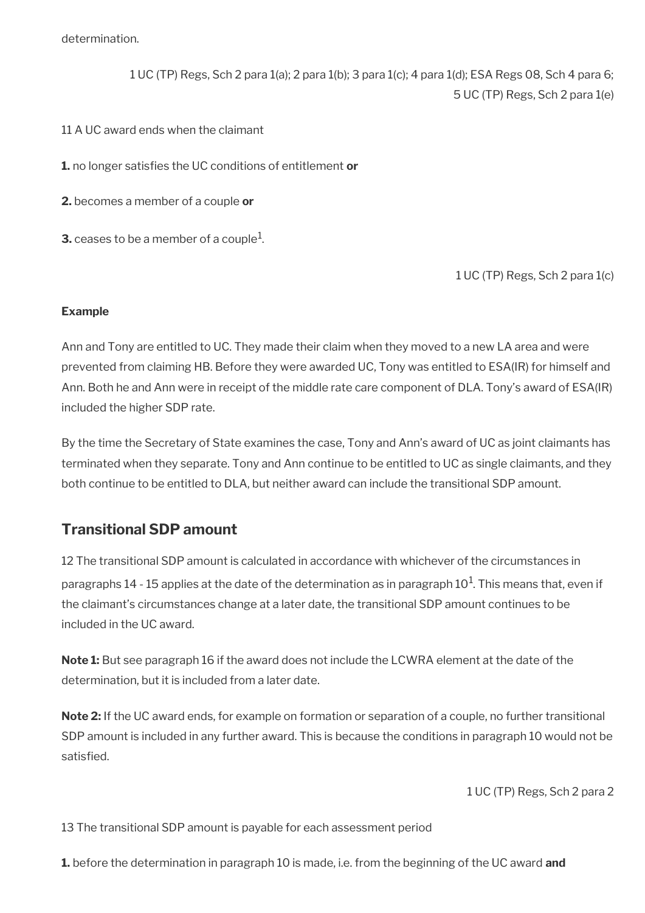determination.

1 UC (TP) Regs, Sch 2 para 1(a); 2 para 1(b); 3 para 1(c); 4 para 1(d); ESA Regs 08, Sch 4 para 6; 5 UC (TP) Regs, Sch 2 para 1(e)

11 A UC award ends when the claimant

**1.** no longer satisfies the UC conditions of entitlement **or**

**2.** becomes a member of a couple **or**

**3.** ceases to be a member of a couple[1].

1 UC (TP) Regs, Sch 2 para 1(c)

**Example**

Ann and Tony are entitled to UC. They made their claim when they moved to a new LA area and were prevented from claiming HB. Before they were awarded UC, Tony was entitled to ESA(IR) for himself and Ann. Both he and Ann were in receipt of the middle rate care component of DLA. Tony's award of ESA(IR) included the higher SDP rate.

By the time the Secretary of State examines the case, Tony and Ann's award of UC as joint claimants has terminated when they separate. Tony and Ann continue to be entitled to UC as single claimants, and they both continue to be entitled to DLA, but neither award can include the transitional SDP amount.

## Transitional SDP amount

12 The transitional SDP amount is calculated in accordance with whichever of the circumstances in paragraphs 14 - 15 applies at the date of the determination as in paragraph 10[1]. This means that, even if the claimant's circumstances change at a later date, the transitional SDP amount continues to be included in the UC award.

**Note 1:** But see paragraph 16 if the award does not include the LCWRA element at the date of the determination, but it is included from a later date.

**Note 2:** If the UC award ends, for example on formation or separation of a couple, no further transitional SDP amount is included in any further award. This is because the conditions in paragraph 10 would not be satisfied.

1 UC (TP) Regs, Sch 2 para 2

13 The transitional SDP amount is payable for each assessment period

**1.** before the determination in paragraph 10 is made, i.e. from the beginning of the UC award **and**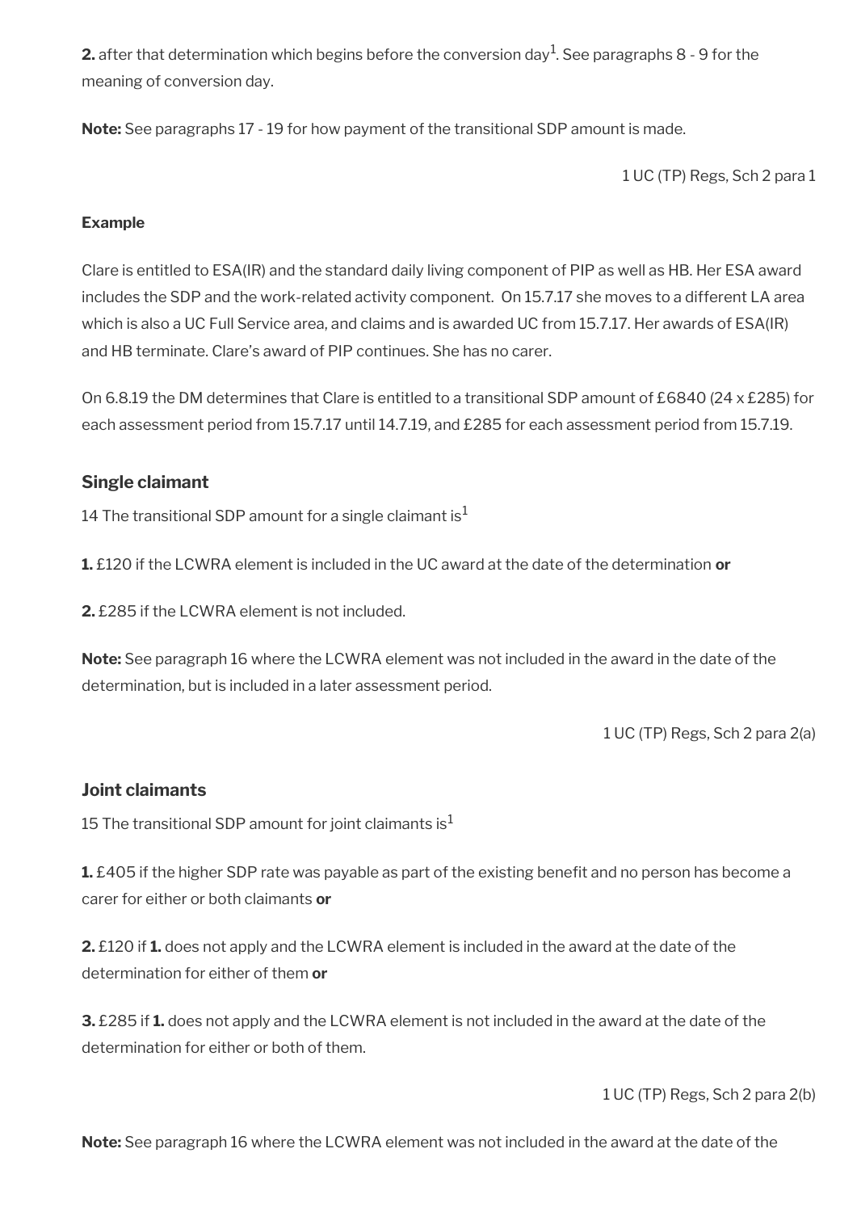**2.** after that determination which begins before the conversion day[1]. See paragraphs 8 - 9 for the meaning of conversion day.

**Note:** See paragraphs 17 - 19 for how payment of the transitional SDP amount is made.

1 UC (TP) Regs, Sch 2 para 1

**Example**

Clare is entitled to ESA(IR) and the standard daily living component of PIP as well as HB. Her ESA award includes the SDP and the work-related activity component. On 15.7.17 she moves to a different LA area which is also a UC Full Service area, and claims and is awarded UC from 15.7.17. Her awards of ESA(IR) and HB terminate. Clare's award of PIP continues. She has no carer.

On 6.8.19 the DM determines that Clare is entitled to a transitional SDP amount of £6840 (24 x £285) for each assessment period from 15.7.17 until 14.7.19, and £285 for each assessment period from 15.7.19.

### Single claimant

14 The transitional SDP amount for a single claimant is[1]

**1.** £120 if the LCWRA element is included in the UC award at the date of the determination **or**

**2.** £285 if the LCWRA element is not included.

**Note:** See paragraph 16 where the LCWRA element was not included in the award in the date of the determination, but is included in a later assessment period.

1 UC (TP) Regs, Sch 2 para 2(a)

### Joint claimants

15 The transitional SDP amount for joint claimants is[1]

**1.** £405 if the higher SDP rate was payable as part of the existing benefit and no person has become a carer for either or both claimants **or**

**2.** £120 if **1.** does not apply and the LCWRA element is included in the award at the date of the determination for either of them **or**

**3.** £285 if **1.** does not apply and the LCWRA element is not included in the award at the date of the determination for either or both of them.

1 UC (TP) Regs, Sch 2 para 2(b)

**Note:** See paragraph 16 where the LCWRA element was not included in the award at the date of the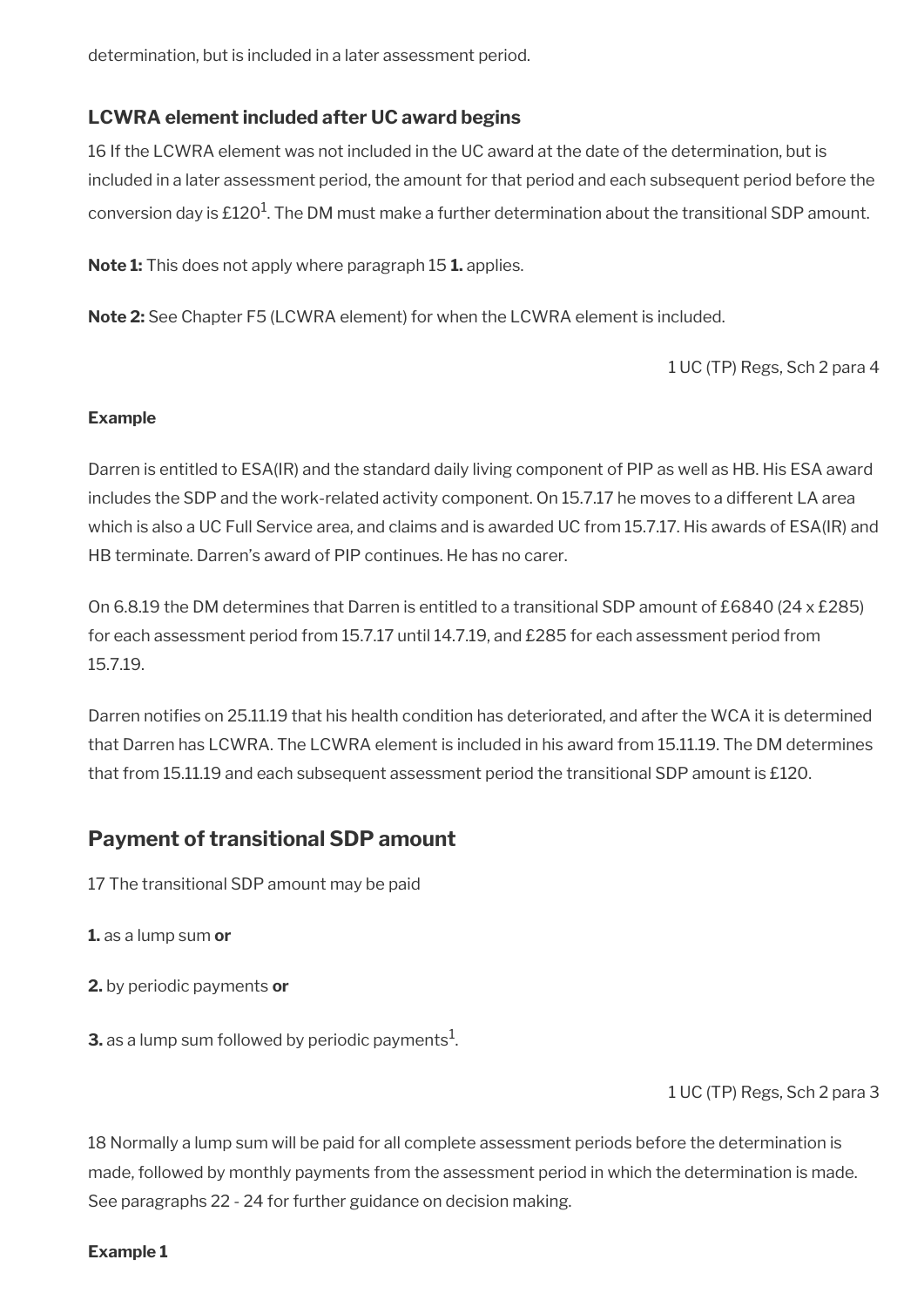determination, but is included in a later assessment period.

### LCWRA element included after UC award begins

16 If the LCWRA element was not included in the UC award at the date of the determination, but is included in a later assessment period, the amount for that period and each subsequent period before the conversion day is £120[1]. The DM must make a further determination about the transitional SDP amount.

**Note 1:** This does not apply where paragraph 15 **1.** applies.

**Note 2:** See Chapter F5 (LCWRA element) for when the LCWRA element is included.

1 UC (TP) Regs, Sch 2 para 4

#### Example

Darren is entitled to ESA(IR) and the standard daily living component of PIP as well as HB. His ESA award includes the SDP and the work-related activity component. On 15.7.17 he moves to a different LA area which is also a UC Full Service area, and claims and is awarded UC from 15.7.17. His awards of ESA(IR) and HB terminate. Darren's award of PIP continues. He has no carer.

On 6.8.19 the DM determines that Darren is entitled to a transitional SDP amount of £6840 (24 x £285) for each assessment period from 15.7.17 until 14.7.19, and £285 for each assessment period from 15.7.19.

Darren notifies on 25.11.19 that his health condition has deteriorated, and after the WCA it is determined that Darren has LCWRA. The LCWRA element is included in his award from 15.11.19. The DM determines that from 15.11.19 and each subsequent assessment period the transitional SDP amount is £120.

## Payment of transitional SDP amount

17 The transitional SDP amount may be paid

**1.** as a lump sum **or**

**2.** by periodic payments **or**

**3.** as a lump sum followed by periodic payments[1].

1 UC (TP) Regs, Sch 2 para 3

18 Normally a lump sum will be paid for all complete assessment periods before the determination is made, followed by monthly payments from the assessment period in which the determination is made. See paragraphs 22 - 24 for further guidance on decision making.

#### Example 1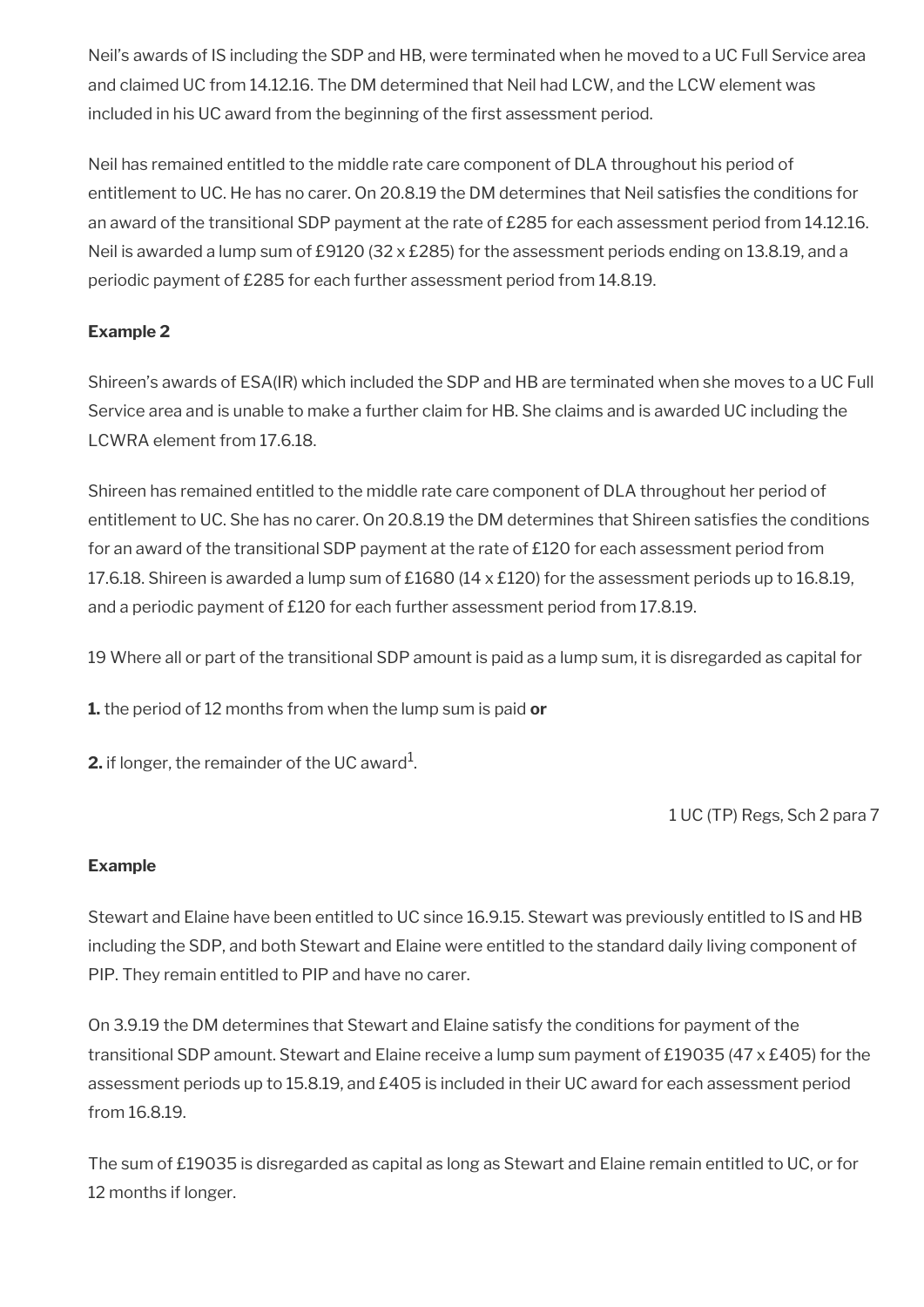Neil's awards of IS including the SDP and HB, were terminated when he moved to a UC Full Service area and claimed UC from 14.12.16. The DM determined that Neil had LCW, and the LCW element was included in his UC award from the beginning of the first assessment period.

Neil has remained entitled to the middle rate care component of DLA throughout his period of entitlement to UC. He has no carer. On 20.8.19 the DM determines that Neil satisfies the conditions for an award of the transitional SDP payment at the rate of £285 for each assessment period from 14.12.16. Neil is awarded a lump sum of £9120 (32 x £285) for the assessment periods ending on 13.8.19, and a periodic payment of £285 for each further assessment period from 14.8.19.

**Example 2**

Shireen's awards of ESA(IR) which included the SDP and HB are terminated when she moves to a UC Full Service area and is unable to make a further claim for HB. She claims and is awarded UC including the LCWRA element from 17.6.18.

Shireen has remained entitled to the middle rate care component of DLA throughout her period of entitlement to UC. She has no carer. On 20.8.19 the DM determines that Shireen satisfies the conditions for an award of the transitional SDP payment at the rate of £120 for each assessment period from 17.6.18. Shireen is awarded a lump sum of £1680 (14 x £120) for the assessment periods up to 16.8.19, and a periodic payment of £120 for each further assessment period from 17.8.19.

19 Where all or part of the transitional SDP amount is paid as a lump sum, it is disregarded as capital for

**1.** the period of 12 months from when the lump sum is paid **or**

**2.** if longer, the remainder of the UC award[1].

1 UC (TP) Regs, Sch 2 para 7

**Example**

Stewart and Elaine have been entitled to UC since 16.9.15. Stewart was previously entitled to IS and HB including the SDP, and both Stewart and Elaine were entitled to the standard daily living component of PIP. They remain entitled to PIP and have no carer.

On 3.9.19 the DM determines that Stewart and Elaine satisfy the conditions for payment of the transitional SDP amount. Stewart and Elaine receive a lump sum payment of £19035 (47 x £405) for the assessment periods up to 15.8.19, and £405 is included in their UC award for each assessment period from 16.8.19.

The sum of £19035 is disregarded as capital as long as Stewart and Elaine remain entitled to UC, or for 12 months if longer.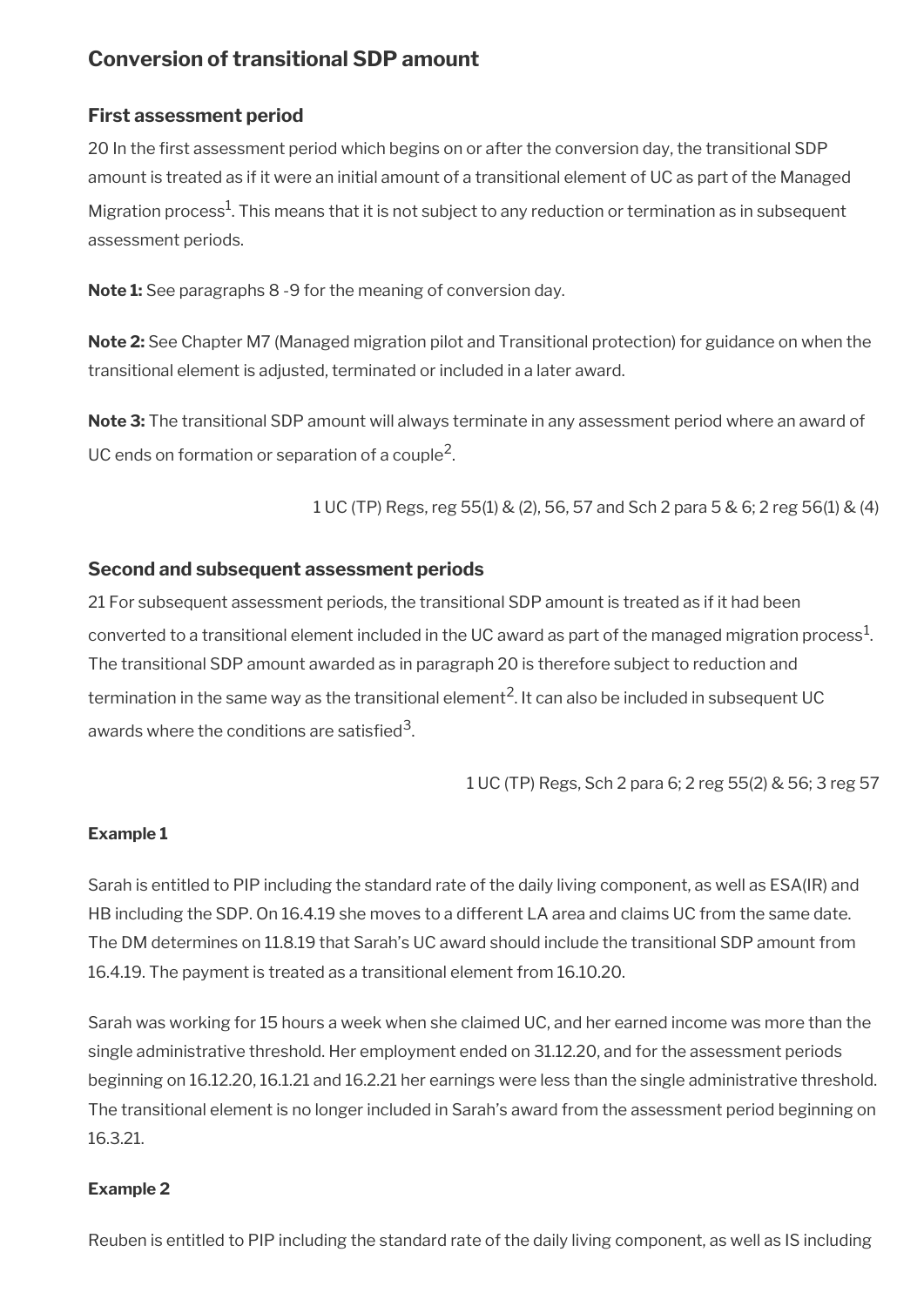## Conversion of transitional SDP amount

### First assessment period

20 In the first assessment period which begins on or after the conversion day, the transitional SDP amount is treated as if it were an initial amount of a transitional element of UC as part of the Managed Migration process[1]. This means that it is not subject to any reduction or termination as in subsequent assessment periods.

**Note 1:** See paragraphs 8 -9 for the meaning of conversion day.

**Note 2:** See Chapter M7 (Managed migration pilot and Transitional protection) for guidance on when the transitional element is adjusted, terminated or included in a later award.

**Note 3:** The transitional SDP amount will always terminate in any assessment period where an award of UC ends on formation or separation of a couple[2].

1 UC (TP) Regs, reg 55(1) & (2), 56, 57 and Sch 2 para 5 & 6; 2 reg 56(1) & (4)

### Second and subsequent assessment periods

21 For subsequent assessment periods, the transitional SDP amount is treated as if it had been converted to a transitional element included in the UC award as part of the managed migration process[1]. The transitional SDP amount awarded as in paragraph 20 is therefore subject to reduction and termination in the same way as the transitional element[2]. It can also be included in subsequent UC awards where the conditions are satisfied[3].

1 UC (TP) Regs, Sch 2 para 6; 2 reg 55(2) & 56; 3 reg 57

#### Example 1

Sarah is entitled to PIP including the standard rate of the daily living component, as well as ESA(IR) and HB including the SDP. On 16.4.19 she moves to a different LA area and claims UC from the same date. The DM determines on 11.8.19 that Sarah's UC award should include the transitional SDP amount from 16.4.19. The payment is treated as a transitional element from 16.10.20.

Sarah was working for 15 hours a week when she claimed UC, and her earned income was more than the single administrative threshold. Her employment ended on 31.12.20, and for the assessment periods beginning on 16.12.20, 16.1.21 and 16.2.21 her earnings were less than the single administrative threshold. The transitional element is no longer included in Sarah's award from the assessment period beginning on 16.3.21.

#### Example 2

Reuben is entitled to PIP including the standard rate of the daily living component, as well as IS including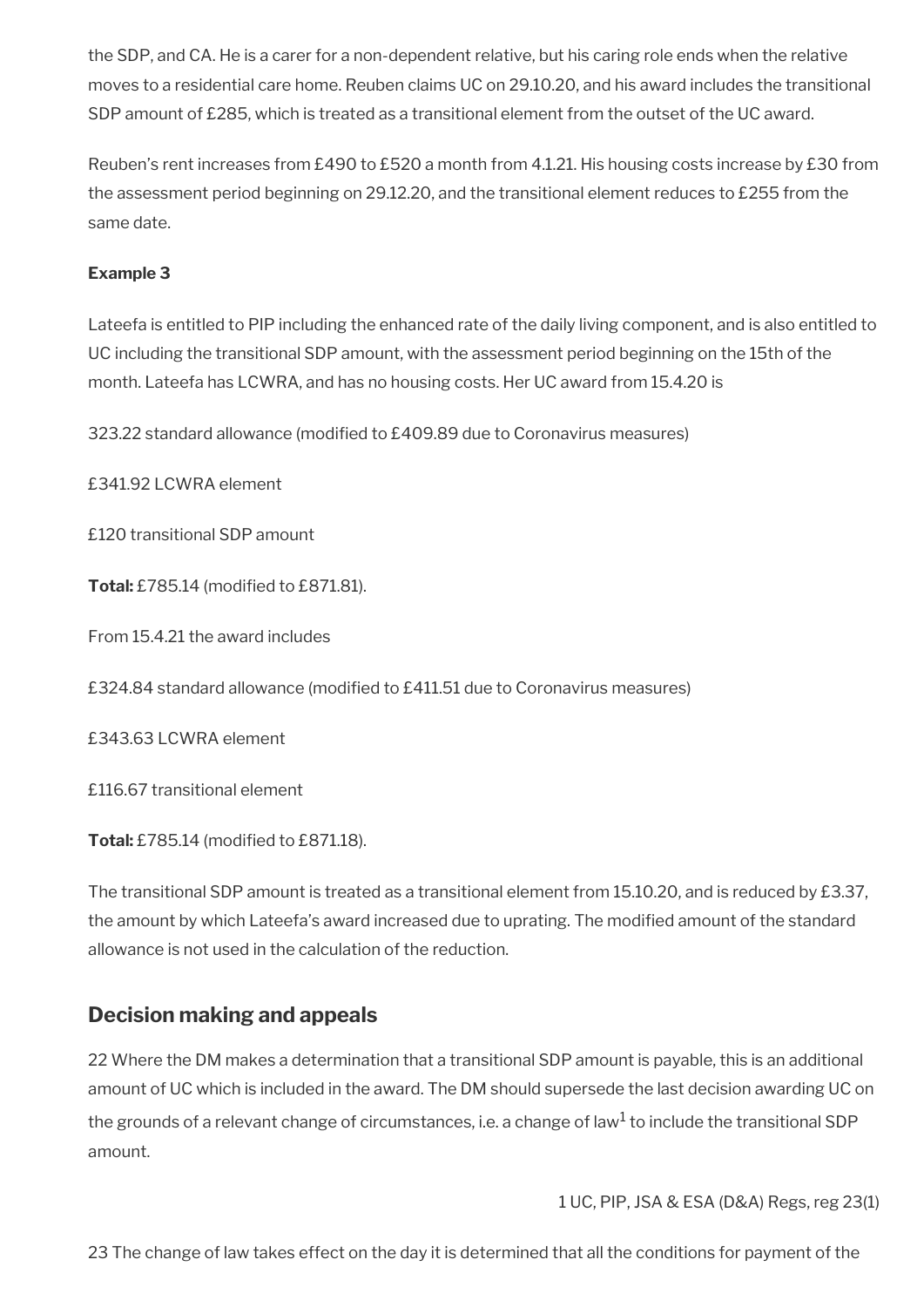the SDP, and CA. He is a carer for a non-dependent relative, but his caring role ends when the relative moves to a residential care home. Reuben claims UC on 29.10.20, and his award includes the transitional SDP amount of £285, which is treated as a transitional element from the outset of the UC award.

Reuben's rent increases from £490 to £520 a month from 4.1.21. His housing costs increase by £30 from the assessment period beginning on 29.12.20, and the transitional element reduces to £255 from the same date.

**Example 3**

Lateefa is entitled to PIP including the enhanced rate of the daily living component, and is also entitled to UC including the transitional SDP amount, with the assessment period beginning on the 15th of the month. Lateefa has LCWRA, and has no housing costs. Her UC award from 15.4.20 is

323.22 standard allowance (modified to £409.89 due to Coronavirus measures)

£341.92 LCWRA element

£120 transitional SDP amount

**Total:** £785.14 (modified to £871.81).

From 15.4.21 the award includes

£324.84 standard allowance (modified to £411.51 due to Coronavirus measures)

£343.63 LCWRA element

£116.67 transitional element

**Total:** £785.14 (modified to £871.18).

The transitional SDP amount is treated as a transitional element from 15.10.20, and is reduced by £3.37, the amount by which Lateefa's award increased due to uprating. The modified amount of the standard allowance is not used in the calculation of the reduction.

## Decision making and appeals

22 Where the DM makes a determination that a transitional SDP amount is payable, this is an additional amount of UC which is included in the award. The DM should supersede the last decision awarding UC on the grounds of a relevant change of circumstances, i.e. a change of law[1] to include the transitional SDP amount.

1 UC, PIP, JSA & ESA (D&A) Regs, reg 23(1)

23 The change of law takes effect on the day it is determined that all the conditions for payment of the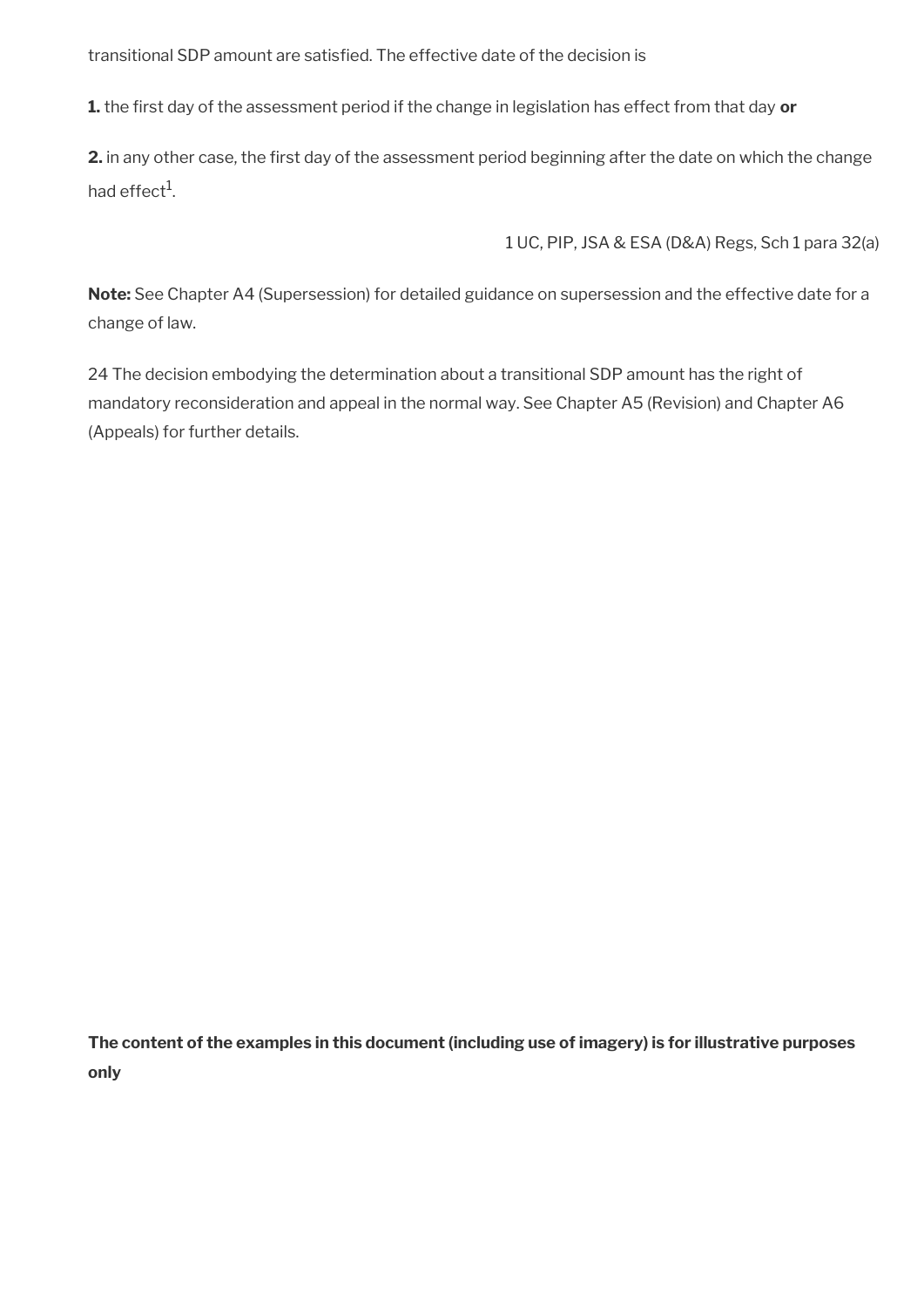transitional SDP amount are satisfied. The effective date of the decision is

**1.** the first day of the assessment period if the change in legislation has effect from that day **or**

**2.** in any other case, the first day of the assessment period beginning after the date on which the change had effect[1].

1 UC, PIP, JSA & ESA (D&A) Regs, Sch 1 para 32(a)

**Note:** See Chapter A4 (Supersession) for detailed guidance on supersession and the effective date for a change of law.

24 The decision embodying the determination about a transitional SDP amount has the right of mandatory reconsideration and appeal in the normal way. See Chapter A5 (Revision) and Chapter A6 (Appeals) for further details.

**The content of the examples in this document (including use of imagery) is for illustrative purposes only**